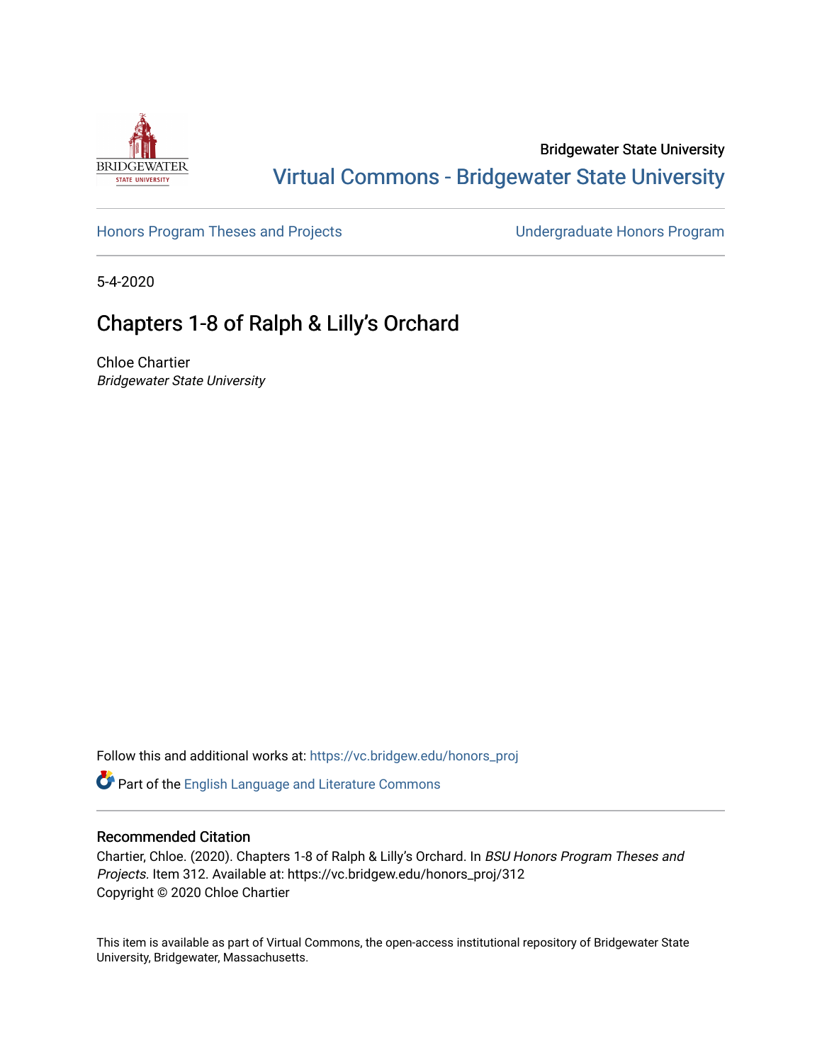Bridgewater State University

Virtual Commons - Bridgewater State University

Honors Program Theses and Projects

Undergraduate Honors Program

5-4-2020

# Chapters 1-8 of Ralph & Lilly's Orchard

Chloe Chartier

*Bridgewater State University*

Follow this and additional works at: https://vc.bridgew.edu/honors_proj

Part of the English Language and Literature Commons

## Recommended Citation

Chartier, Chloe. (2020). Chapters 1-8 of Ralph & Lilly's Orchard. In *BSU Honors Program Theses and Projects.* Item 312. Available at: https://vc.bridgew.edu/honors_proj/312

Copyright © 2020 Chloe Chartier

This item is available as part of Virtual Commons, the open-access institutional repository of Bridgewater State University, Bridgewater, Massachusetts.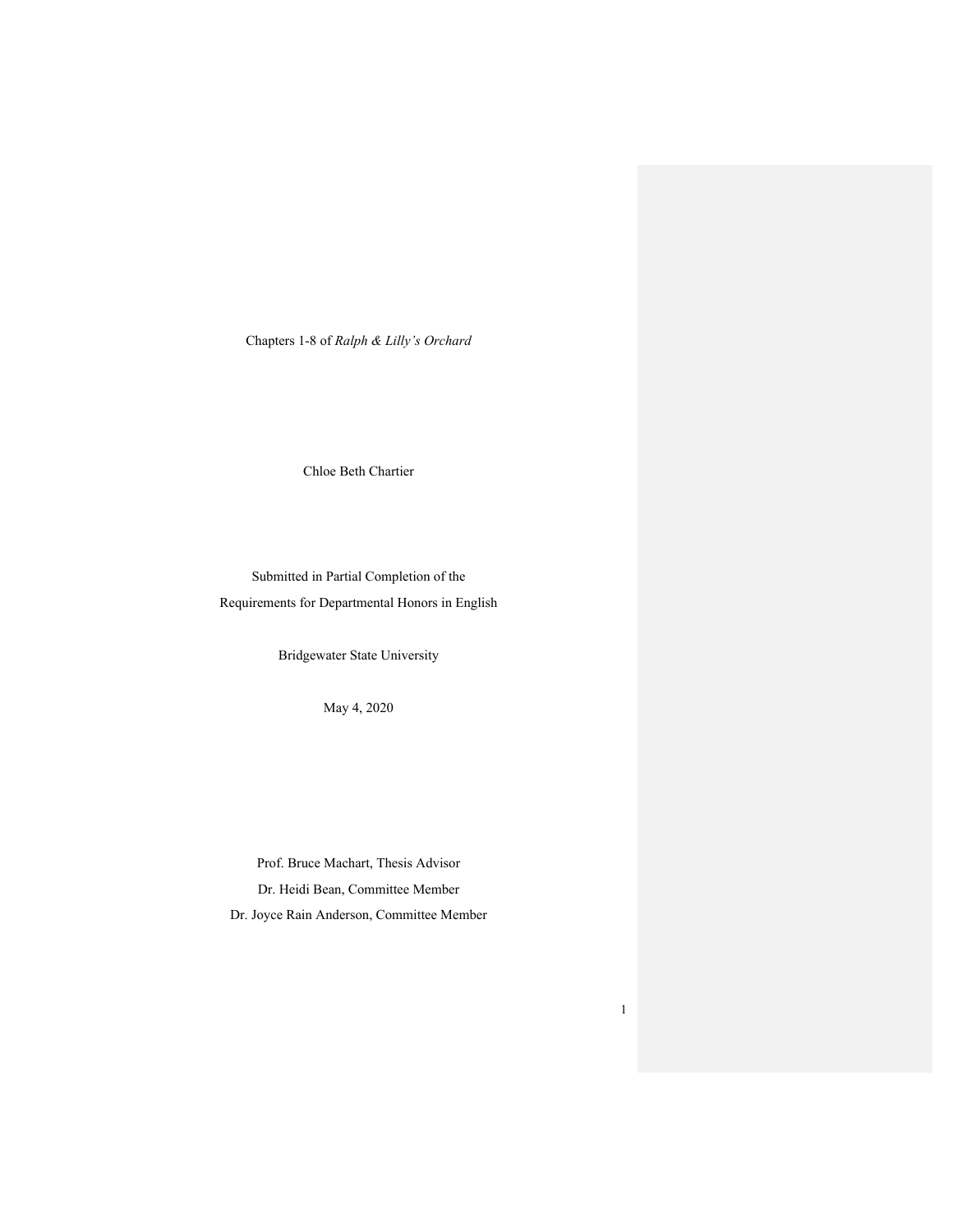Chapters 1-8 of *Ralph & Lilly's Orchard*

Chloe Beth Chartier

Submitted in Partial Completion of the
Requirements for Departmental Honors in English

Bridgewater State University

May 4, 2020

Prof. Bruce Machart, Thesis Advisor
Dr. Heidi Bean, Committee Member
Dr. Joyce Rain Anderson, Committee Member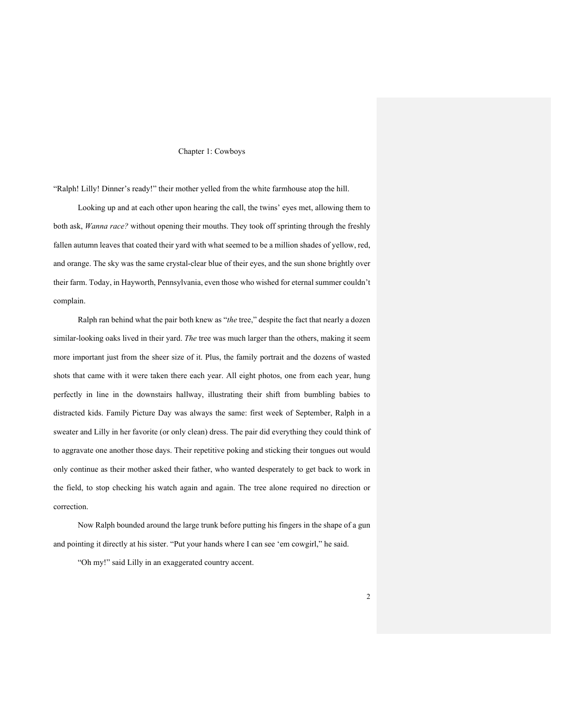# Chapter 1: Cowboys

"Ralph! Lilly! Dinner's ready!" their mother yelled from the white farmhouse atop the hill.

Looking up and at each other upon hearing the call, the twins' eyes met, allowing them to both ask, *Wanna race?* without opening their mouths. They took off sprinting through the freshly fallen autumn leaves that coated their yard with what seemed to be a million shades of yellow, red, and orange. The sky was the same crystal-clear blue of their eyes, and the sun shone brightly over their farm. Today, in Hayworth, Pennsylvania, even those who wished for eternal summer couldn't complain.

Ralph ran behind what the pair both knew as "*the* tree," despite the fact that nearly a dozen similar-looking oaks lived in their yard. *The* tree was much larger than the others, making it seem more important just from the sheer size of it. Plus, the family portrait and the dozens of wasted shots that came with it were taken there each year. All eight photos, one from each year, hung perfectly in line in the downstairs hallway, illustrating their shift from bumbling babies to distracted kids. Family Picture Day was always the same: first week of September, Ralph in a sweater and Lilly in her favorite (or only clean) dress. The pair did everything they could think of to aggravate one another those days. Their repetitive poking and sticking their tongues out would only continue as their mother asked their father, who wanted desperately to get back to work in the field, to stop checking his watch again and again. The tree alone required no direction or correction.

Now Ralph bounded around the large trunk before putting his fingers in the shape of a gun and pointing it directly at his sister. "Put your hands where I can see 'em cowgirl," he said.

"Oh my!" said Lilly in an exaggerated country accent.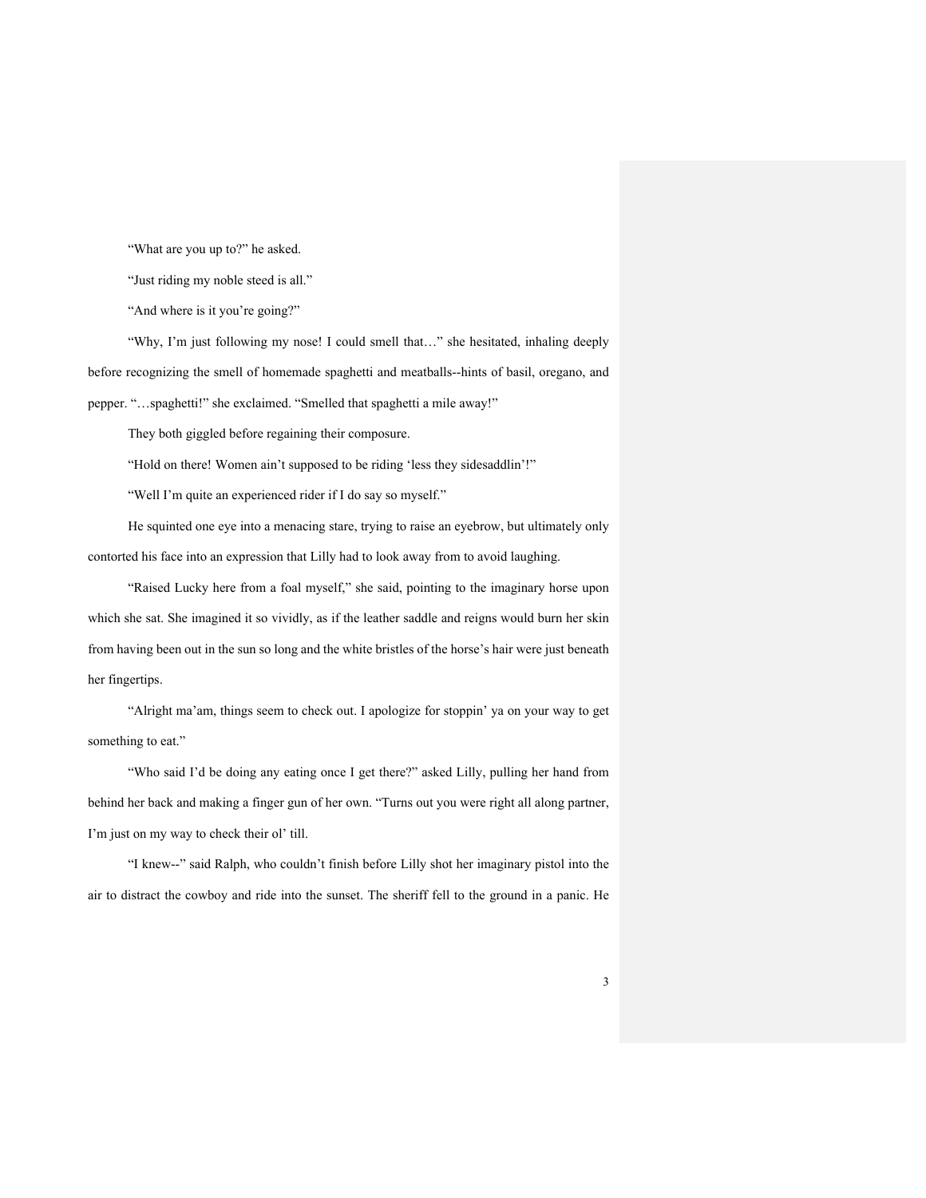"What are you up to?" he asked.

"Just riding my noble steed is all."

"And where is it you're going?"

"Why, I'm just following my nose! I could smell that…" she hesitated, inhaling deeply before recognizing the smell of homemade spaghetti and meatballs--hints of basil, oregano, and pepper. "…spaghetti!" she exclaimed. "Smelled that spaghetti a mile away!"

They both giggled before regaining their composure.

"Hold on there! Women ain't supposed to be riding 'less they sidesaddlin'!"

"Well I'm quite an experienced rider if I do say so myself."

He squinted one eye into a menacing stare, trying to raise an eyebrow, but ultimately only contorted his face into an expression that Lilly had to look away from to avoid laughing.

"Raised Lucky here from a foal myself," she said, pointing to the imaginary horse upon which she sat. She imagined it so vividly, as if the leather saddle and reigns would burn her skin from having been out in the sun so long and the white bristles of the horse's hair were just beneath her fingertips.

"Alright ma'am, things seem to check out. I apologize for stoppin' ya on your way to get something to eat."

"Who said I'd be doing any eating once I get there?" asked Lilly, pulling her hand from behind her back and making a finger gun of her own. "Turns out you were right all along partner, I'm just on my way to check their ol' till.

"I knew--" said Ralph, who couldn't finish before Lilly shot her imaginary pistol into the air to distract the cowboy and ride into the sunset. The sheriff fell to the ground in a panic. He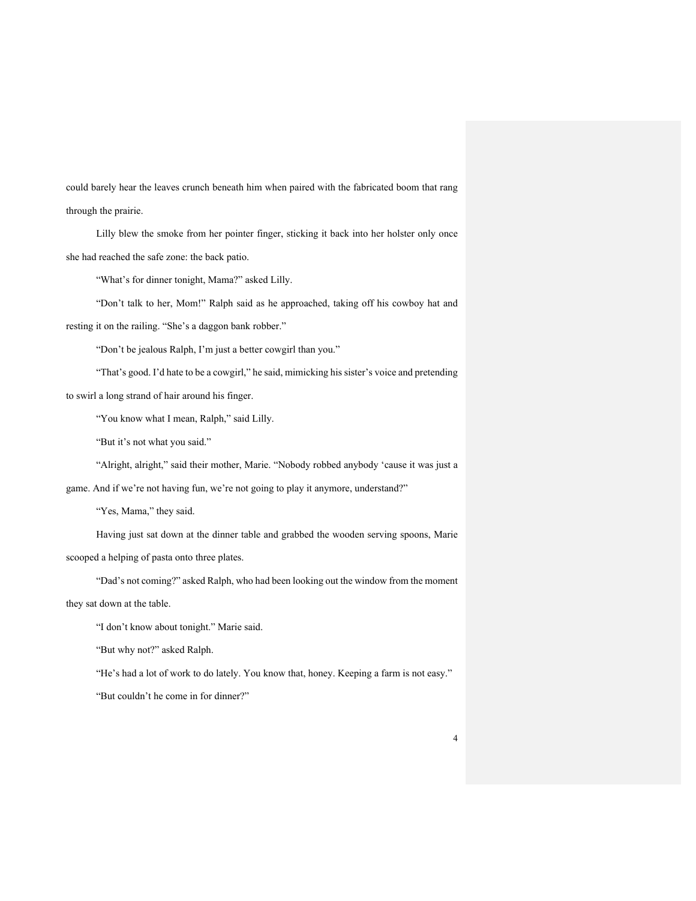could barely hear the leaves crunch beneath him when paired with the fabricated boom that rang through the prairie.

Lilly blew the smoke from her pointer finger, sticking it back into her holster only once she had reached the safe zone: the back patio.

"What's for dinner tonight, Mama?" asked Lilly.

"Don't talk to her, Mom!" Ralph said as he approached, taking off his cowboy hat and resting it on the railing. "She's a daggon bank robber."

"Don't be jealous Ralph, I'm just a better cowgirl than you."

"That's good. I'd hate to be a cowgirl," he said, mimicking his sister's voice and pretending to swirl a long strand of hair around his finger.

"You know what I mean, Ralph," said Lilly.

"But it's not what you said."

"Alright, alright," said their mother, Marie. "Nobody robbed anybody 'cause it was just a game. And if we're not having fun, we're not going to play it anymore, understand?"

"Yes, Mama," they said.

Having just sat down at the dinner table and grabbed the wooden serving spoons, Marie scooped a helping of pasta onto three plates.

"Dad's not coming?" asked Ralph, who had been looking out the window from the moment they sat down at the table.

"I don't know about tonight." Marie said.

"But why not?" asked Ralph.

"He's had a lot of work to do lately. You know that, honey. Keeping a farm is not easy."

"But couldn't he come in for dinner?"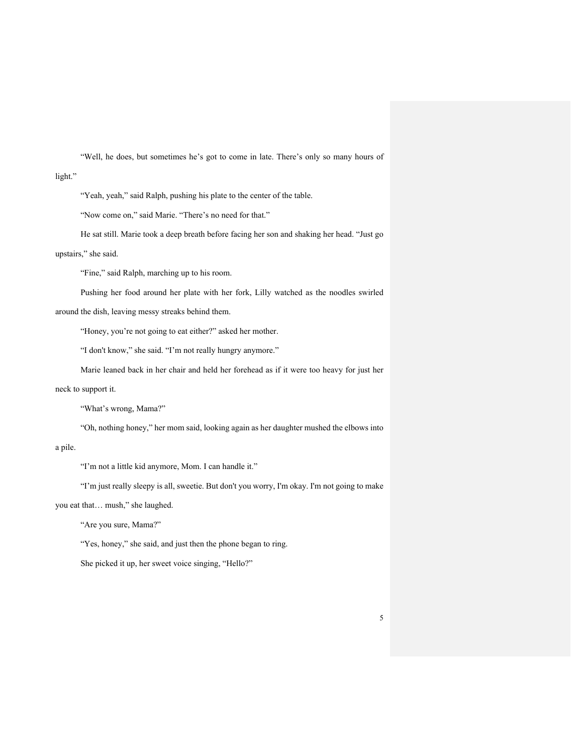"Well, he does, but sometimes he's got to come in late. There's only so many hours of light."

"Yeah, yeah," said Ralph, pushing his plate to the center of the table.

"Now come on," said Marie. "There's no need for that."

He sat still. Marie took a deep breath before facing her son and shaking her head. "Just go upstairs," she said.

"Fine," said Ralph, marching up to his room.

Pushing her food around her plate with her fork, Lilly watched as the noodles swirled around the dish, leaving messy streaks behind them.

"Honey, you're not going to eat either?" asked her mother.

"I don't know," she said. "I'm not really hungry anymore."

Marie leaned back in her chair and held her forehead as if it were too heavy for just her neck to support it.

"What's wrong, Mama?"

"Oh, nothing honey," her mom said, looking again as her daughter mushed the elbows into a pile.

"I'm not a little kid anymore, Mom. I can handle it."

"I'm just really sleepy is all, sweetie. But don't you worry, I'm okay. I'm not going to make you eat that… mush," she laughed.

"Are you sure, Mama?"

"Yes, honey," she said, and just then the phone began to ring.

She picked it up, her sweet voice singing, "Hello?"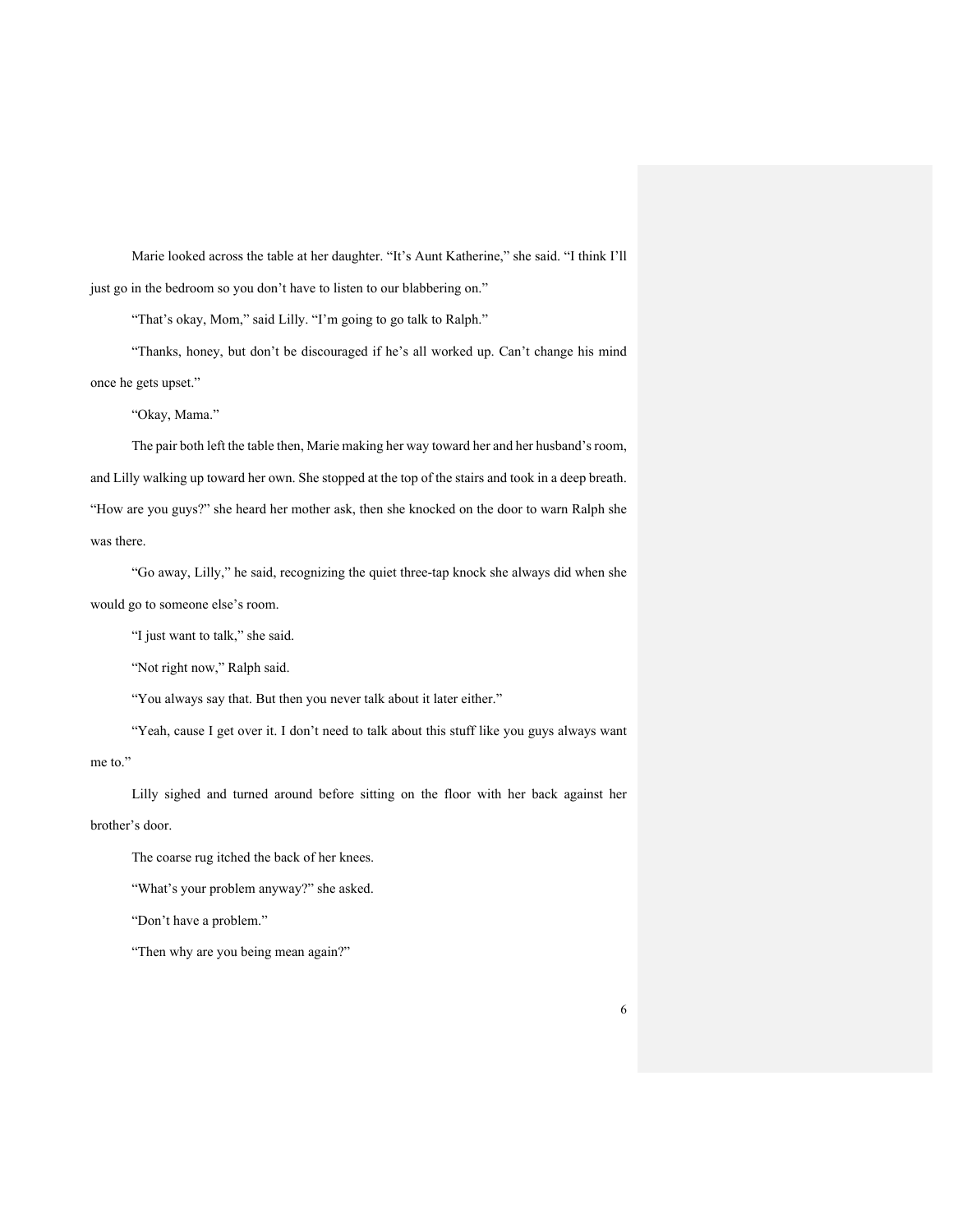Marie looked across the table at her daughter. "It's Aunt Katherine," she said. "I think I'll just go in the bedroom so you don't have to listen to our blabbering on."

"That's okay, Mom," said Lilly. "I'm going to go talk to Ralph."

"Thanks, honey, but don't be discouraged if he's all worked up. Can't change his mind once he gets upset."

"Okay, Mama."

The pair both left the table then, Marie making her way toward her and her husband's room, and Lilly walking up toward her own. She stopped at the top of the stairs and took in a deep breath. "How are you guys?" she heard her mother ask, then she knocked on the door to warn Ralph she was there.

"Go away, Lilly," he said, recognizing the quiet three-tap knock she always did when she would go to someone else's room.

"I just want to talk," she said.

"Not right now," Ralph said.

"You always say that. But then you never talk about it later either."

"Yeah, cause I get over it. I don't need to talk about this stuff like you guys always want me to."

Lilly sighed and turned around before sitting on the floor with her back against her brother's door.

The coarse rug itched the back of her knees.

"What's your problem anyway?" she asked.

"Don't have a problem."

"Then why are you being mean again?"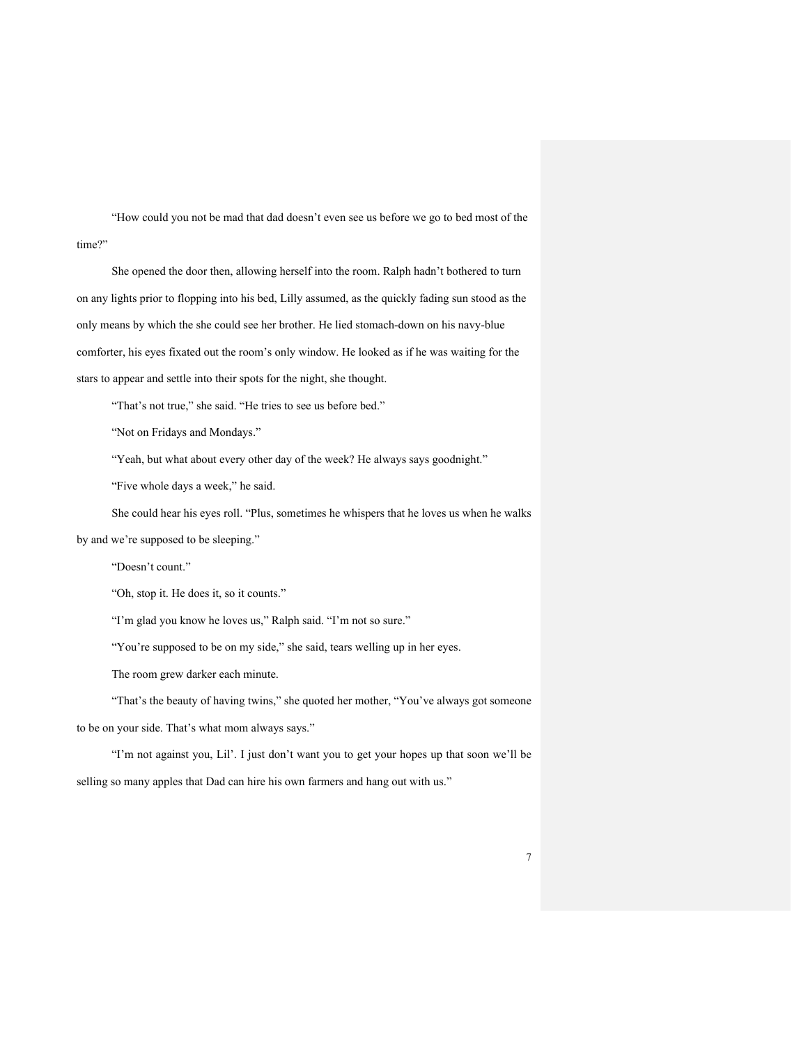"How could you not be mad that dad doesn't even see us before we go to bed most of the time?"

She opened the door then, allowing herself into the room. Ralph hadn't bothered to turn on any lights prior to flopping into his bed, Lilly assumed, as the quickly fading sun stood as the only means by which the she could see her brother. He lied stomach-down on his navy-blue comforter, his eyes fixated out the room's only window. He looked as if he was waiting for the stars to appear and settle into their spots for the night, she thought.

"That's not true," she said. "He tries to see us before bed."

"Not on Fridays and Mondays."

"Yeah, but what about every other day of the week? He always says goodnight."

"Five whole days a week," he said.

She could hear his eyes roll. "Plus, sometimes he whispers that he loves us when he walks by and we're supposed to be sleeping."

"Doesn't count."

"Oh, stop it. He does it, so it counts."

"I'm glad you know he loves us," Ralph said. "I'm not so sure."

"You're supposed to be on my side," she said, tears welling up in her eyes.

The room grew darker each minute.

"That's the beauty of having twins," she quoted her mother, "You've always got someone to be on your side. That's what mom always says."

"I'm not against you, Lil'. I just don't want you to get your hopes up that soon we'll be selling so many apples that Dad can hire his own farmers and hang out with us."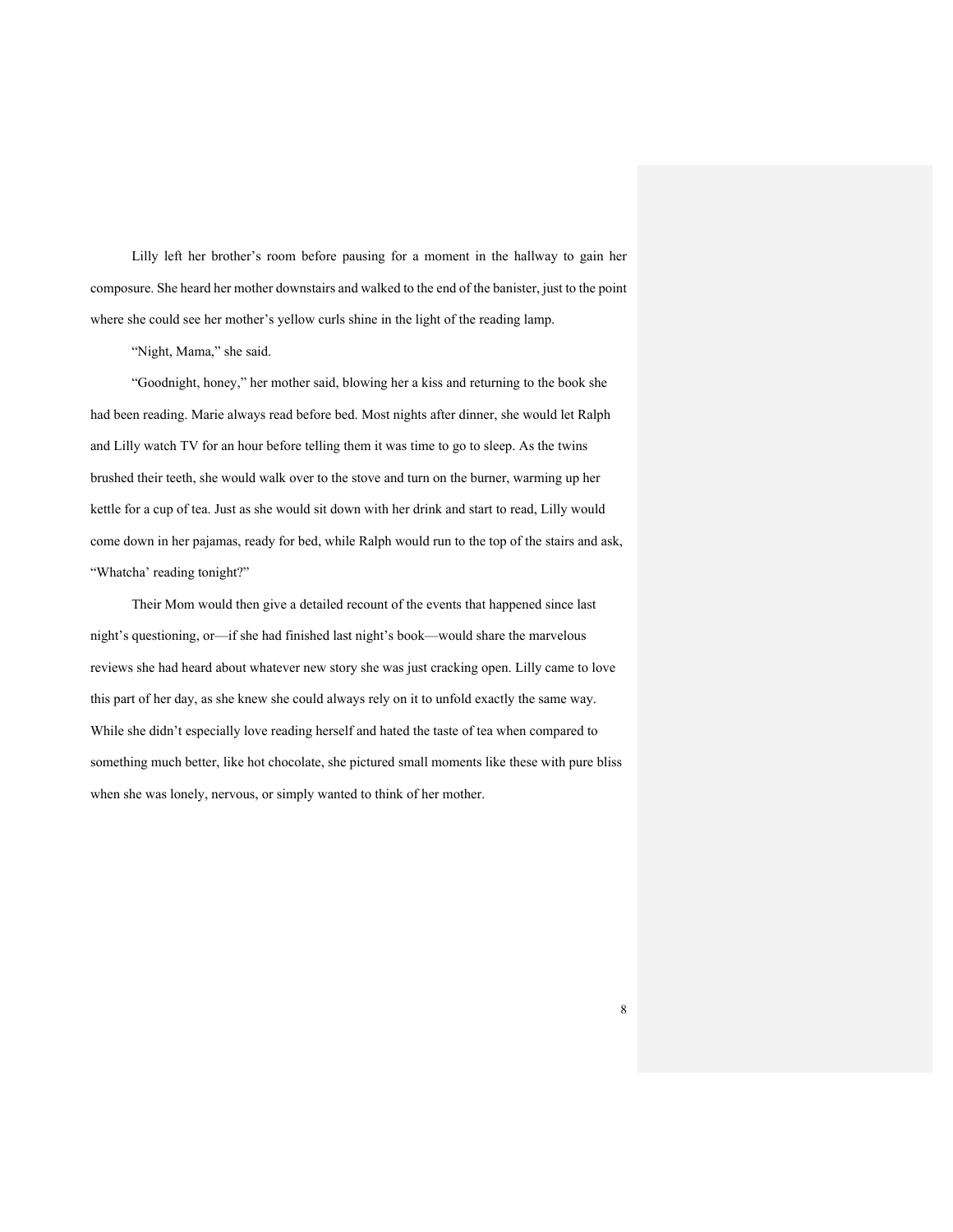Lilly left her brother's room before pausing for a moment in the hallway to gain her composure. She heard her mother downstairs and walked to the end of the banister, just to the point where she could see her mother's yellow curls shine in the light of the reading lamp.

"Night, Mama," she said.

"Goodnight, honey," her mother said, blowing her a kiss and returning to the book she had been reading. Marie always read before bed. Most nights after dinner, she would let Ralph and Lilly watch TV for an hour before telling them it was time to go to sleep. As the twins brushed their teeth, she would walk over to the stove and turn on the burner, warming up her kettle for a cup of tea. Just as she would sit down with her drink and start to read, Lilly would come down in her pajamas, ready for bed, while Ralph would run to the top of the stairs and ask, "Whatcha' reading tonight?"

Their Mom would then give a detailed recount of the events that happened since last night's questioning, or—if she had finished last night's book—would share the marvelous reviews she had heard about whatever new story she was just cracking open. Lilly came to love this part of her day, as she knew she could always rely on it to unfold exactly the same way. While she didn't especially love reading herself and hated the taste of tea when compared to something much better, like hot chocolate, she pictured small moments like these with pure bliss when she was lonely, nervous, or simply wanted to think of her mother.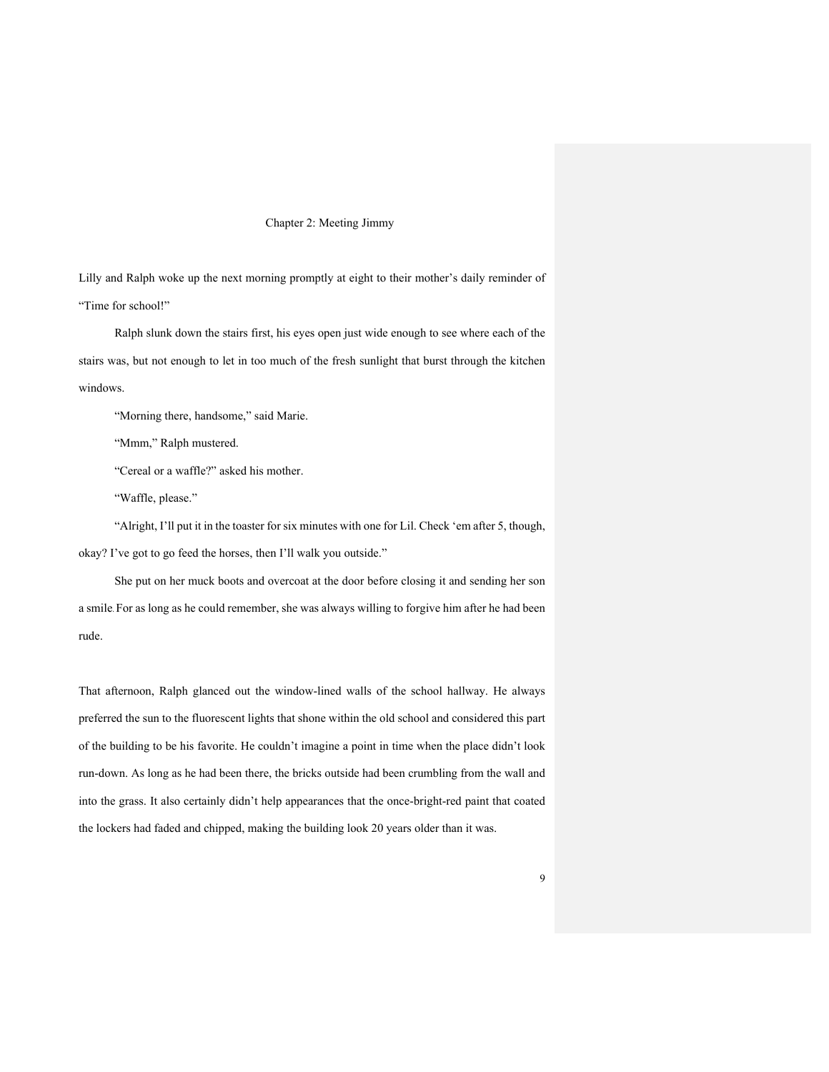## Chapter 2: Meeting Jimmy

Lilly and Ralph woke up the next morning promptly at eight to their mother's daily reminder of "Time for school!"

Ralph slunk down the stairs first, his eyes open just wide enough to see where each of the stairs was, but not enough to let in too much of the fresh sunlight that burst through the kitchen windows.

"Morning there, handsome," said Marie.

"Mmm," Ralph mustered.

"Cereal or a waffle?" asked his mother.

"Waffle, please."

"Alright, I'll put it in the toaster for six minutes with one for Lil. Check 'em after 5, though, okay? I've got to go feed the horses, then I'll walk you outside."

She put on her muck boots and overcoat at the door before closing it and sending her son a smile. For as long as he could remember, she was always willing to forgive him after he had been rude.

That afternoon, Ralph glanced out the window-lined walls of the school hallway. He always preferred the sun to the fluorescent lights that shone within the old school and considered this part of the building to be his favorite. He couldn't imagine a point in time when the place didn't look run-down. As long as he had been there, the bricks outside had been crumbling from the wall and into the grass. It also certainly didn't help appearances that the once-bright-red paint that coated the lockers had faded and chipped, making the building look 20 years older than it was.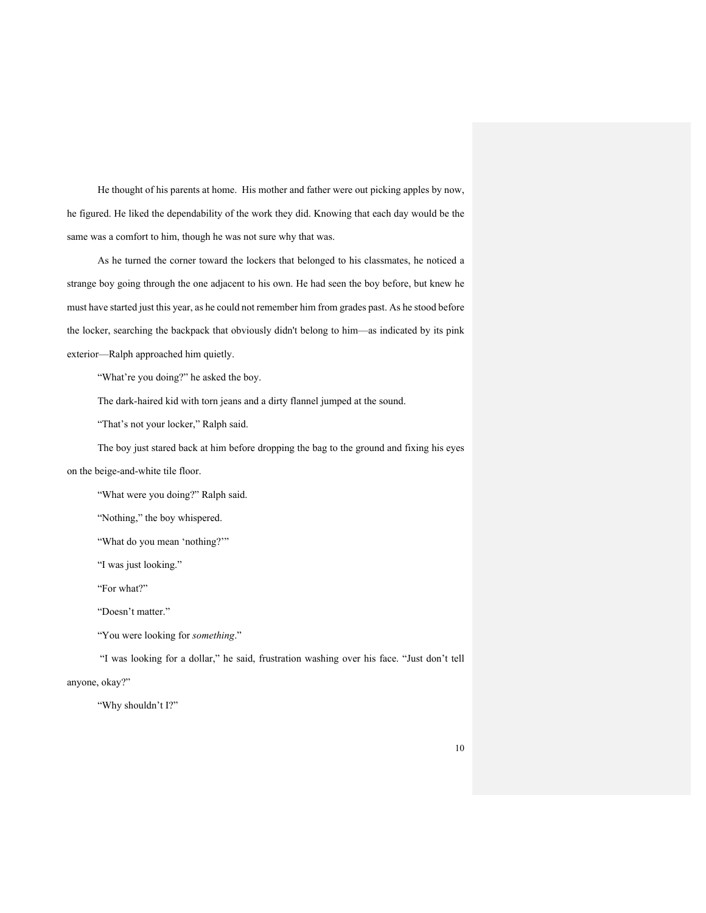He thought of his parents at home. His mother and father were out picking apples by now, he figured. He liked the dependability of the work they did. Knowing that each day would be the same was a comfort to him, though he was not sure why that was.

As he turned the corner toward the lockers that belonged to his classmates, he noticed a strange boy going through the one adjacent to his own. He had seen the boy before, but knew he must have started just this year, as he could not remember him from grades past. As he stood before the locker, searching the backpack that obviously didn't belong to him—as indicated by its pink exterior—Ralph approached him quietly.

"What're you doing?" he asked the boy.

The dark-haired kid with torn jeans and a dirty flannel jumped at the sound.

"That's not your locker," Ralph said.

The boy just stared back at him before dropping the bag to the ground and fixing his eyes on the beige-and-white tile floor.

"What were you doing?" Ralph said.

"Nothing," the boy whispered.

"What do you mean 'nothing?'"

"I was just looking."

"For what?"

"Doesn't matter."

"You were looking for *something*."

"I was looking for a dollar," he said, frustration washing over his face. "Just don't tell anyone, okay?"

"Why shouldn't I?"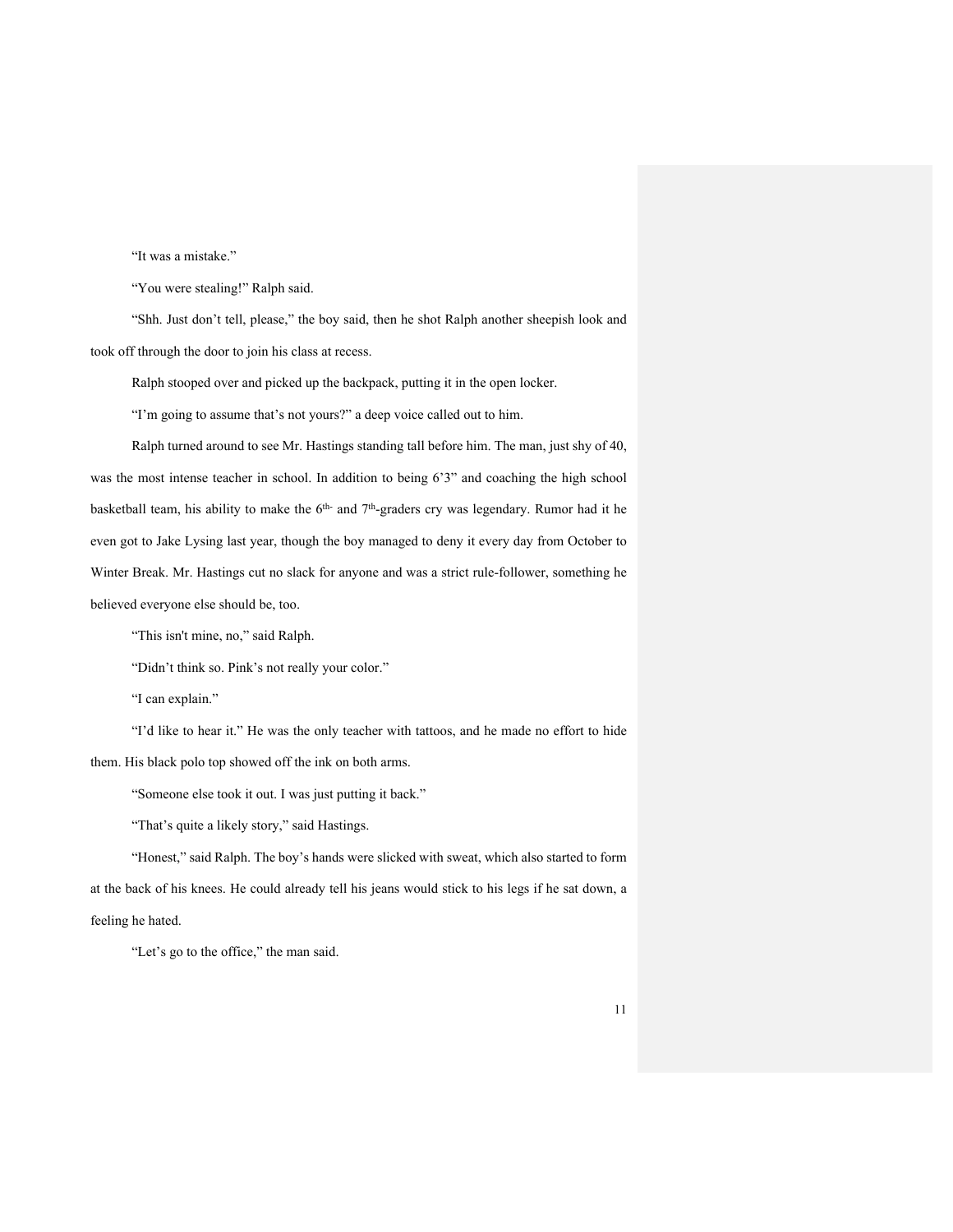"It was a mistake."

"You were stealing!" Ralph said.

"Shh. Just don't tell, please," the boy said, then he shot Ralph another sheepish look and took off through the door to join his class at recess.

Ralph stooped over and picked up the backpack, putting it in the open locker.

"I'm going to assume that's not yours?" a deep voice called out to him.

Ralph turned around to see Mr. Hastings standing tall before him. The man, just shy of 40, was the most intense teacher in school. In addition to being 6'3" and coaching the high school basketball team, his ability to make the 6th- and 7th-graders cry was legendary. Rumor had it he even got to Jake Lysing last year, though the boy managed to deny it every day from October to Winter Break. Mr. Hastings cut no slack for anyone and was a strict rule-follower, something he believed everyone else should be, too.

"This isn't mine, no," said Ralph.

"Didn't think so. Pink's not really your color."

"I can explain."

"I'd like to hear it." He was the only teacher with tattoos, and he made no effort to hide them. His black polo top showed off the ink on both arms.

"Someone else took it out. I was just putting it back."

"That's quite a likely story," said Hastings.

"Honest," said Ralph. The boy's hands were slicked with sweat, which also started to form at the back of his knees. He could already tell his jeans would stick to his legs if he sat down, a feeling he hated.

"Let's go to the office," the man said.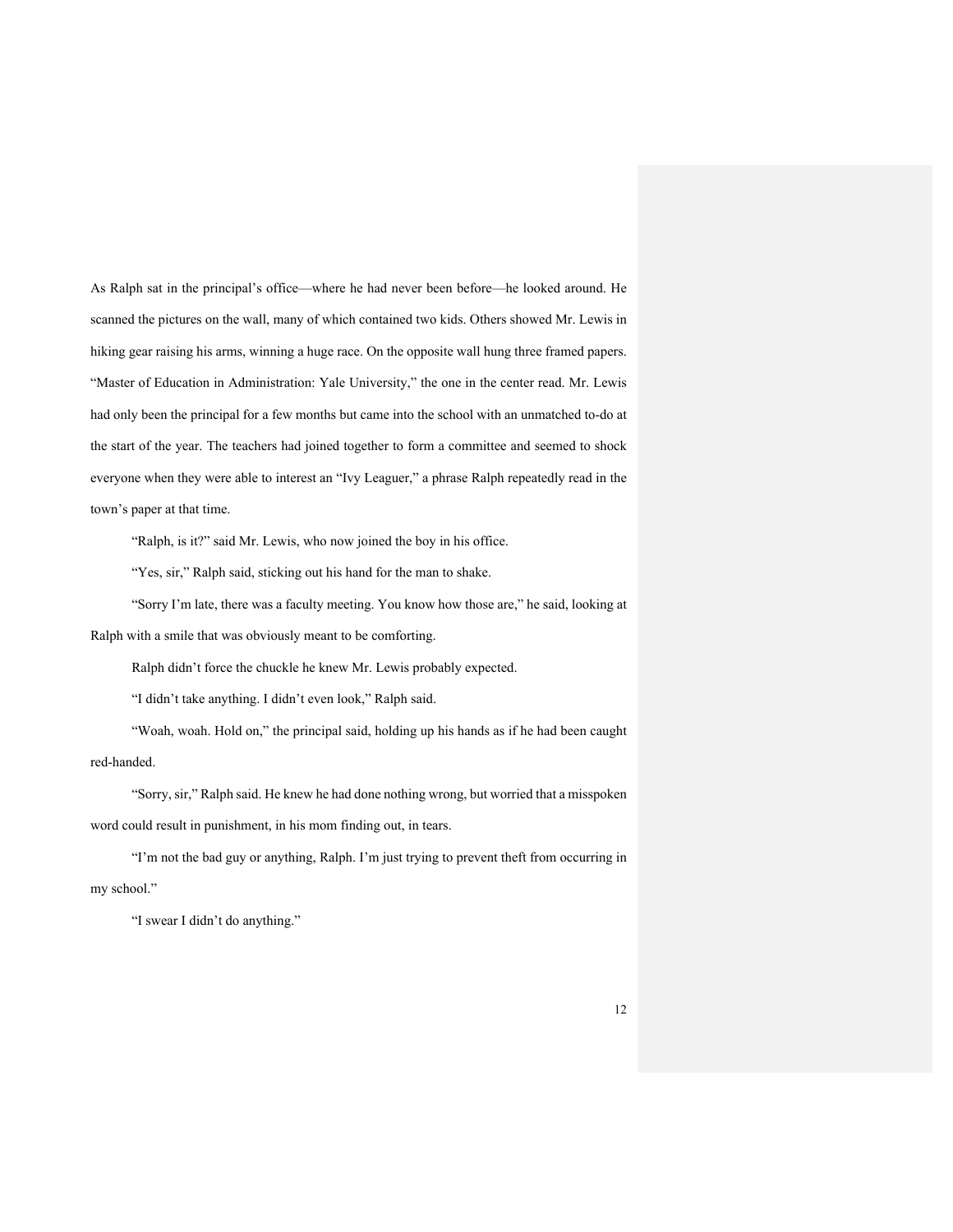As Ralph sat in the principal's office—where he had never been before—he looked around. He scanned the pictures on the wall, many of which contained two kids. Others showed Mr. Lewis in hiking gear raising his arms, winning a huge race. On the opposite wall hung three framed papers. "Master of Education in Administration: Yale University," the one in the center read. Mr. Lewis had only been the principal for a few months but came into the school with an unmatched to-do at the start of the year. The teachers had joined together to form a committee and seemed to shock everyone when they were able to interest an "Ivy Leaguer," a phrase Ralph repeatedly read in the town's paper at that time.

"Ralph, is it?" said Mr. Lewis, who now joined the boy in his office.

"Yes, sir," Ralph said, sticking out his hand for the man to shake.

"Sorry I'm late, there was a faculty meeting. You know how those are," he said, looking at Ralph with a smile that was obviously meant to be comforting.

Ralph didn't force the chuckle he knew Mr. Lewis probably expected.

"I didn't take anything. I didn't even look," Ralph said.

"Woah, woah. Hold on," the principal said, holding up his hands as if he had been caught red-handed.

"Sorry, sir," Ralph said. He knew he had done nothing wrong, but worried that a misspoken word could result in punishment, in his mom finding out, in tears.

"I'm not the bad guy or anything, Ralph. I'm just trying to prevent theft from occurring in my school."

"I swear I didn't do anything."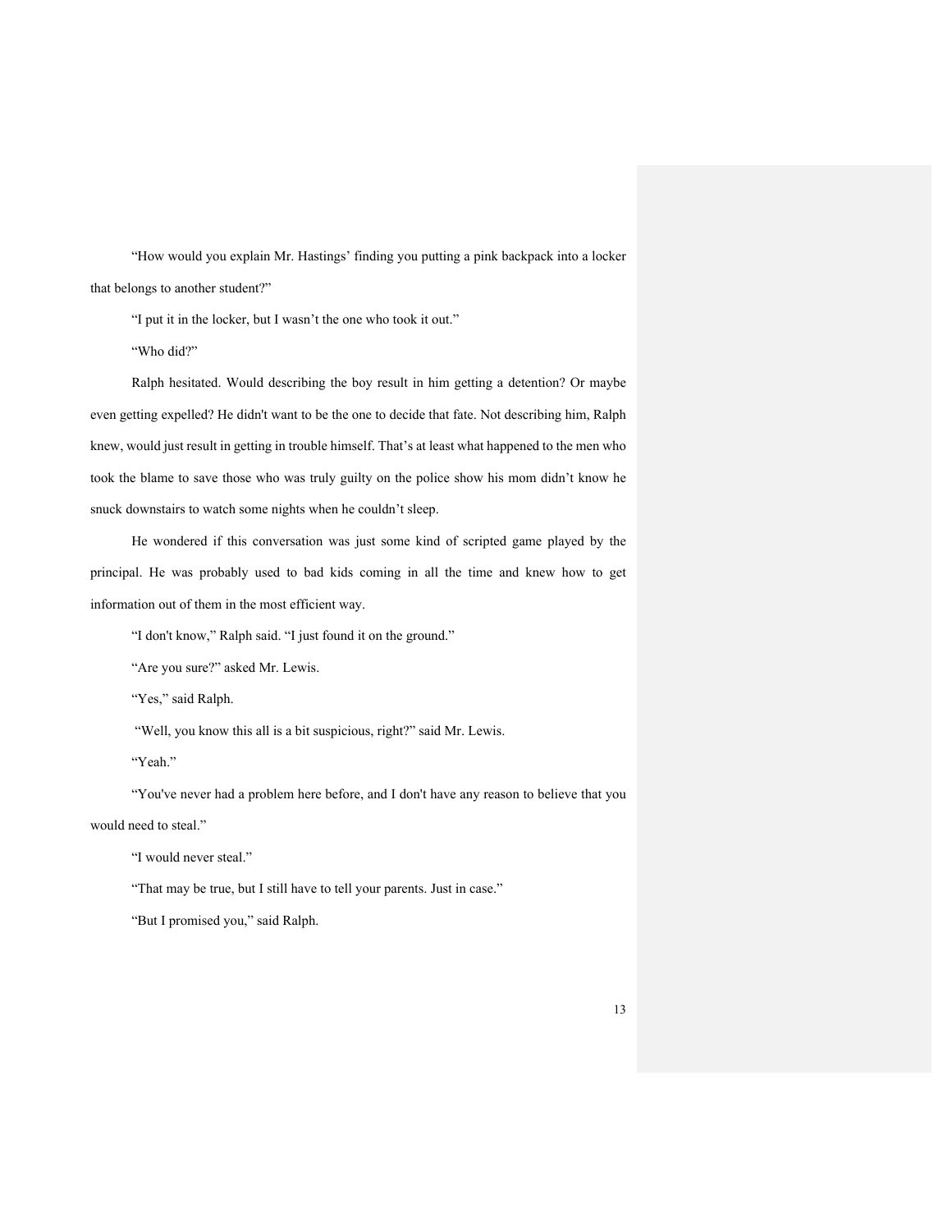"How would you explain Mr. Hastings' finding you putting a pink backpack into a locker that belongs to another student?"

"I put it in the locker, but I wasn't the one who took it out."

"Who did?"

Ralph hesitated. Would describing the boy result in him getting a detention? Or maybe even getting expelled? He didn't want to be the one to decide that fate. Not describing him, Ralph knew, would just result in getting in trouble himself. That's at least what happened to the men who took the blame to save those who was truly guilty on the police show his mom didn't know he snuck downstairs to watch some nights when he couldn't sleep.

He wondered if this conversation was just some kind of scripted game played by the principal. He was probably used to bad kids coming in all the time and knew how to get information out of them in the most efficient way.

"I don't know," Ralph said. "I just found it on the ground."

"Are you sure?" asked Mr. Lewis.

"Yes," said Ralph.

"Well, you know this all is a bit suspicious, right?" said Mr. Lewis.

"Yeah."

"You've never had a problem here before, and I don't have any reason to believe that you would need to steal."

"I would never steal."

"That may be true, but I still have to tell your parents. Just in case."

"But I promised you," said Ralph.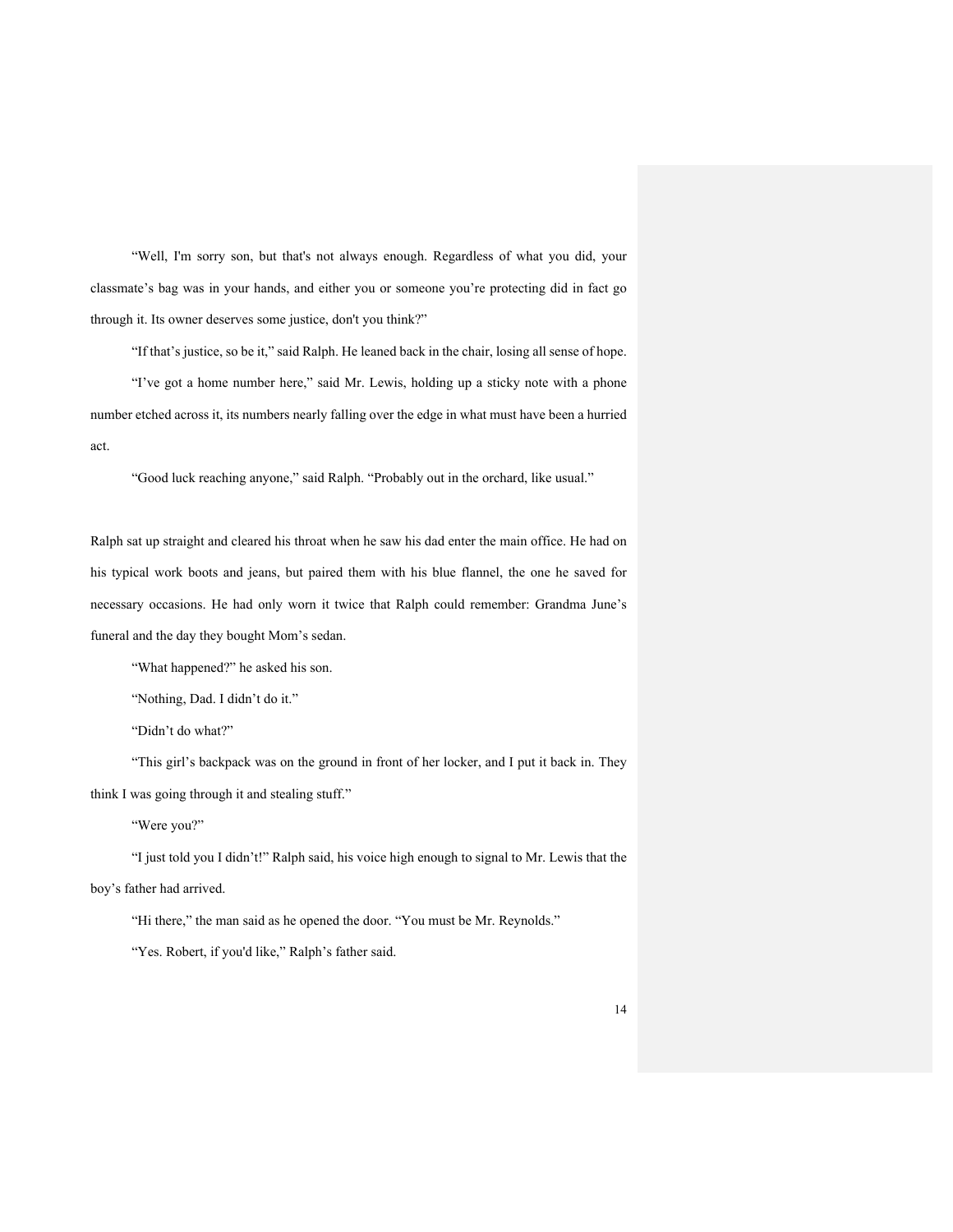"Well, I'm sorry son, but that's not always enough. Regardless of what you did, your classmate's bag was in your hands, and either you or someone you're protecting did in fact go through it. Its owner deserves some justice, don't you think?"

"If that's justice, so be it," said Ralph. He leaned back in the chair, losing all sense of hope.

"I've got a home number here," said Mr. Lewis, holding up a sticky note with a phone number etched across it, its numbers nearly falling over the edge in what must have been a hurried act.

"Good luck reaching anyone," said Ralph. "Probably out in the orchard, like usual."

Ralph sat up straight and cleared his throat when he saw his dad enter the main office. He had on his typical work boots and jeans, but paired them with his blue flannel, the one he saved for necessary occasions. He had only worn it twice that Ralph could remember: Grandma June's funeral and the day they bought Mom's sedan.

"What happened?" he asked his son.

"Nothing, Dad. I didn't do it."

"Didn't do what?"

"This girl's backpack was on the ground in front of her locker, and I put it back in. They think I was going through it and stealing stuff."

"Were you?"

"I just told you I didn't!" Ralph said, his voice high enough to signal to Mr. Lewis that the boy's father had arrived.

"Hi there," the man said as he opened the door. "You must be Mr. Reynolds."

"Yes. Robert, if you'd like," Ralph's father said.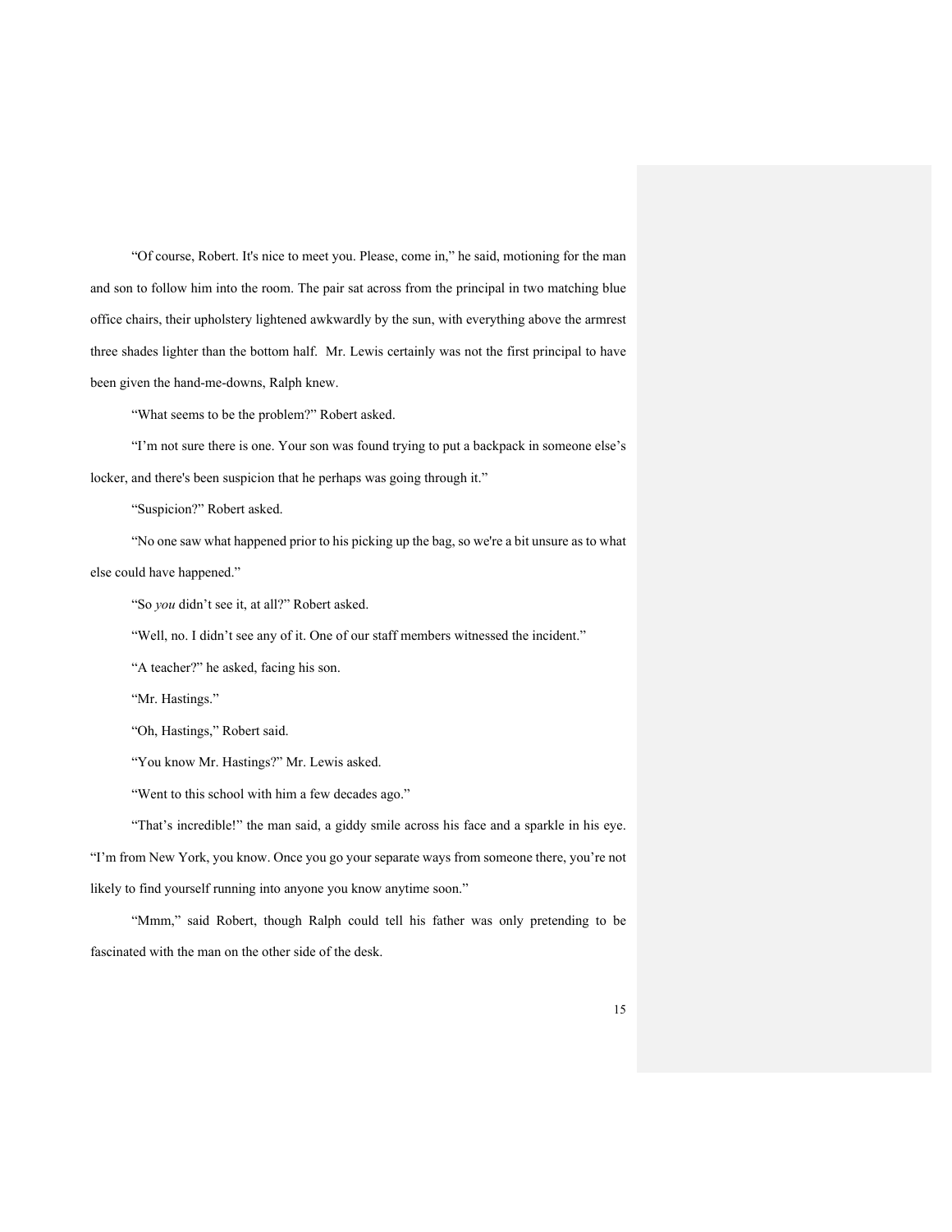"Of course, Robert. It's nice to meet you. Please, come in," he said, motioning for the man and son to follow him into the room. The pair sat across from the principal in two matching blue office chairs, their upholstery lightened awkwardly by the sun, with everything above the armrest three shades lighter than the bottom half.  Mr. Lewis certainly was not the first principal to have been given the hand-me-downs, Ralph knew.

"What seems to be the problem?" Robert asked.

"I'm not sure there is one. Your son was found trying to put a backpack in someone else's locker, and there's been suspicion that he perhaps was going through it."

"Suspicion?" Robert asked.

"No one saw what happened prior to his picking up the bag, so we're a bit unsure as to what else could have happened."

"So *you* didn't see it, at all?" Robert asked.

"Well, no. I didn't see any of it. One of our staff members witnessed the incident."

"A teacher?" he asked, facing his son.

"Mr. Hastings."

"Oh, Hastings," Robert said.

"You know Mr. Hastings?" Mr. Lewis asked.

"Went to this school with him a few decades ago."

"That's incredible!" the man said, a giddy smile across his face and a sparkle in his eye. "I'm from New York, you know. Once you go your separate ways from someone there, you're not likely to find yourself running into anyone you know anytime soon."

"Mmm," said Robert, though Ralph could tell his father was only pretending to be fascinated with the man on the other side of the desk.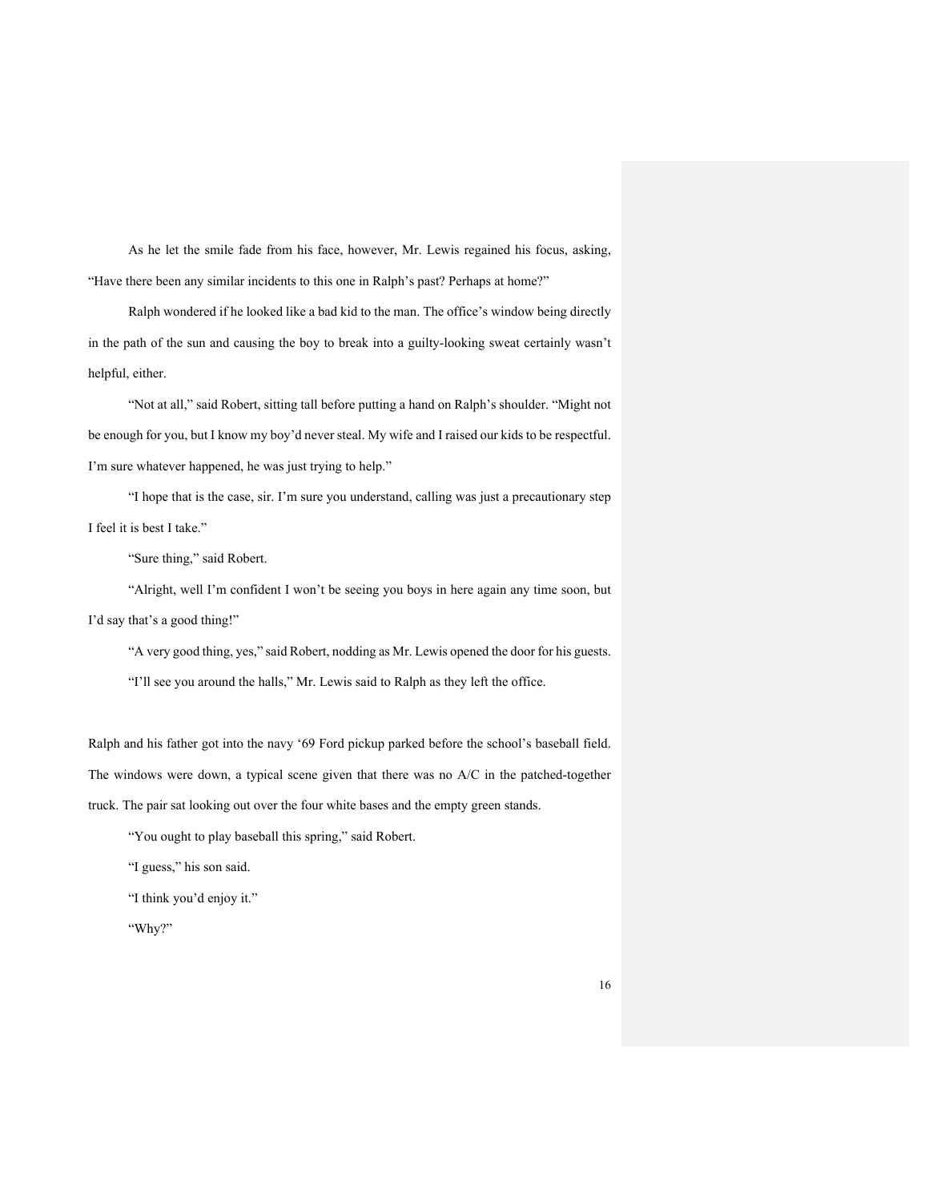As he let the smile fade from his face, however, Mr. Lewis regained his focus, asking, "Have there been any similar incidents to this one in Ralph's past? Perhaps at home?"

Ralph wondered if he looked like a bad kid to the man. The office's window being directly in the path of the sun and causing the boy to break into a guilty-looking sweat certainly wasn't helpful, either.

"Not at all," said Robert, sitting tall before putting a hand on Ralph's shoulder. "Might not be enough for you, but I know my boy'd never steal. My wife and I raised our kids to be respectful. I'm sure whatever happened, he was just trying to help."

"I hope that is the case, sir. I'm sure you understand, calling was just a precautionary step I feel it is best I take."

"Sure thing," said Robert.

"Alright, well I'm confident I won't be seeing you boys in here again any time soon, but I'd say that's a good thing!"

"A very good thing, yes," said Robert, nodding as Mr. Lewis opened the door for his guests.

"I'll see you around the halls," Mr. Lewis said to Ralph as they left the office.

Ralph and his father got into the navy '69 Ford pickup parked before the school's baseball field. The windows were down, a typical scene given that there was no A/C in the patched-together truck. The pair sat looking out over the four white bases and the empty green stands.

"You ought to play baseball this spring," said Robert.

"I guess," his son said.

"I think you'd enjoy it."

"Why?"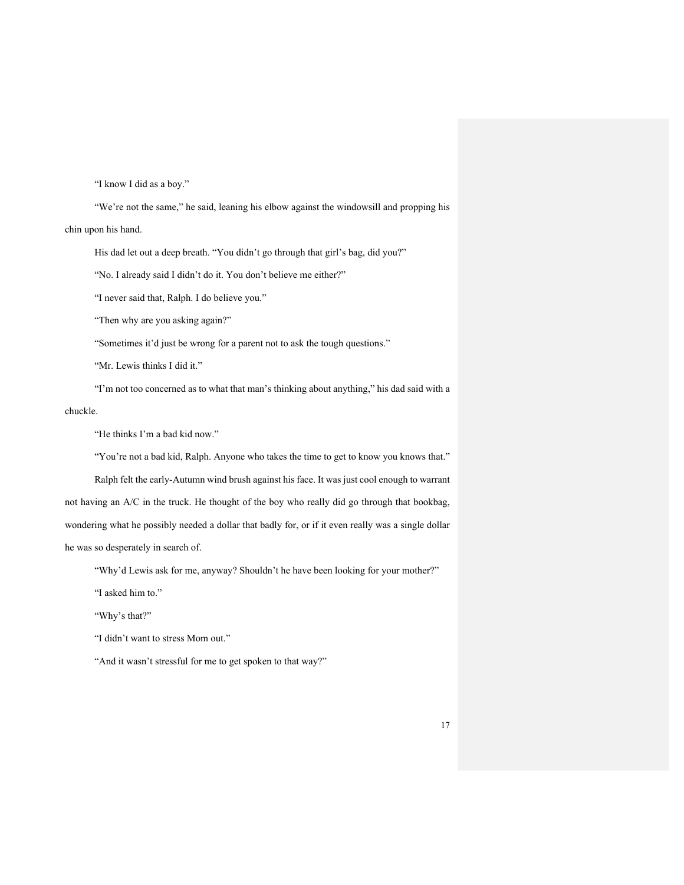"I know I did as a boy."

"We're not the same," he said, leaning his elbow against the windowsill and propping his chin upon his hand.

His dad let out a deep breath. "You didn't go through that girl's bag, did you?"

"No. I already said I didn't do it. You don't believe me either?"

"I never said that, Ralph. I do believe you."

"Then why are you asking again?"

"Sometimes it'd just be wrong for a parent not to ask the tough questions."

"Mr. Lewis thinks I did it."

"I'm not too concerned as to what that man's thinking about anything," his dad said with a chuckle.

"He thinks I'm a bad kid now."

"You're not a bad kid, Ralph. Anyone who takes the time to get to know you knows that."

Ralph felt the early-Autumn wind brush against his face. It was just cool enough to warrant not having an A/C in the truck. He thought of the boy who really did go through that bookbag, wondering what he possibly needed a dollar that badly for, or if it even really was a single dollar he was so desperately in search of.

"Why'd Lewis ask for me, anyway? Shouldn't he have been looking for your mother?"

"I asked him to."

"Why's that?"

"I didn't want to stress Mom out."

"And it wasn't stressful for me to get spoken to that way?"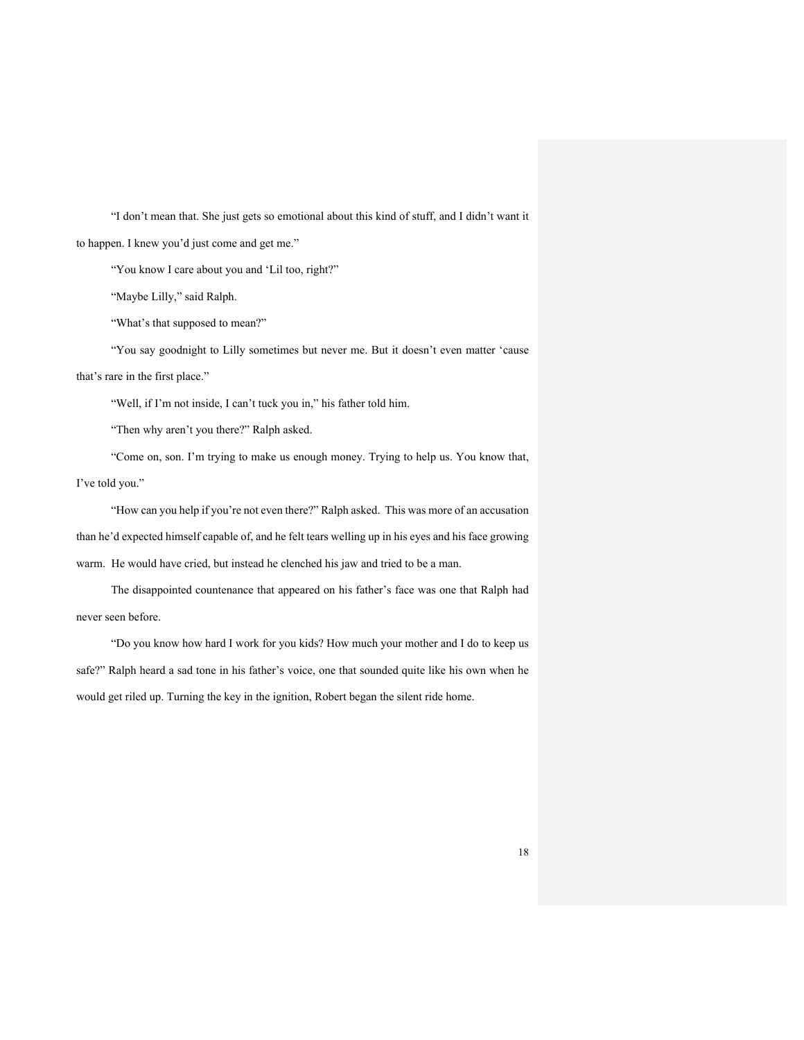"I don't mean that. She just gets so emotional about this kind of stuff, and I didn't want it to happen. I knew you'd just come and get me."

"You know I care about you and 'Lil too, right?"

"Maybe Lilly," said Ralph.

"What's that supposed to mean?"

"You say goodnight to Lilly sometimes but never me. But it doesn't even matter 'cause that's rare in the first place."

"Well, if I'm not inside, I can't tuck you in," his father told him.

"Then why aren't you there?" Ralph asked.

"Come on, son. I'm trying to make us enough money. Trying to help us. You know that, I've told you."

"How can you help if you're not even there?" Ralph asked. This was more of an accusation than he'd expected himself capable of, and he felt tears welling up in his eyes and his face growing warm. He would have cried, but instead he clenched his jaw and tried to be a man.

The disappointed countenance that appeared on his father's face was one that Ralph had never seen before.

"Do you know how hard I work for you kids? How much your mother and I do to keep us safe?" Ralph heard a sad tone in his father's voice, one that sounded quite like his own when he would get riled up. Turning the key in the ignition, Robert began the silent ride home.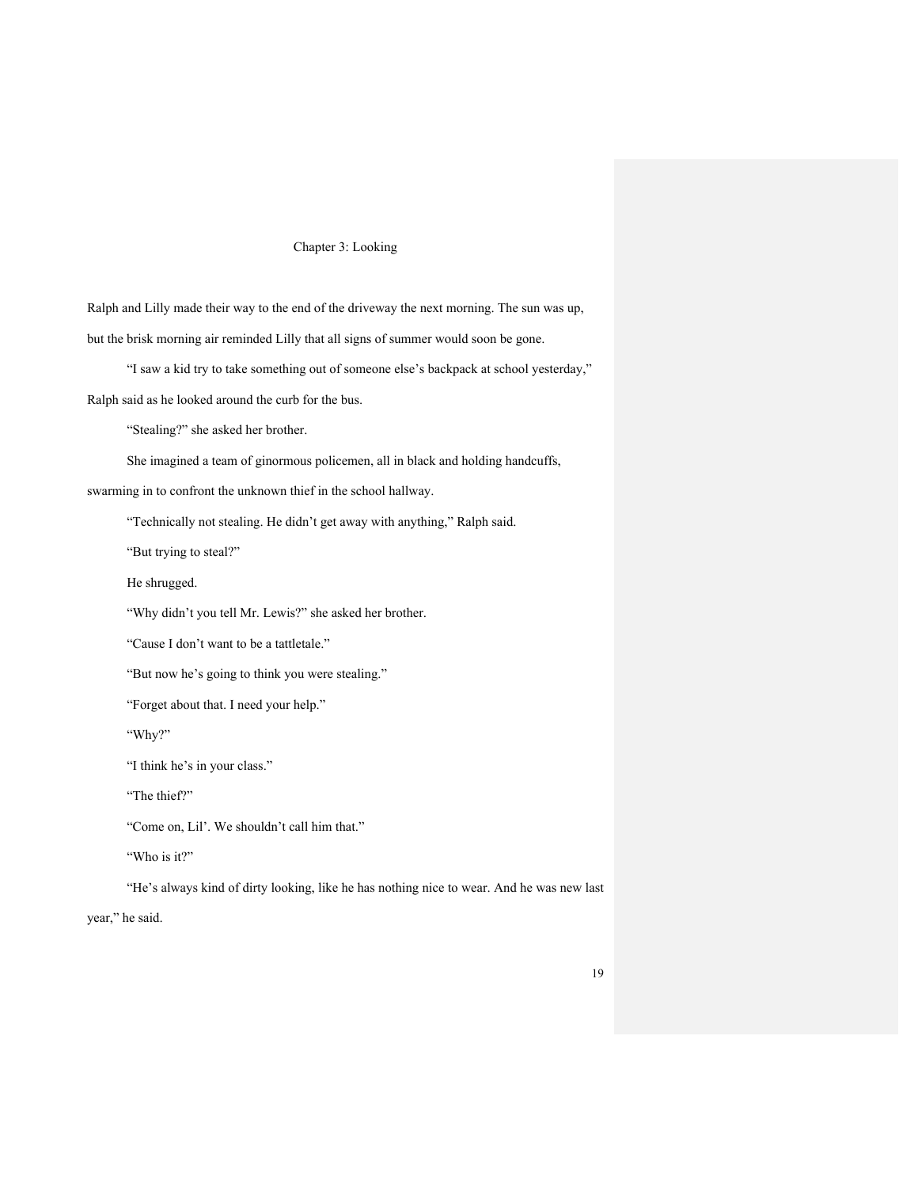# Chapter 3: Looking

Ralph and Lilly made their way to the end of the driveway the next morning. The sun was up, but the brisk morning air reminded Lilly that all signs of summer would soon be gone.

"I saw a kid try to take something out of someone else's backpack at school yesterday," Ralph said as he looked around the curb for the bus.

"Stealing?" she asked her brother.

She imagined a team of ginormous policemen, all in black and holding handcuffs, swarming in to confront the unknown thief in the school hallway.

"Technically not stealing. He didn't get away with anything," Ralph said.

"But trying to steal?"

He shrugged.

"Why didn't you tell Mr. Lewis?" she asked her brother.

"Cause I don't want to be a tattletale."

"But now he's going to think you were stealing."

"Forget about that. I need your help."

"Why?"

"I think he's in your class."

"The thief?"

"Come on, Lil'. We shouldn't call him that."

"Who is it?"

"He's always kind of dirty looking, like he has nothing nice to wear. And he was new last year," he said.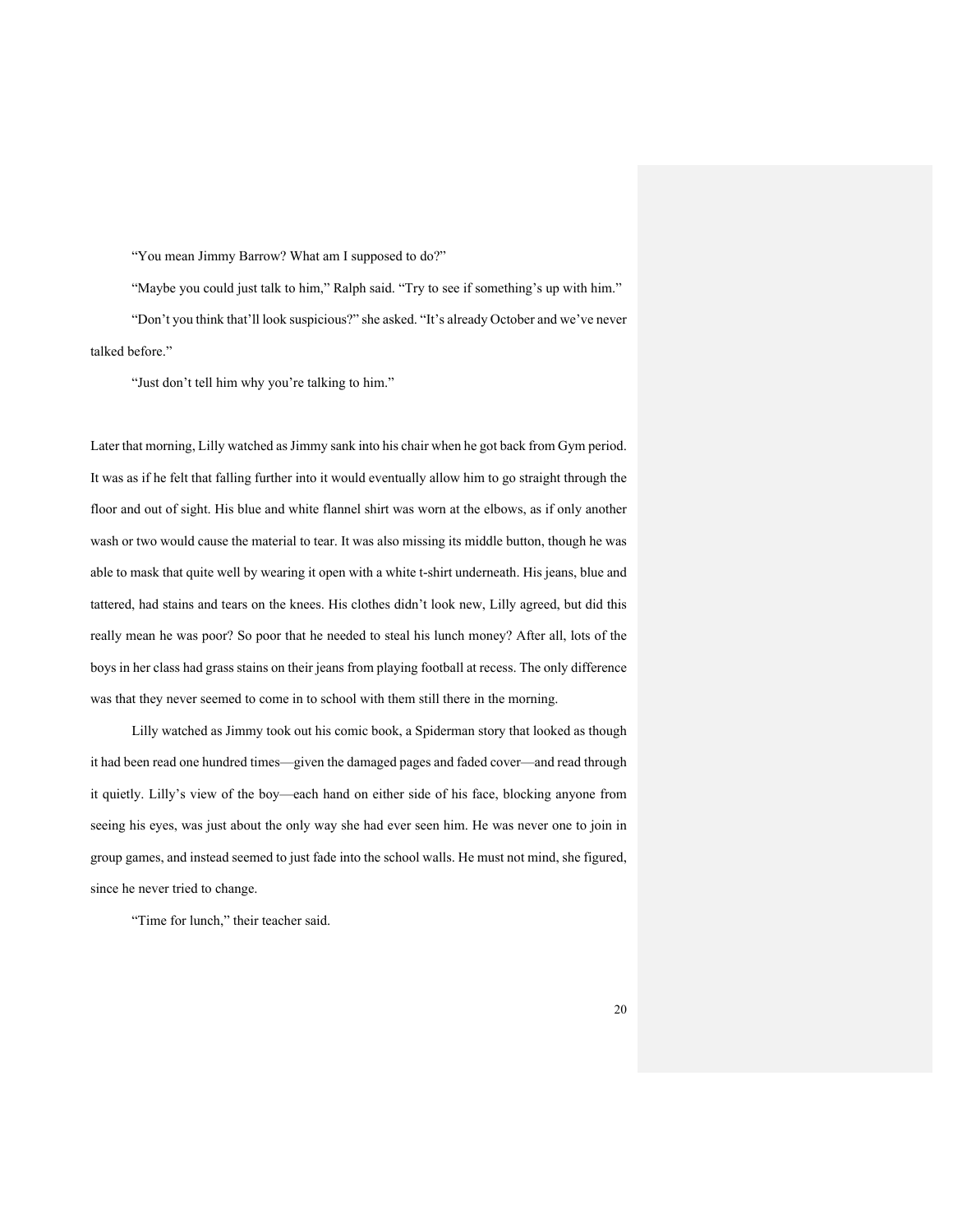"You mean Jimmy Barrow? What am I supposed to do?"

"Maybe you could just talk to him," Ralph said. "Try to see if something's up with him."

"Don't you think that'll look suspicious?" she asked. "It's already October and we've never talked before."

"Just don't tell him why you're talking to him."

Later that morning, Lilly watched as Jimmy sank into his chair when he got back from Gym period. It was as if he felt that falling further into it would eventually allow him to go straight through the floor and out of sight. His blue and white flannel shirt was worn at the elbows, as if only another wash or two would cause the material to tear. It was also missing its middle button, though he was able to mask that quite well by wearing it open with a white t-shirt underneath. His jeans, blue and tattered, had stains and tears on the knees. His clothes didn't look new, Lilly agreed, but did this really mean he was poor? So poor that he needed to steal his lunch money? After all, lots of the boys in her class had grass stains on their jeans from playing football at recess. The only difference was that they never seemed to come in to school with them still there in the morning.

Lilly watched as Jimmy took out his comic book, a Spiderman story that looked as though it had been read one hundred times—given the damaged pages and faded cover—and read through it quietly. Lilly's view of the boy—each hand on either side of his face, blocking anyone from seeing his eyes, was just about the only way she had ever seen him. He was never one to join in group games, and instead seemed to just fade into the school walls. He must not mind, she figured, since he never tried to change.

"Time for lunch," their teacher said.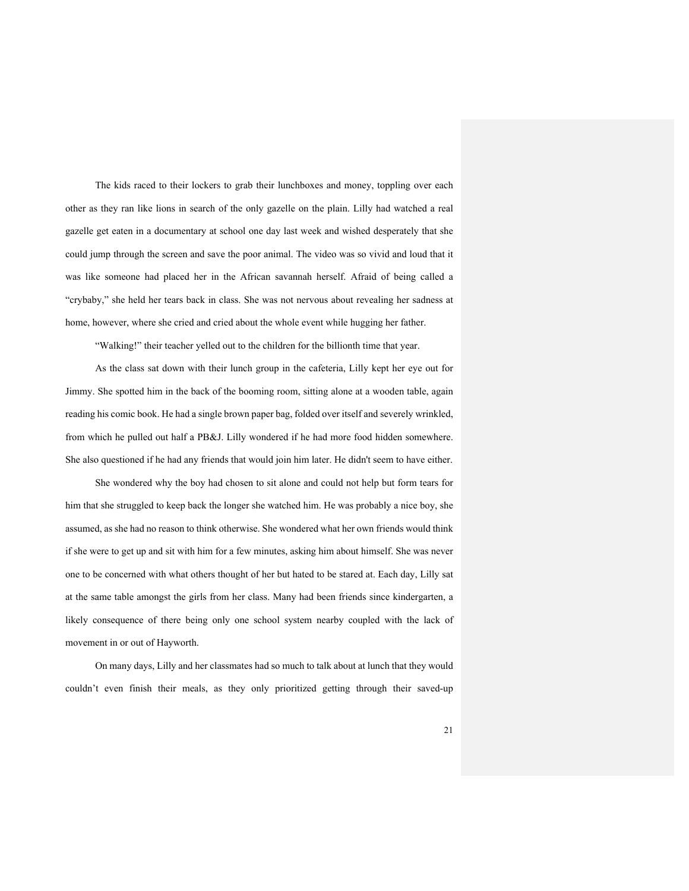The kids raced to their lockers to grab their lunchboxes and money, toppling over each other as they ran like lions in search of the only gazelle on the plain. Lilly had watched a real gazelle get eaten in a documentary at school one day last week and wished desperately that she could jump through the screen and save the poor animal. The video was so vivid and loud that it was like someone had placed her in the African savannah herself. Afraid of being called a "crybaby," she held her tears back in class. She was not nervous about revealing her sadness at home, however, where she cried and cried about the whole event while hugging her father.

"Walking!" their teacher yelled out to the children for the billionth time that year.

As the class sat down with their lunch group in the cafeteria, Lilly kept her eye out for Jimmy. She spotted him in the back of the booming room, sitting alone at a wooden table, again reading his comic book. He had a single brown paper bag, folded over itself and severely wrinkled, from which he pulled out half a PB&J. Lilly wondered if he had more food hidden somewhere. She also questioned if he had any friends that would join him later. He didn't seem to have either.

She wondered why the boy had chosen to sit alone and could not help but form tears for him that she struggled to keep back the longer she watched him. He was probably a nice boy, she assumed, as she had no reason to think otherwise. She wondered what her own friends would think if she were to get up and sit with him for a few minutes, asking him about himself. She was never one to be concerned with what others thought of her but hated to be stared at. Each day, Lilly sat at the same table amongst the girls from her class. Many had been friends since kindergarten, a likely consequence of there being only one school system nearby coupled with the lack of movement in or out of Hayworth.

On many days, Lilly and her classmates had so much to talk about at lunch that they would couldn't even finish their meals, as they only prioritized getting through their saved-up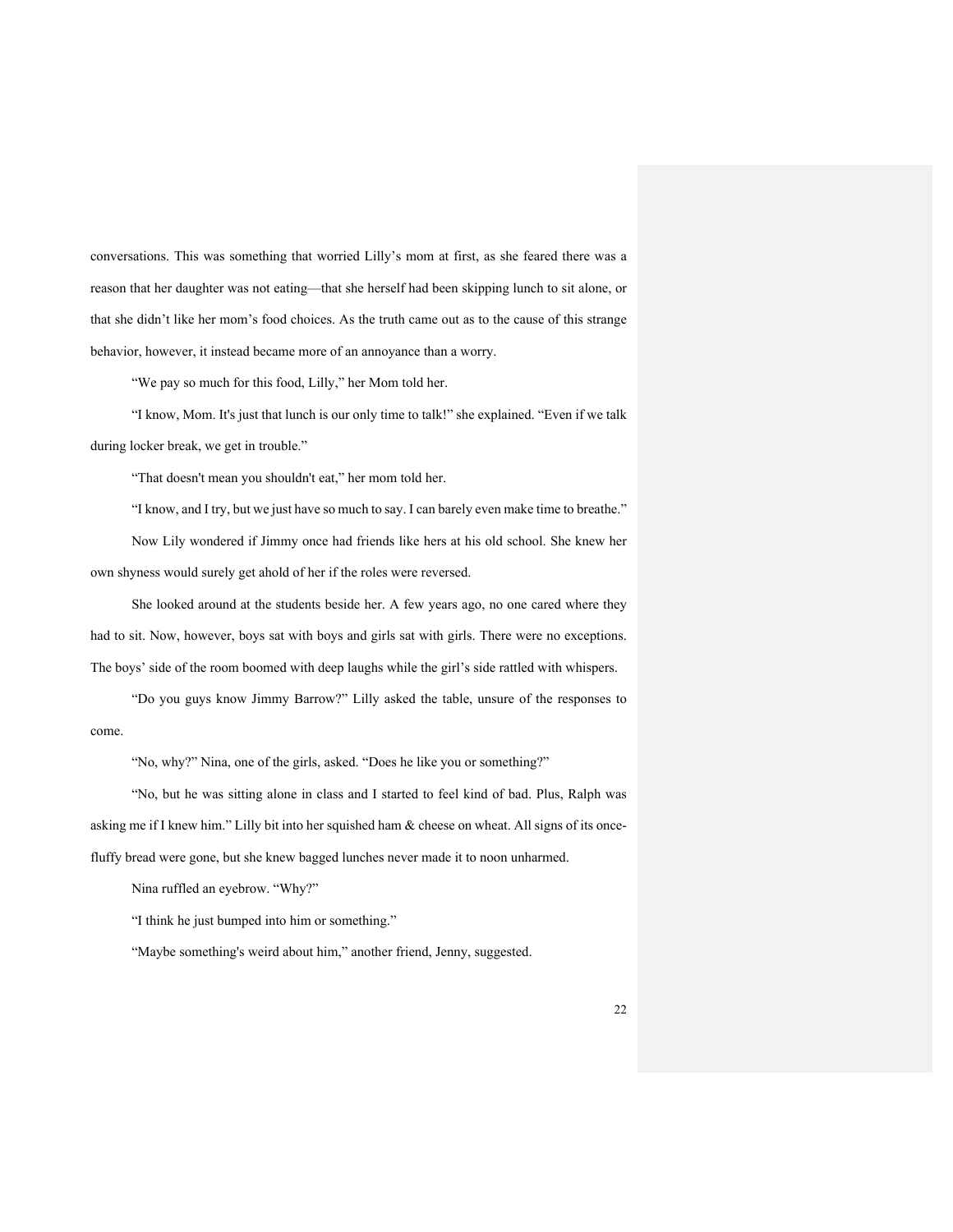conversations. This was something that worried Lilly's mom at first, as she feared there was a reason that her daughter was not eating—that she herself had been skipping lunch to sit alone, or that she didn't like her mom's food choices. As the truth came out as to the cause of this strange behavior, however, it instead became more of an annoyance than a worry.

"We pay so much for this food, Lilly," her Mom told her.

"I know, Mom. It's just that lunch is our only time to talk!" she explained. "Even if we talk during locker break, we get in trouble."

"That doesn't mean you shouldn't eat," her mom told her.

"I know, and I try, but we just have so much to say. I can barely even make time to breathe."

Now Lily wondered if Jimmy once had friends like hers at his old school. She knew her own shyness would surely get ahold of her if the roles were reversed.

She looked around at the students beside her. A few years ago, no one cared where they had to sit. Now, however, boys sat with boys and girls sat with girls. There were no exceptions. The boys' side of the room boomed with deep laughs while the girl's side rattled with whispers.

"Do you guys know Jimmy Barrow?" Lilly asked the table, unsure of the responses to come.

"No, why?" Nina, one of the girls, asked. "Does he like you or something?"

"No, but he was sitting alone in class and I started to feel kind of bad. Plus, Ralph was asking me if I knew him." Lilly bit into her squished ham & cheese on wheat. All signs of its once-fluffy bread were gone, but she knew bagged lunches never made it to noon unharmed.

Nina ruffled an eyebrow. "Why?"

"I think he just bumped into him or something."

"Maybe something's weird about him," another friend, Jenny, suggested.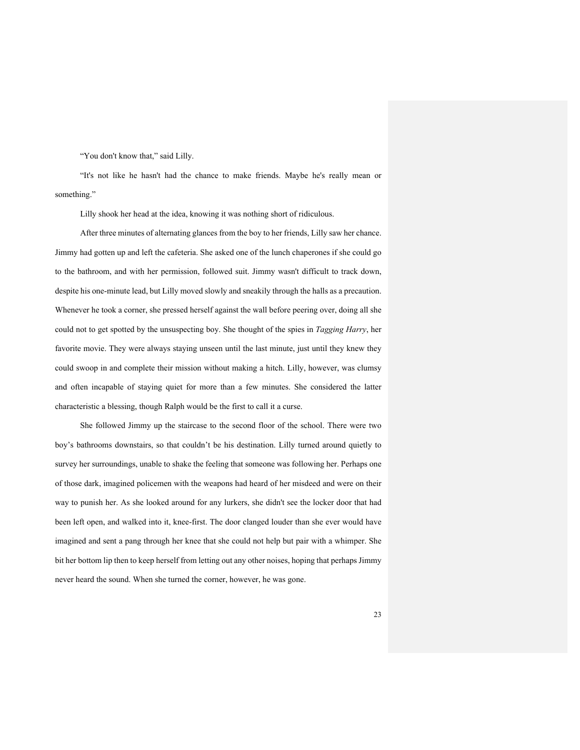“You don't know that,” said Lilly.

“It's not like he hasn't had the chance to make friends. Maybe he's really mean or something.”

Lilly shook her head at the idea, knowing it was nothing short of ridiculous.

After three minutes of alternating glances from the boy to her friends, Lilly saw her chance. Jimmy had gotten up and left the cafeteria. She asked one of the lunch chaperones if she could go to the bathroom, and with her permission, followed suit. Jimmy wasn't difficult to track down, despite his one-minute lead, but Lilly moved slowly and sneakily through the halls as a precaution. Whenever he took a corner, she pressed herself against the wall before peering over, doing all she could not to get spotted by the unsuspecting boy. She thought of the spies in *Tagging Harry*, her favorite movie. They were always staying unseen until the last minute, just until they knew they could swoop in and complete their mission without making a hitch. Lilly, however, was clumsy and often incapable of staying quiet for more than a few minutes. She considered the latter characteristic a blessing, though Ralph would be the first to call it a curse.

She followed Jimmy up the staircase to the second floor of the school. There were two boy’s bathrooms downstairs, so that couldn’t be his destination. Lilly turned around quietly to survey her surroundings, unable to shake the feeling that someone was following her. Perhaps one of those dark, imagined policemen with the weapons had heard of her misdeed and were on their way to punish her. As she looked around for any lurkers, she didn't see the locker door that had been left open, and walked into it, knee-first. The door clanged louder than she ever would have imagined and sent a pang through her knee that she could not help but pair with a whimper. She bit her bottom lip then to keep herself from letting out any other noises, hoping that perhaps Jimmy never heard the sound. When she turned the corner, however, he was gone.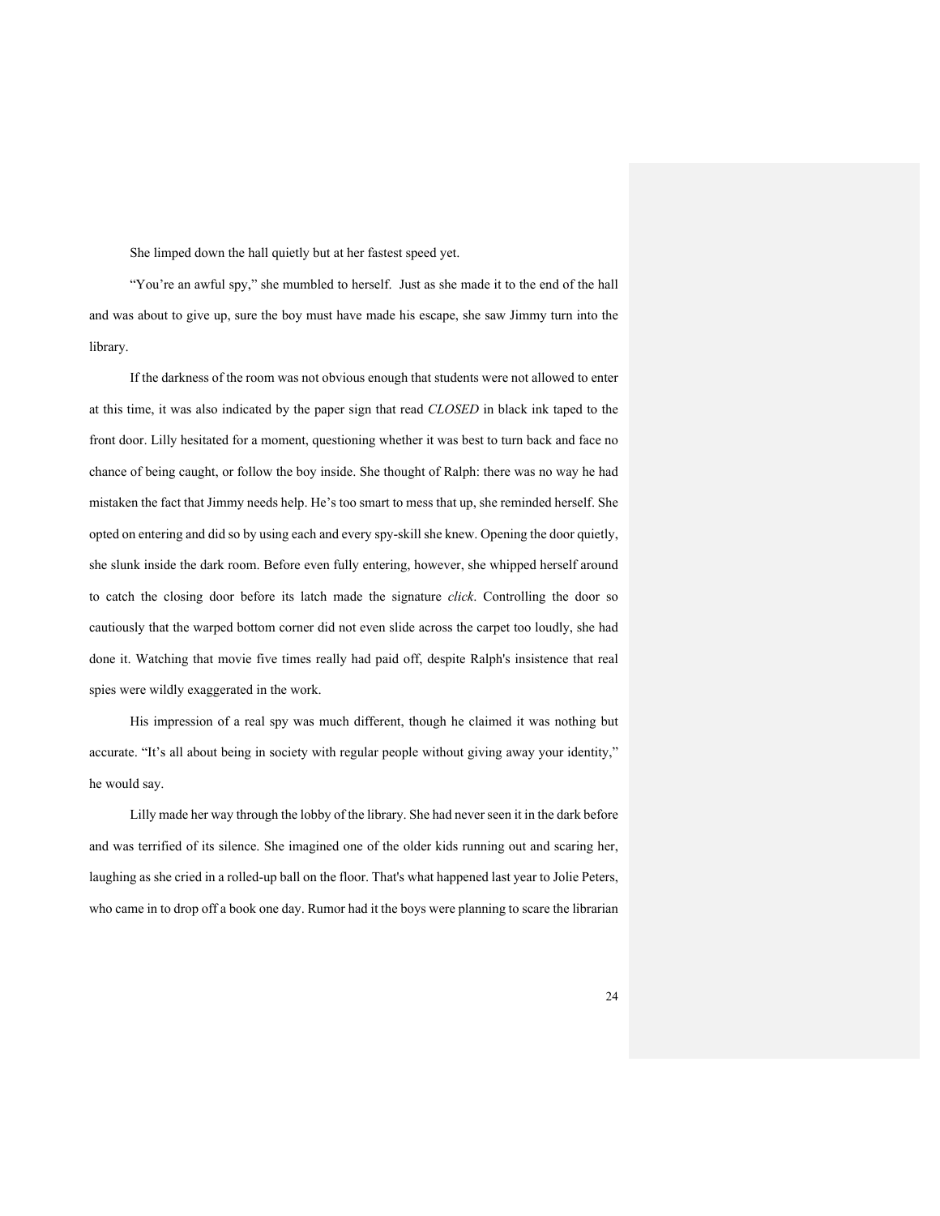She limped down the hall quietly but at her fastest speed yet.

"You're an awful spy," she mumbled to herself.  Just as she made it to the end of the hall and was about to give up, sure the boy must have made his escape, she saw Jimmy turn into the library.

If the darkness of the room was not obvious enough that students were not allowed to enter at this time, it was also indicated by the paper sign that read *CLOSED* in black ink taped to the front door. Lilly hesitated for a moment, questioning whether it was best to turn back and face no chance of being caught, or follow the boy inside. She thought of Ralph: there was no way he had mistaken the fact that Jimmy needs help. He's too smart to mess that up, she reminded herself. She opted on entering and did so by using each and every spy-skill she knew. Opening the door quietly, she slunk inside the dark room. Before even fully entering, however, she whipped herself around to catch the closing door before its latch made the signature *click*. Controlling the door so cautiously that the warped bottom corner did not even slide across the carpet too loudly, she had done it. Watching that movie five times really had paid off, despite Ralph's insistence that real spies were wildly exaggerated in the work.

His impression of a real spy was much different, though he claimed it was nothing but accurate. "It's all about being in society with regular people without giving away your identity," he would say.

Lilly made her way through the lobby of the library. She had never seen it in the dark before and was terrified of its silence. She imagined one of the older kids running out and scaring her, laughing as she cried in a rolled-up ball on the floor. That's what happened last year to Jolie Peters, who came in to drop off a book one day. Rumor had it the boys were planning to scare the librarian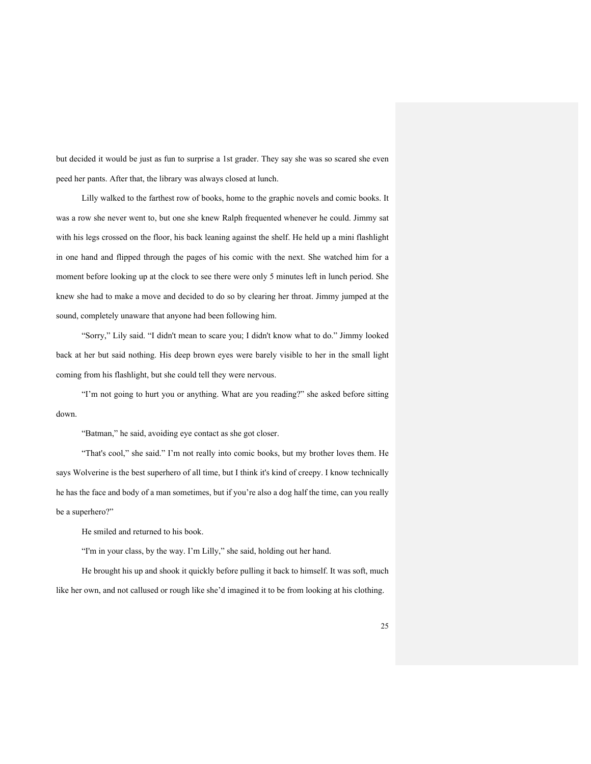but decided it would be just as fun to surprise a 1st grader. They say she was so scared she even peed her pants. After that, the library was always closed at lunch.

Lilly walked to the farthest row of books, home to the graphic novels and comic books. It was a row she never went to, but one she knew Ralph frequented whenever he could. Jimmy sat with his legs crossed on the floor, his back leaning against the shelf. He held up a mini flashlight in one hand and flipped through the pages of his comic with the next. She watched him for a moment before looking up at the clock to see there were only 5 minutes left in lunch period. She knew she had to make a move and decided to do so by clearing her throat. Jimmy jumped at the sound, completely unaware that anyone had been following him.

"Sorry," Lily said. "I didn't mean to scare you; I didn't know what to do." Jimmy looked back at her but said nothing. His deep brown eyes were barely visible to her in the small light coming from his flashlight, but she could tell they were nervous.

"I'm not going to hurt you or anything. What are you reading?" she asked before sitting down.

"Batman," he said, avoiding eye contact as she got closer.

"That's cool," she said." I'm not really into comic books, but my brother loves them. He says Wolverine is the best superhero of all time, but I think it's kind of creepy. I know technically he has the face and body of a man sometimes, but if you're also a dog half the time, can you really be a superhero?"

He smiled and returned to his book.

"I'm in your class, by the way. I'm Lilly," she said, holding out her hand.

He brought his up and shook it quickly before pulling it back to himself. It was soft, much like her own, and not callused or rough like she'd imagined it to be from looking at his clothing.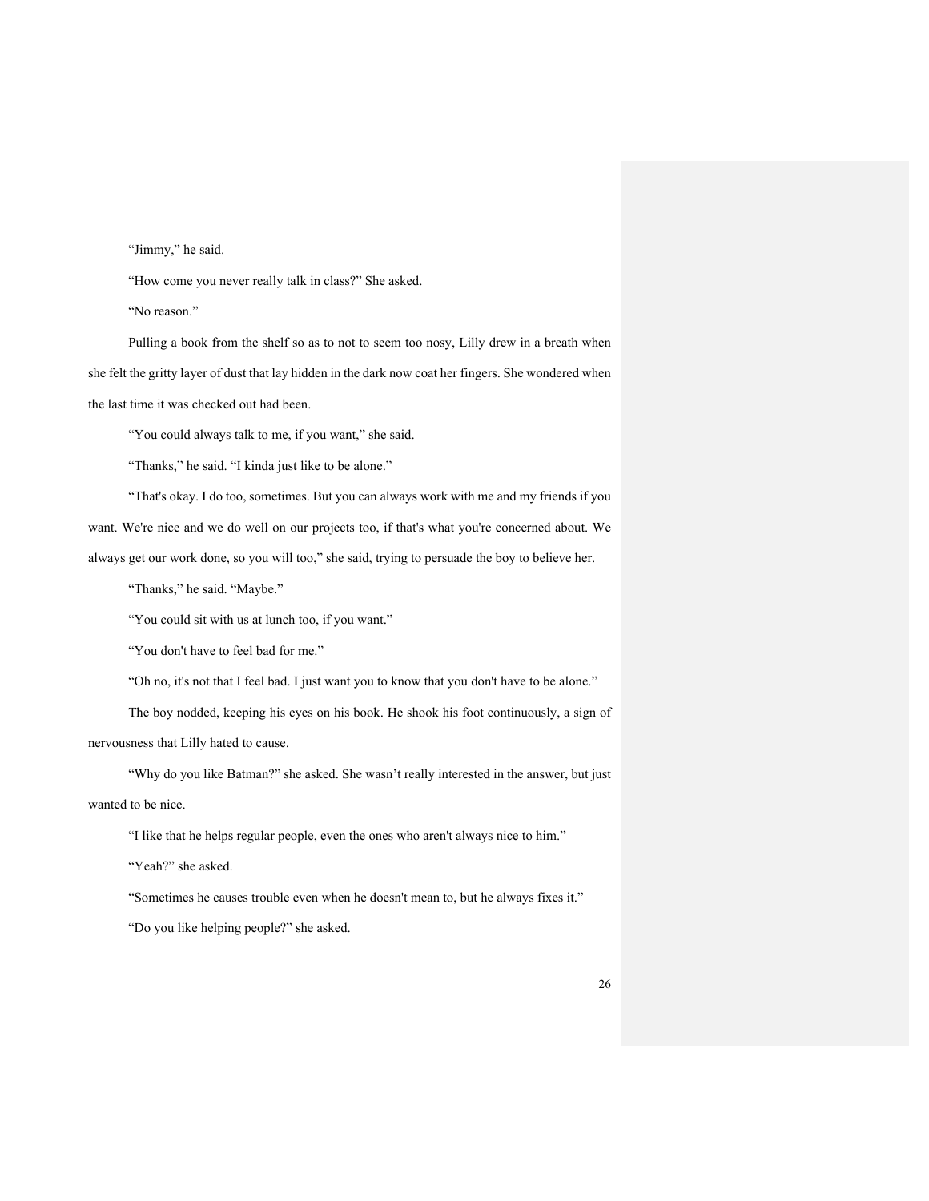"Jimmy," he said.

"How come you never really talk in class?" She asked.

"No reason."

Pulling a book from the shelf so as to not to seem too nosy, Lilly drew in a breath when she felt the gritty layer of dust that lay hidden in the dark now coat her fingers. She wondered when the last time it was checked out had been.

"You could always talk to me, if you want," she said.

"Thanks," he said. "I kinda just like to be alone."

"That's okay. I do too, sometimes. But you can always work with me and my friends if you want. We're nice and we do well on our projects too, if that's what you're concerned about. We always get our work done, so you will too," she said, trying to persuade the boy to believe her.

"Thanks," he said. "Maybe."

"You could sit with us at lunch too, if you want."

"You don't have to feel bad for me."

"Oh no, it's not that I feel bad. I just want you to know that you don't have to be alone."

The boy nodded, keeping his eyes on his book. He shook his foot continuously, a sign of nervousness that Lilly hated to cause.

"Why do you like Batman?" she asked. She wasn't really interested in the answer, but just wanted to be nice.

"I like that he helps regular people, even the ones who aren't always nice to him."

"Yeah?" she asked.

"Sometimes he causes trouble even when he doesn't mean to, but he always fixes it."

"Do you like helping people?" she asked.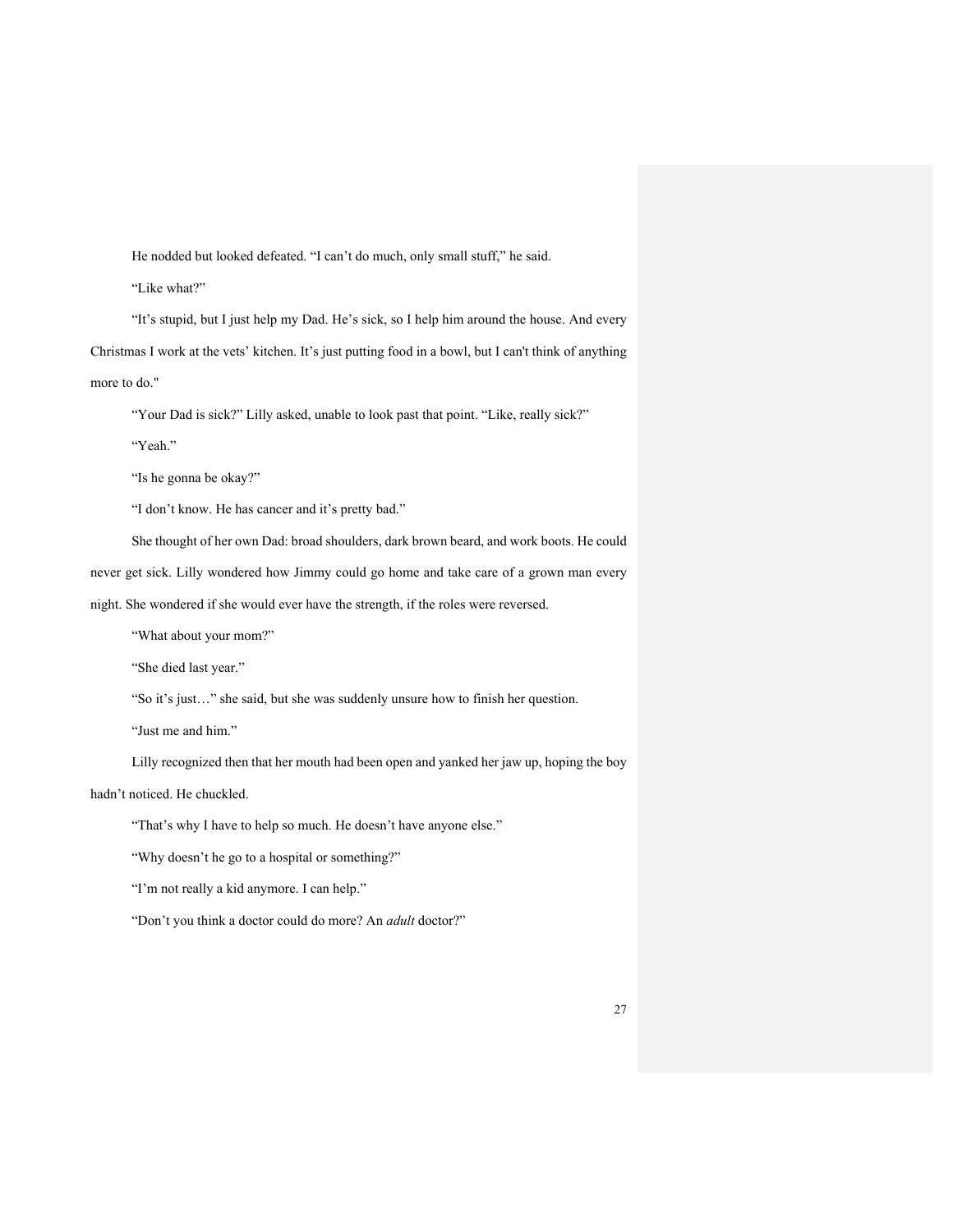He nodded but looked defeated. “I can’t do much, only small stuff,” he said.

“Like what?”

“It’s stupid, but I just help my Dad. He’s sick, so I help him around the house. And every Christmas I work at the vets’ kitchen. It’s just putting food in a bowl, but I can't think of anything more to do."

“Your Dad is sick?” Lilly asked, unable to look past that point. “Like, really sick?”

“Yeah.”

“Is he gonna be okay?”

“I don’t know. He has cancer and it’s pretty bad.”

She thought of her own Dad: broad shoulders, dark brown beard, and work boots. He could never get sick. Lilly wondered how Jimmy could go home and take care of a grown man every night. She wondered if she would ever have the strength, if the roles were reversed.

“What about your mom?”

“She died last year.”

“So it’s just…” she said, but she was suddenly unsure how to finish her question.

“Just me and him.”

Lilly recognized then that her mouth had been open and yanked her jaw up, hoping the boy hadn’t noticed. He chuckled.

“That’s why I have to help so much. He doesn’t have anyone else.”

“Why doesn’t he go to a hospital or something?”

“I’m not really a kid anymore. I can help.”

“Don’t you think a doctor could do more? An *adult* doctor?”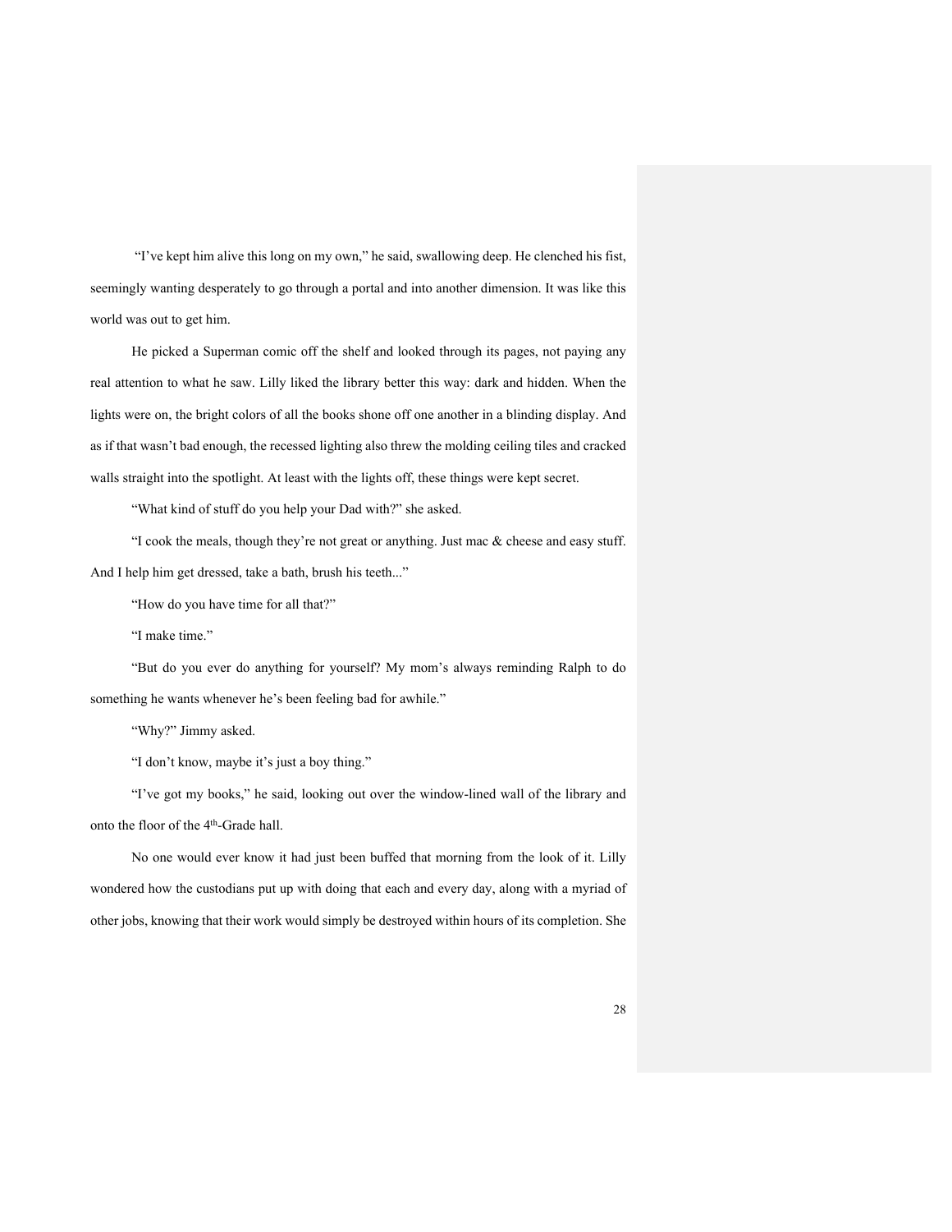"I've kept him alive this long on my own," he said, swallowing deep. He clenched his fist, seemingly wanting desperately to go through a portal and into another dimension. It was like this world was out to get him.

He picked a Superman comic off the shelf and looked through its pages, not paying any real attention to what he saw. Lilly liked the library better this way: dark and hidden. When the lights were on, the bright colors of all the books shone off one another in a blinding display. And as if that wasn't bad enough, the recessed lighting also threw the molding ceiling tiles and cracked walls straight into the spotlight. At least with the lights off, these things were kept secret.

"What kind of stuff do you help your Dad with?" she asked.

"I cook the meals, though they're not great or anything. Just mac & cheese and easy stuff. And I help him get dressed, take a bath, brush his teeth..."

"How do you have time for all that?"

"I make time."

"But do you ever do anything for yourself? My mom's always reminding Ralph to do something he wants whenever he's been feeling bad for awhile."

"Why?" Jimmy asked.

"I don't know, maybe it's just a boy thing."

"I've got my books," he said, looking out over the window-lined wall of the library and onto the floor of the 4th-Grade hall.

No one would ever know it had just been buffed that morning from the look of it. Lilly wondered how the custodians put up with doing that each and every day, along with a myriad of other jobs, knowing that their work would simply be destroyed within hours of its completion. She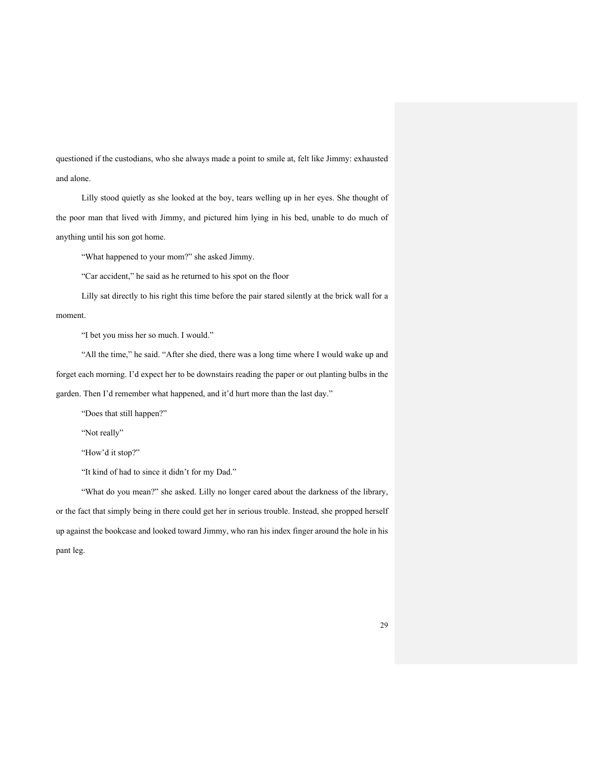questioned if the custodians, who she always made a point to smile at, felt like Jimmy: exhausted and alone.

Lilly stood quietly as she looked at the boy, tears welling up in her eyes. She thought of the poor man that lived with Jimmy, and pictured him lying in his bed, unable to do much of anything until his son got home.

"What happened to your mom?" she asked Jimmy.

"Car accident," he said as he returned to his spot on the floor

Lilly sat directly to his right this time before the pair stared silently at the brick wall for a moment.

"I bet you miss her so much. I would."

"All the time," he said. "After she died, there was a long time where I would wake up and forget each morning. I'd expect her to be downstairs reading the paper or out planting bulbs in the garden. Then I'd remember what happened, and it'd hurt more than the last day."

"Does that still happen?"

"Not really"

"How'd it stop?"

"It kind of had to since it didn't for my Dad."

"What do you mean?" she asked. Lilly no longer cared about the darkness of the library, or the fact that simply being in there could get her in serious trouble. Instead, she propped herself up against the bookcase and looked toward Jimmy, who ran his index finger around the hole in his pant leg.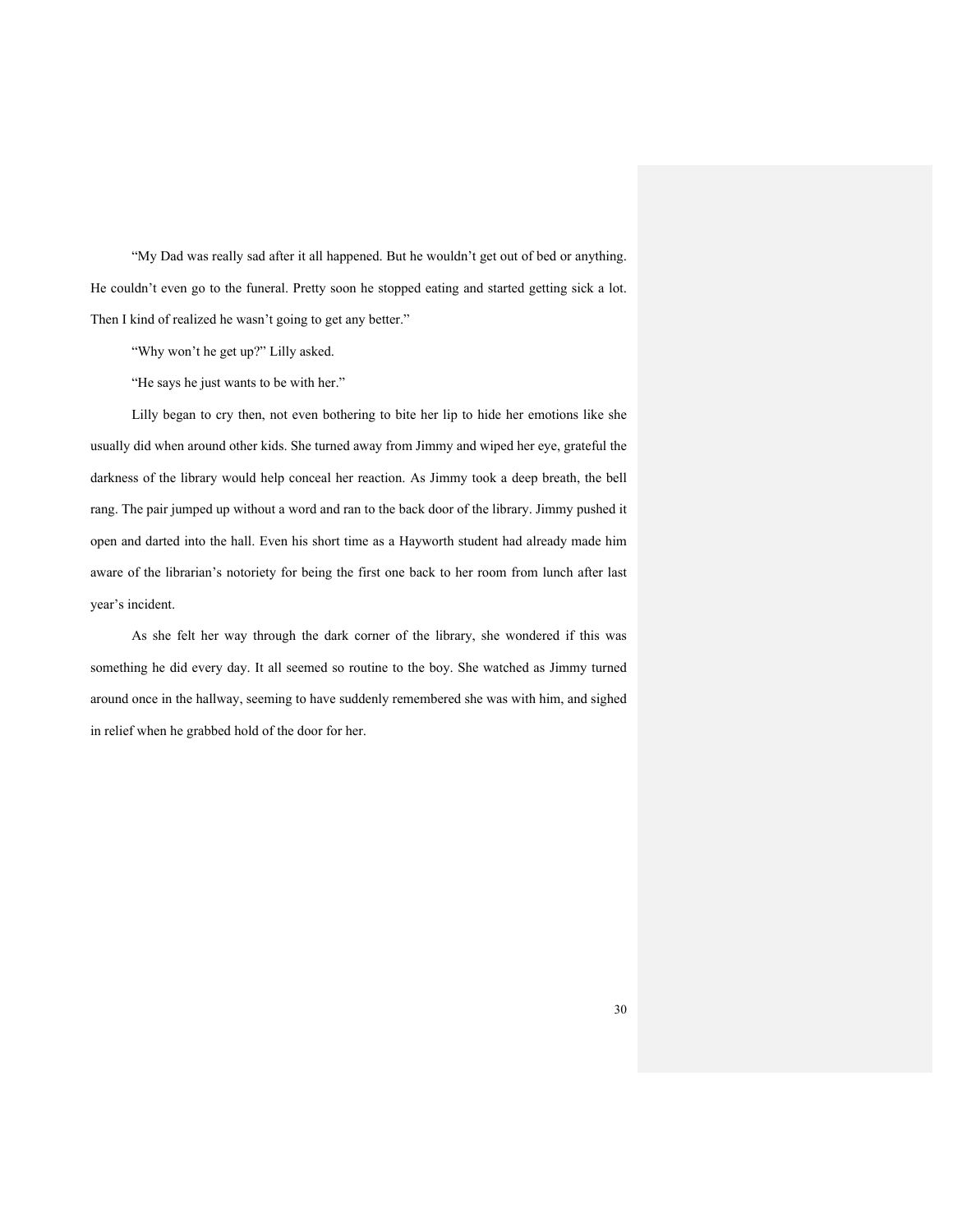"My Dad was really sad after it all happened. But he wouldn't get out of bed or anything. He couldn't even go to the funeral. Pretty soon he stopped eating and started getting sick a lot. Then I kind of realized he wasn't going to get any better."

"Why won't he get up?" Lilly asked.

"He says he just wants to be with her."

Lilly began to cry then, not even bothering to bite her lip to hide her emotions like she usually did when around other kids. She turned away from Jimmy and wiped her eye, grateful the darkness of the library would help conceal her reaction. As Jimmy took a deep breath, the bell rang. The pair jumped up without a word and ran to the back door of the library. Jimmy pushed it open and darted into the hall. Even his short time as a Hayworth student had already made him aware of the librarian's notoriety for being the first one back to her room from lunch after last year's incident.

As she felt her way through the dark corner of the library, she wondered if this was something he did every day. It all seemed so routine to the boy. She watched as Jimmy turned around once in the hallway, seeming to have suddenly remembered she was with him, and sighed in relief when he grabbed hold of the door for her.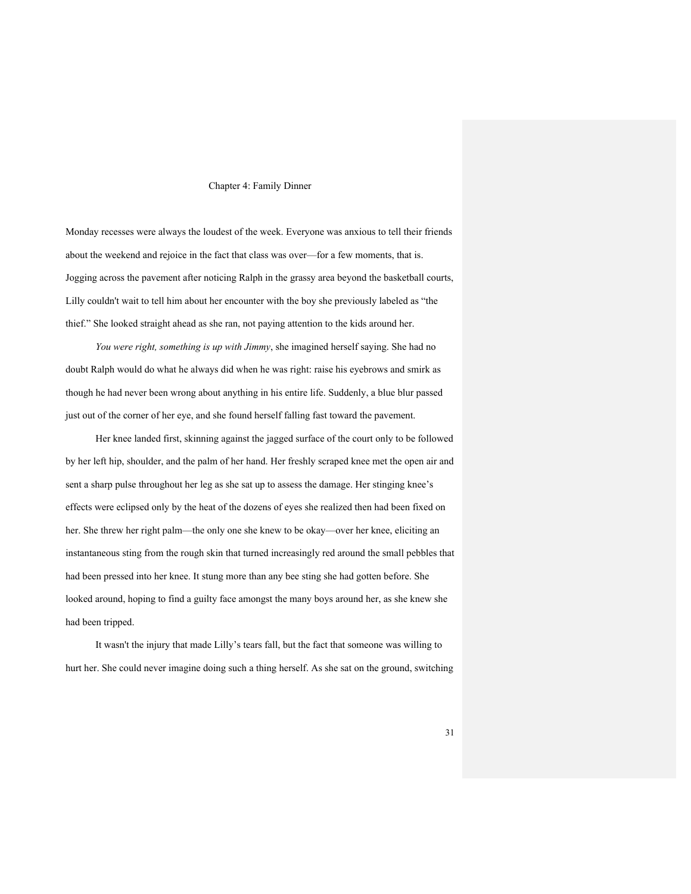# Chapter 4: Family Dinner

Monday recesses were always the loudest of the week. Everyone was anxious to tell their friends about the weekend and rejoice in the fact that class was over—for a few moments, that is. Jogging across the pavement after noticing Ralph in the grassy area beyond the basketball courts, Lilly couldn't wait to tell him about her encounter with the boy she previously labeled as "the thief." She looked straight ahead as she ran, not paying attention to the kids around her.

*You were right, something is up with Jimmy*, she imagined herself saying. She had no doubt Ralph would do what he always did when he was right: raise his eyebrows and smirk as though he had never been wrong about anything in his entire life. Suddenly, a blue blur passed just out of the corner of her eye, and she found herself falling fast toward the pavement.

Her knee landed first, skinning against the jagged surface of the court only to be followed by her left hip, shoulder, and the palm of her hand. Her freshly scraped knee met the open air and sent a sharp pulse throughout her leg as she sat up to assess the damage. Her stinging knee's effects were eclipsed only by the heat of the dozens of eyes she realized then had been fixed on her. She threw her right palm—the only one she knew to be okay—over her knee, eliciting an instantaneous sting from the rough skin that turned increasingly red around the small pebbles that had been pressed into her knee. It stung more than any bee sting she had gotten before. She looked around, hoping to find a guilty face amongst the many boys around her, as she knew she had been tripped.

It wasn't the injury that made Lilly's tears fall, but the fact that someone was willing to hurt her. She could never imagine doing such a thing herself. As she sat on the ground, switching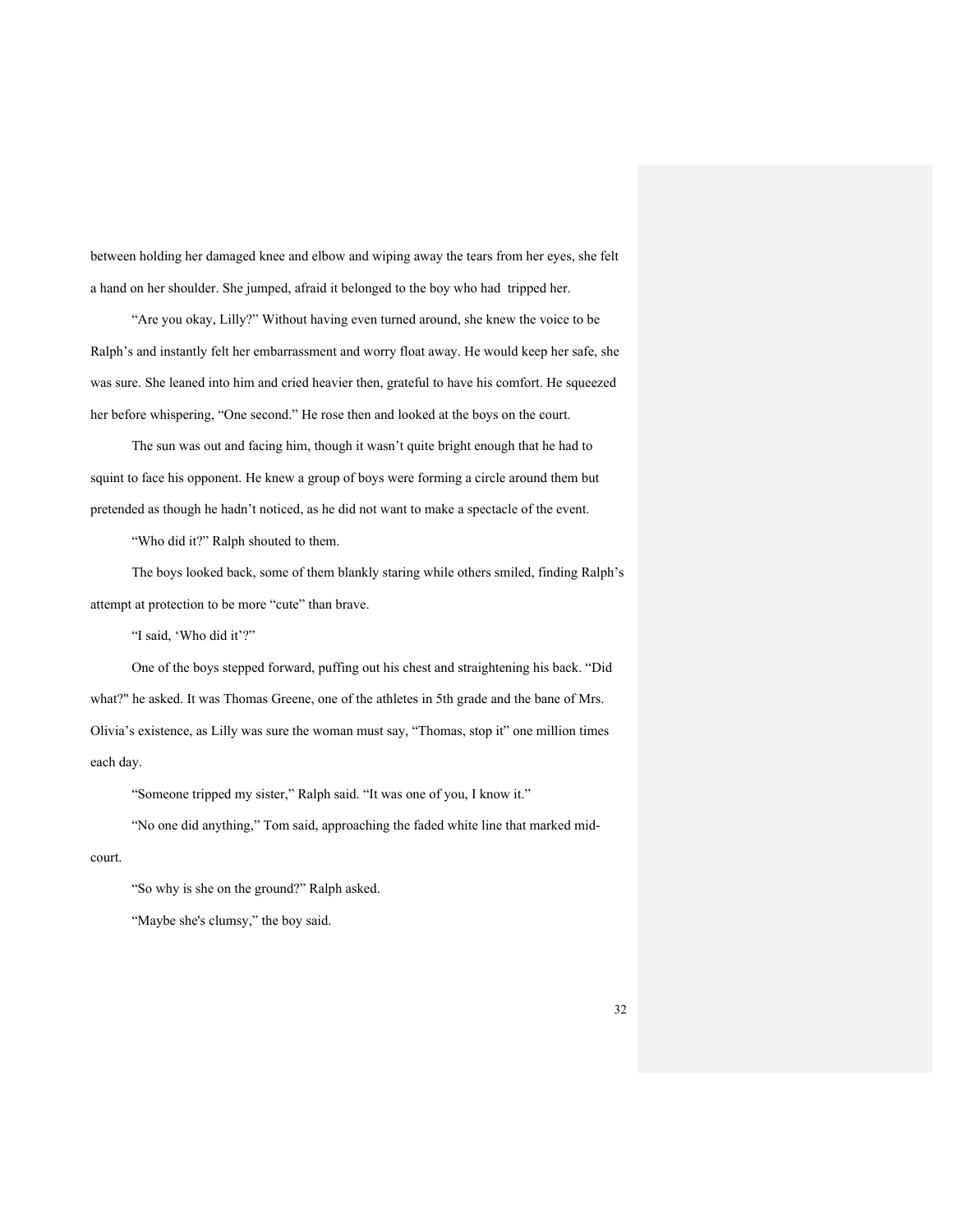between holding her damaged knee and elbow and wiping away the tears from her eyes, she felt a hand on her shoulder. She jumped, afraid it belonged to the boy who had tripped her.

"Are you okay, Lilly?" Without having even turned around, she knew the voice to be Ralph's and instantly felt her embarrassment and worry float away. He would keep her safe, she was sure. She leaned into him and cried heavier then, grateful to have his comfort. He squeezed her before whispering, "One second." He rose then and looked at the boys on the court.

The sun was out and facing him, though it wasn't quite bright enough that he had to squint to face his opponent. He knew a group of boys were forming a circle around them but pretended as though he hadn't noticed, as he did not want to make a spectacle of the event.

"Who did it?" Ralph shouted to them.

The boys looked back, some of them blankly staring while others smiled, finding Ralph's attempt at protection to be more "cute" than brave.

"I said, 'Who did it'?"

One of the boys stepped forward, puffing out his chest and straightening his back. "Did what?" he asked. It was Thomas Greene, one of the athletes in 5th grade and the bane of Mrs. Olivia's existence, as Lilly was sure the woman must say, "Thomas, stop it" one million times each day.

"Someone tripped my sister," Ralph said. "It was one of you, I know it."

"No one did anything," Tom said, approaching the faded white line that marked mid-court.

"So why is she on the ground?" Ralph asked.

"Maybe she's clumsy," the boy said.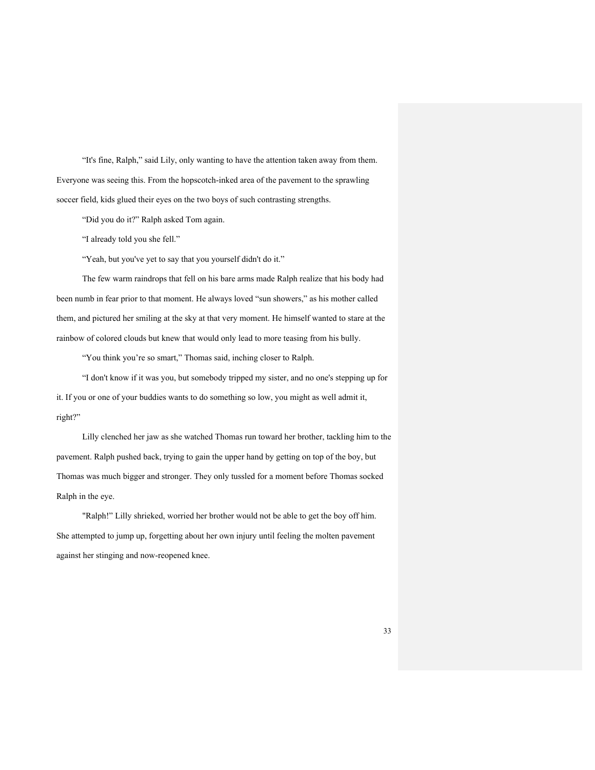“It's fine, Ralph,” said Lily, only wanting to have the attention taken away from them. Everyone was seeing this. From the hopscotch-inked area of the pavement to the sprawling soccer field, kids glued their eyes on the two boys of such contrasting strengths.

“Did you do it?” Ralph asked Tom again.

“I already told you she fell.”

“Yeah, but you've yet to say that you yourself didn't do it.”

The few warm raindrops that fell on his bare arms made Ralph realize that his body had been numb in fear prior to that moment. He always loved “sun showers,” as his mother called them, and pictured her smiling at the sky at that very moment. He himself wanted to stare at the rainbow of colored clouds but knew that would only lead to more teasing from his bully.

“You think you’re so smart,” Thomas said, inching closer to Ralph.

“I don't know if it was you, but somebody tripped my sister, and no one's stepping up for it. If you or one of your buddies wants to do something so low, you might as well admit it, right?”

Lilly clenched her jaw as she watched Thomas run toward her brother, tackling him to the pavement. Ralph pushed back, trying to gain the upper hand by getting on top of the boy, but Thomas was much bigger and stronger. They only tussled for a moment before Thomas socked Ralph in the eye.

"Ralph!” Lilly shrieked, worried her brother would not be able to get the boy off him. She attempted to jump up, forgetting about her own injury until feeling the molten pavement against her stinging and now-reopened knee.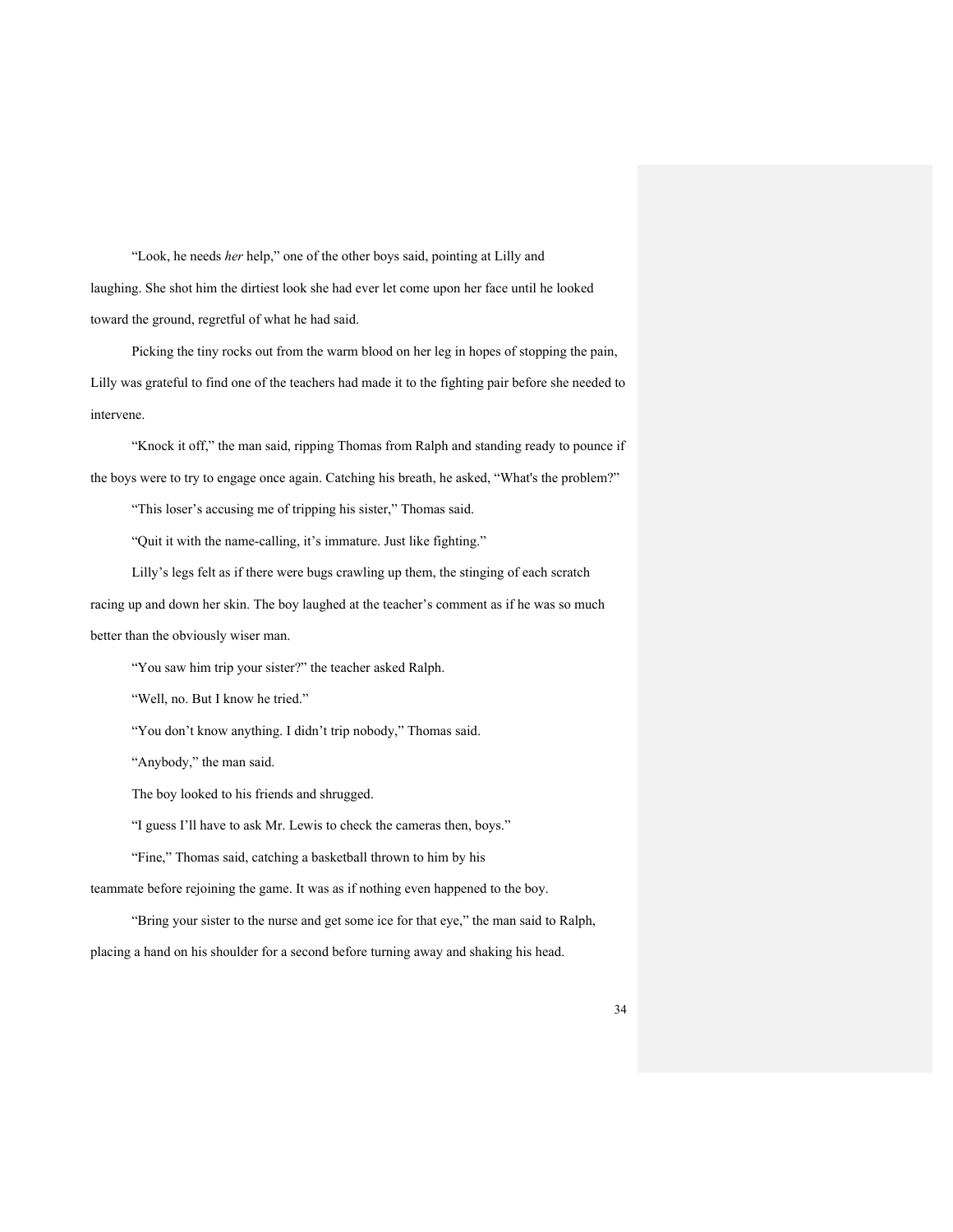"Look, he needs *her* help," one of the other boys said, pointing at Lilly and laughing. She shot him the dirtiest look she had ever let come upon her face until he looked toward the ground, regretful of what he had said.

Picking the tiny rocks out from the warm blood on her leg in hopes of stopping the pain, Lilly was grateful to find one of the teachers had made it to the fighting pair before she needed to intervene.

"Knock it off," the man said, ripping Thomas from Ralph and standing ready to pounce if the boys were to try to engage once again. Catching his breath, he asked, "What's the problem?"

"This loser's accusing me of tripping his sister," Thomas said.

"Quit it with the name-calling, it's immature. Just like fighting."

Lilly's legs felt as if there were bugs crawling up them, the stinging of each scratch racing up and down her skin. The boy laughed at the teacher's comment as if he was so much better than the obviously wiser man.

"You saw him trip your sister?" the teacher asked Ralph.

"Well, no. But I know he tried."

"You don't know anything. I didn't trip nobody," Thomas said.

"Anybody," the man said.

The boy looked to his friends and shrugged.

"I guess I'll have to ask Mr. Lewis to check the cameras then, boys."

"Fine," Thomas said, catching a basketball thrown to him by his teammate before rejoining the game. It was as if nothing even happened to the boy.

"Bring your sister to the nurse and get some ice for that eye," the man said to Ralph, placing a hand on his shoulder for a second before turning away and shaking his head.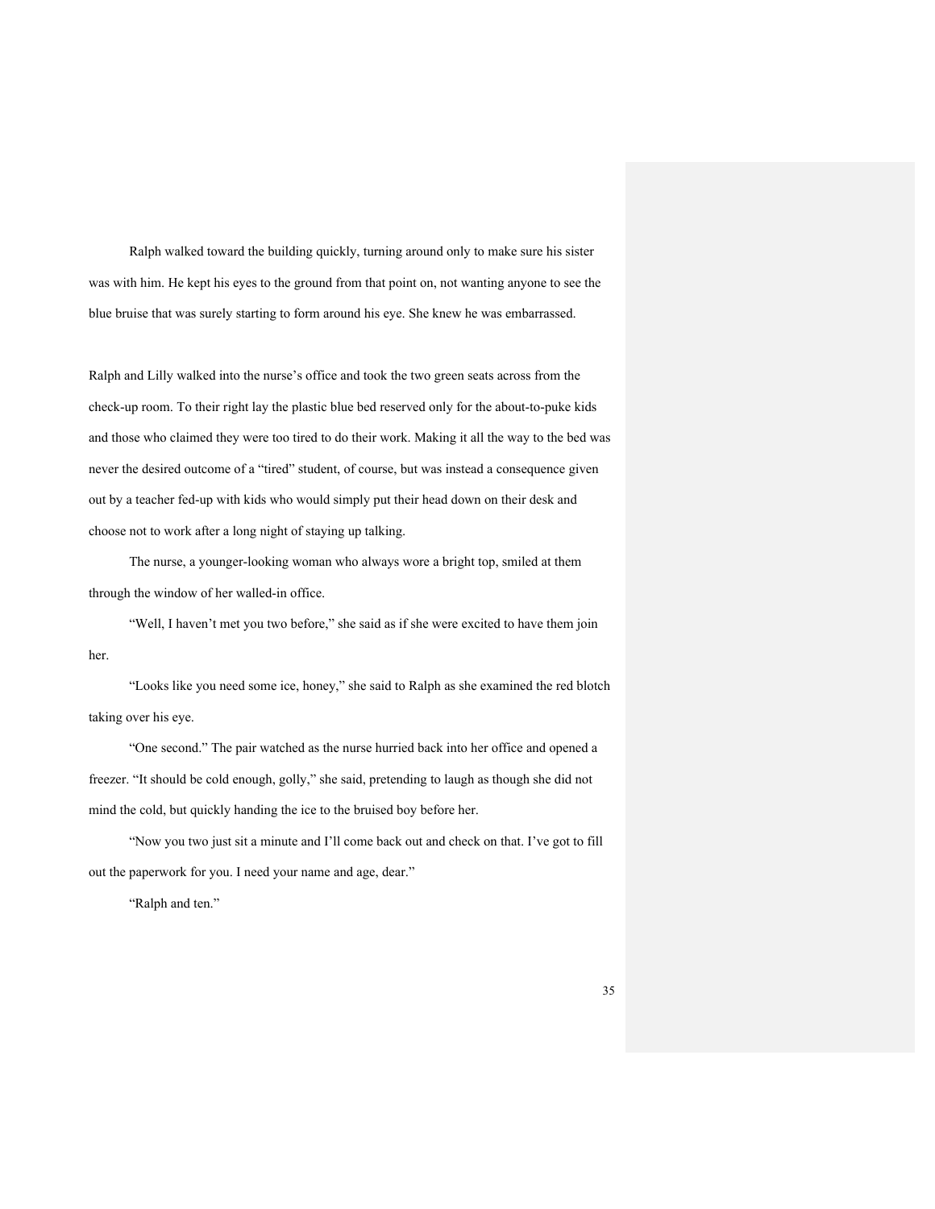Ralph walked toward the building quickly, turning around only to make sure his sister was with him. He kept his eyes to the ground from that point on, not wanting anyone to see the blue bruise that was surely starting to form around his eye. She knew he was embarrassed.

Ralph and Lilly walked into the nurse's office and took the two green seats across from the check-up room. To their right lay the plastic blue bed reserved only for the about-to-puke kids and those who claimed they were too tired to do their work. Making it all the way to the bed was never the desired outcome of a "tired" student, of course, but was instead a consequence given out by a teacher fed-up with kids who would simply put their head down on their desk and choose not to work after a long night of staying up talking.

The nurse, a younger-looking woman who always wore a bright top, smiled at them through the window of her walled-in office.

"Well, I haven't met you two before," she said as if she were excited to have them join her.

"Looks like you need some ice, honey," she said to Ralph as she examined the red blotch taking over his eye.

"One second." The pair watched as the nurse hurried back into her office and opened a freezer. "It should be cold enough, golly," she said, pretending to laugh as though she did not mind the cold, but quickly handing the ice to the bruised boy before her.

"Now you two just sit a minute and I'll come back out and check on that. I've got to fill out the paperwork for you. I need your name and age, dear."

"Ralph and ten."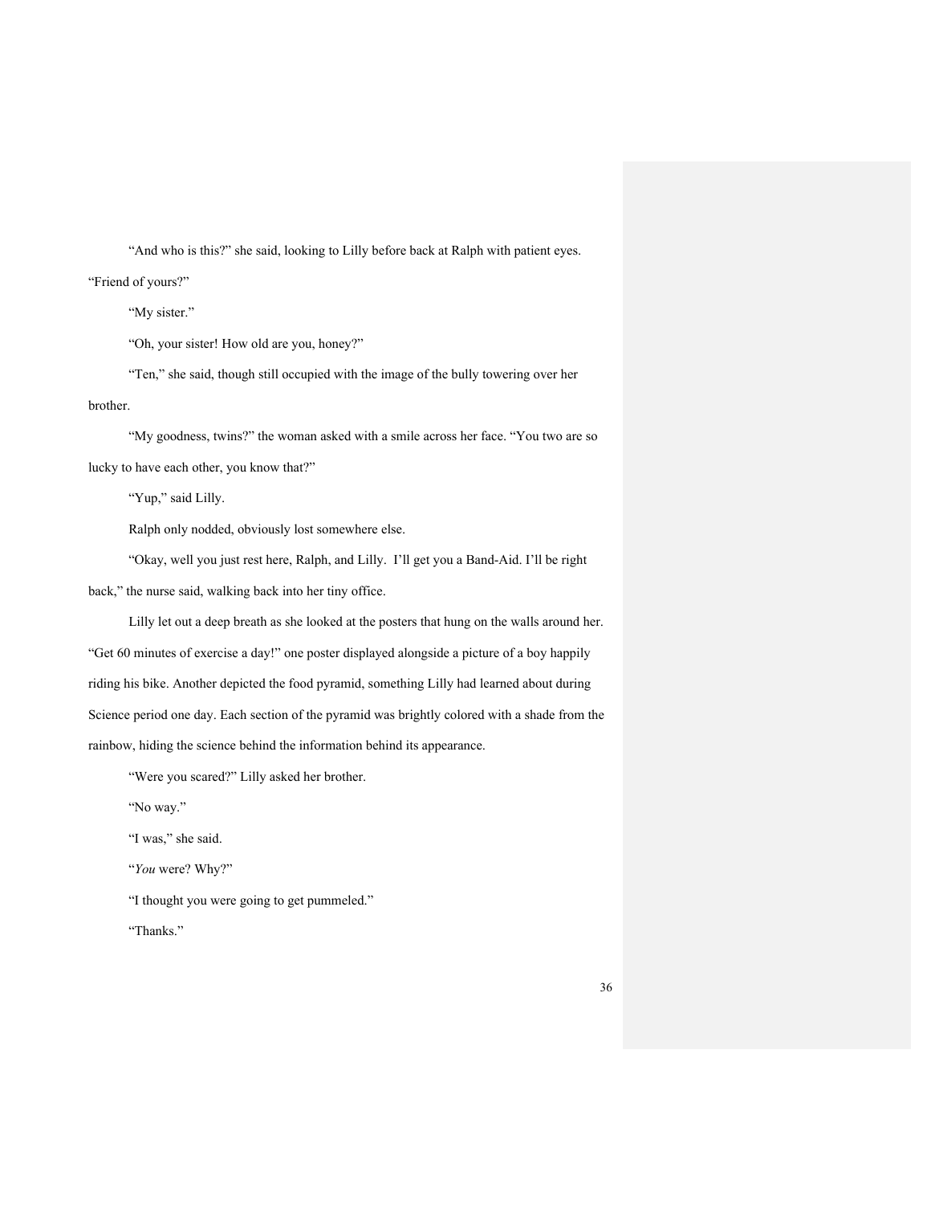"And who is this?" she said, looking to Lilly before back at Ralph with patient eyes. "Friend of yours?"

"My sister."

"Oh, your sister! How old are you, honey?"

"Ten," she said, though still occupied with the image of the bully towering over her brother.

"My goodness, twins?" the woman asked with a smile across her face. "You two are so lucky to have each other, you know that?"

"Yup," said Lilly.

Ralph only nodded, obviously lost somewhere else.

"Okay, well you just rest here, Ralph, and Lilly. I'll get you a Band-Aid. I'll be right back," the nurse said, walking back into her tiny office.

Lilly let out a deep breath as she looked at the posters that hung on the walls around her. "Get 60 minutes of exercise a day!" one poster displayed alongside a picture of a boy happily riding his bike. Another depicted the food pyramid, something Lilly had learned about during Science period one day. Each section of the pyramid was brightly colored with a shade from the rainbow, hiding the science behind the information behind its appearance.

"Were you scared?" Lilly asked her brother.

"No way."

"I was," she said.

"*You* were? Why?"

"I thought you were going to get pummeled."

"Thanks."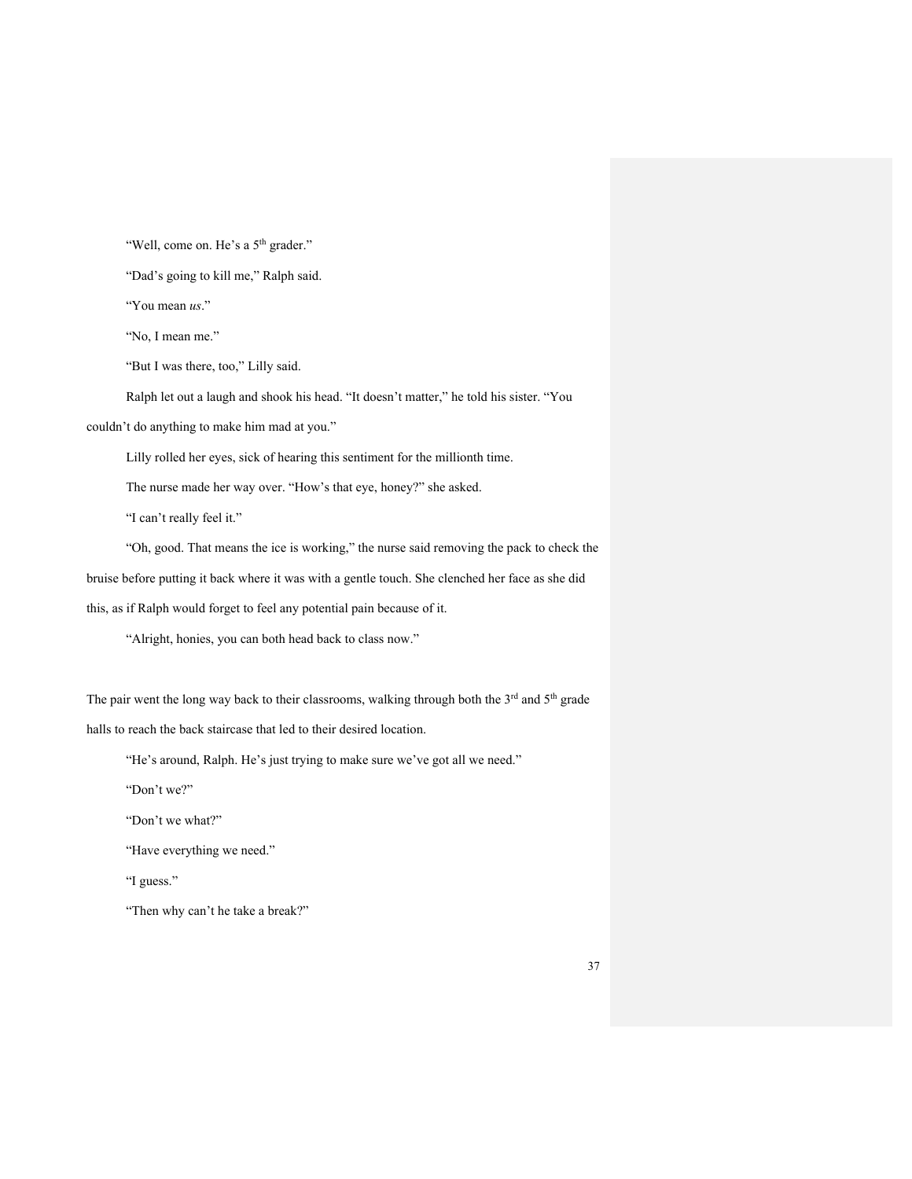"Well, come on. He's a 5th grader."

"Dad's going to kill me," Ralph said.

"You mean *us*."

"No, I mean me."

"But I was there, too," Lilly said.

Ralph let out a laugh and shook his head. "It doesn't matter," he told his sister. "You couldn't do anything to make him mad at you."

Lilly rolled her eyes, sick of hearing this sentiment for the millionth time.

The nurse made her way over. "How's that eye, honey?" she asked.

"I can't really feel it."

"Oh, good. That means the ice is working," the nurse said removing the pack to check the bruise before putting it back where it was with a gentle touch. She clenched her face as she did this, as if Ralph would forget to feel any potential pain because of it.

"Alright, honies, you can both head back to class now."

The pair went the long way back to their classrooms, walking through both the 3rd and 5th grade halls to reach the back staircase that led to their desired location.

"He's around, Ralph. He's just trying to make sure we've got all we need."

"Don't we?"

"Don't we what?"

"Have everything we need."

"I guess."

"Then why can't he take a break?"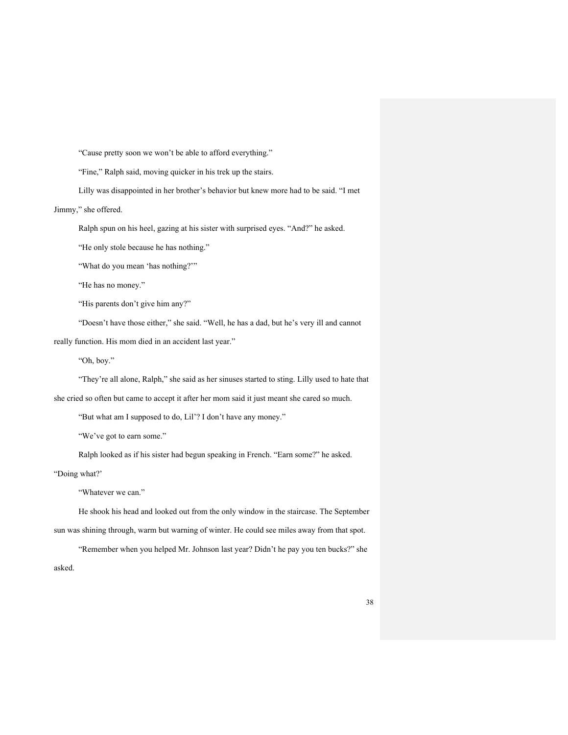"Cause pretty soon we won't be able to afford everything."

"Fine," Ralph said, moving quicker in his trek up the stairs.

Lilly was disappointed in her brother's behavior but knew more had to be said. "I met Jimmy," she offered.

Ralph spun on his heel, gazing at his sister with surprised eyes. "And?" he asked.

"He only stole because he has nothing."

"What do you mean 'has nothing?'"

"He has no money."

"His parents don't give him any?"

"Doesn't have those either," she said. "Well, he has a dad, but he's very ill and cannot really function. His mom died in an accident last year."

"Oh, boy."

"They're all alone, Ralph," she said as her sinuses started to sting. Lilly used to hate that she cried so often but came to accept it after her mom said it just meant she cared so much.

"But what am I supposed to do, Lil'? I don't have any money."

"We've got to earn some."

Ralph looked as if his sister had begun speaking in French. "Earn some?" he asked. "Doing what?'

"Whatever we can."

He shook his head and looked out from the only window in the staircase. The September sun was shining through, warm but warning of winter. He could see miles away from that spot.

"Remember when you helped Mr. Johnson last year? Didn't he pay you ten bucks?" she asked.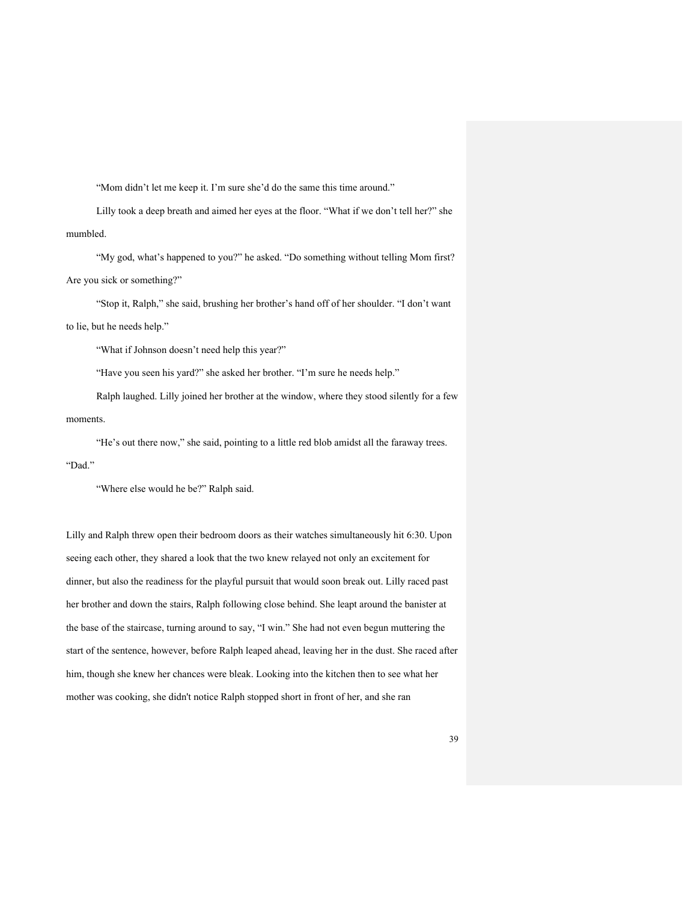"Mom didn't let me keep it. I'm sure she'd do the same this time around."

Lilly took a deep breath and aimed her eyes at the floor. "What if we don't tell her?" she mumbled.

"My god, what's happened to you?" he asked. "Do something without telling Mom first? Are you sick or something?"

"Stop it, Ralph," she said, brushing her brother's hand off of her shoulder. "I don't want to lie, but he needs help."

"What if Johnson doesn't need help this year?"

"Have you seen his yard?" she asked her brother. "I'm sure he needs help."

Ralph laughed. Lilly joined her brother at the window, where they stood silently for a few moments.

"He's out there now," she said, pointing to a little red blob amidst all the faraway trees. "Dad."

"Where else would he be?" Ralph said.

Lilly and Ralph threw open their bedroom doors as their watches simultaneously hit 6:30. Upon seeing each other, they shared a look that the two knew relayed not only an excitement for dinner, but also the readiness for the playful pursuit that would soon break out. Lilly raced past her brother and down the stairs, Ralph following close behind. She leapt around the banister at the base of the staircase, turning around to say, "I win." She had not even begun muttering the start of the sentence, however, before Ralph leaped ahead, leaving her in the dust. She raced after him, though she knew her chances were bleak. Looking into the kitchen then to see what her mother was cooking, she didn't notice Ralph stopped short in front of her, and she ran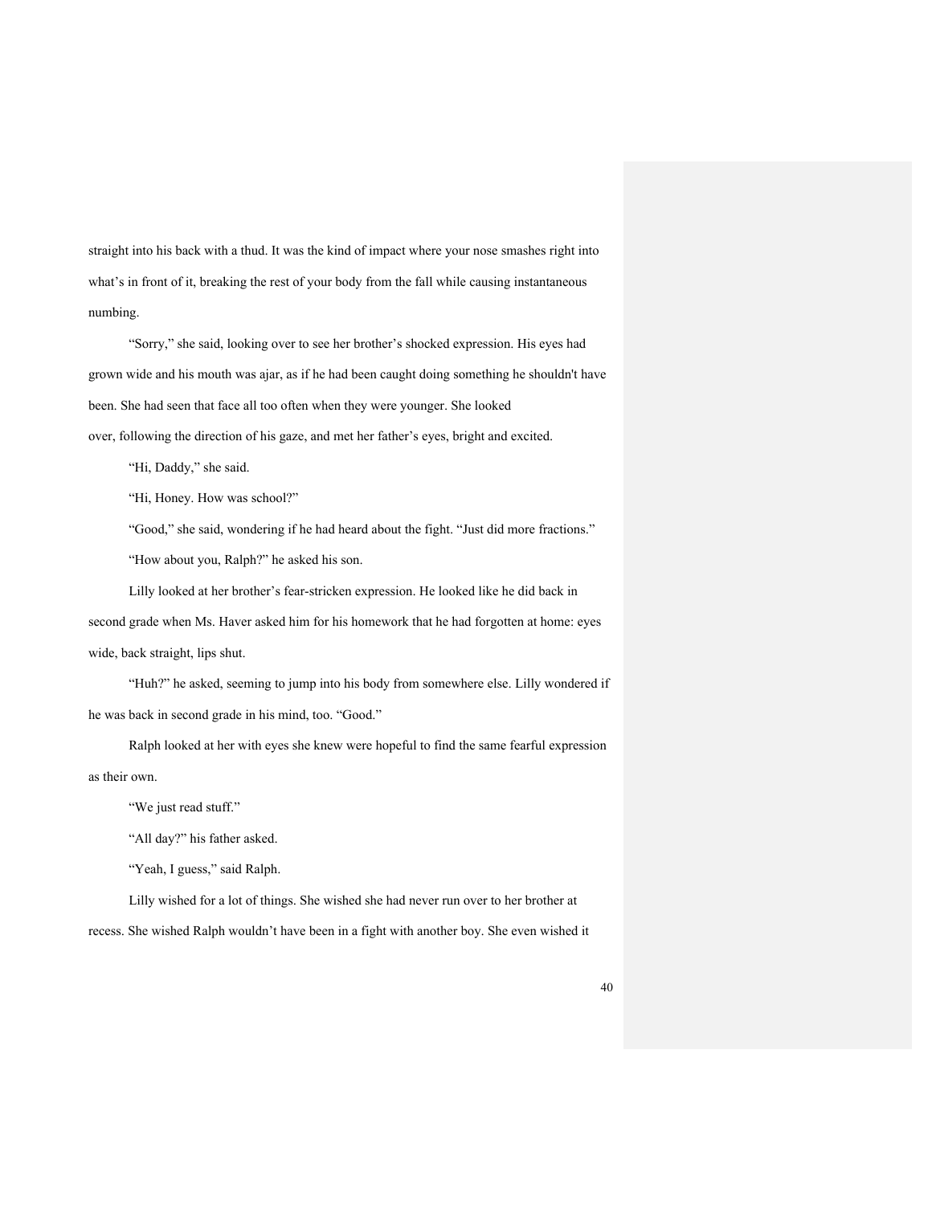straight into his back with a thud. It was the kind of impact where your nose smashes right into what's in front of it, breaking the rest of your body from the fall while causing instantaneous numbing.

"Sorry," she said, looking over to see her brother's shocked expression. His eyes had grown wide and his mouth was ajar, as if he had been caught doing something he shouldn't have been. She had seen that face all too often when they were younger. She looked over, following the direction of his gaze, and met her father's eyes, bright and excited.

"Hi, Daddy," she said.

"Hi, Honey. How was school?"

"Good," she said, wondering if he had heard about the fight. "Just did more fractions."

"How about you, Ralph?" he asked his son.

Lilly looked at her brother's fear-stricken expression. He looked like he did back in second grade when Ms. Haver asked him for his homework that he had forgotten at home: eyes wide, back straight, lips shut.

"Huh?" he asked, seeming to jump into his body from somewhere else. Lilly wondered if he was back in second grade in his mind, too. "Good."

Ralph looked at her with eyes she knew were hopeful to find the same fearful expression as their own.

"We just read stuff."

"All day?" his father asked.

"Yeah, I guess," said Ralph.

Lilly wished for a lot of things. She wished she had never run over to her brother at recess. She wished Ralph wouldn't have been in a fight with another boy. She even wished it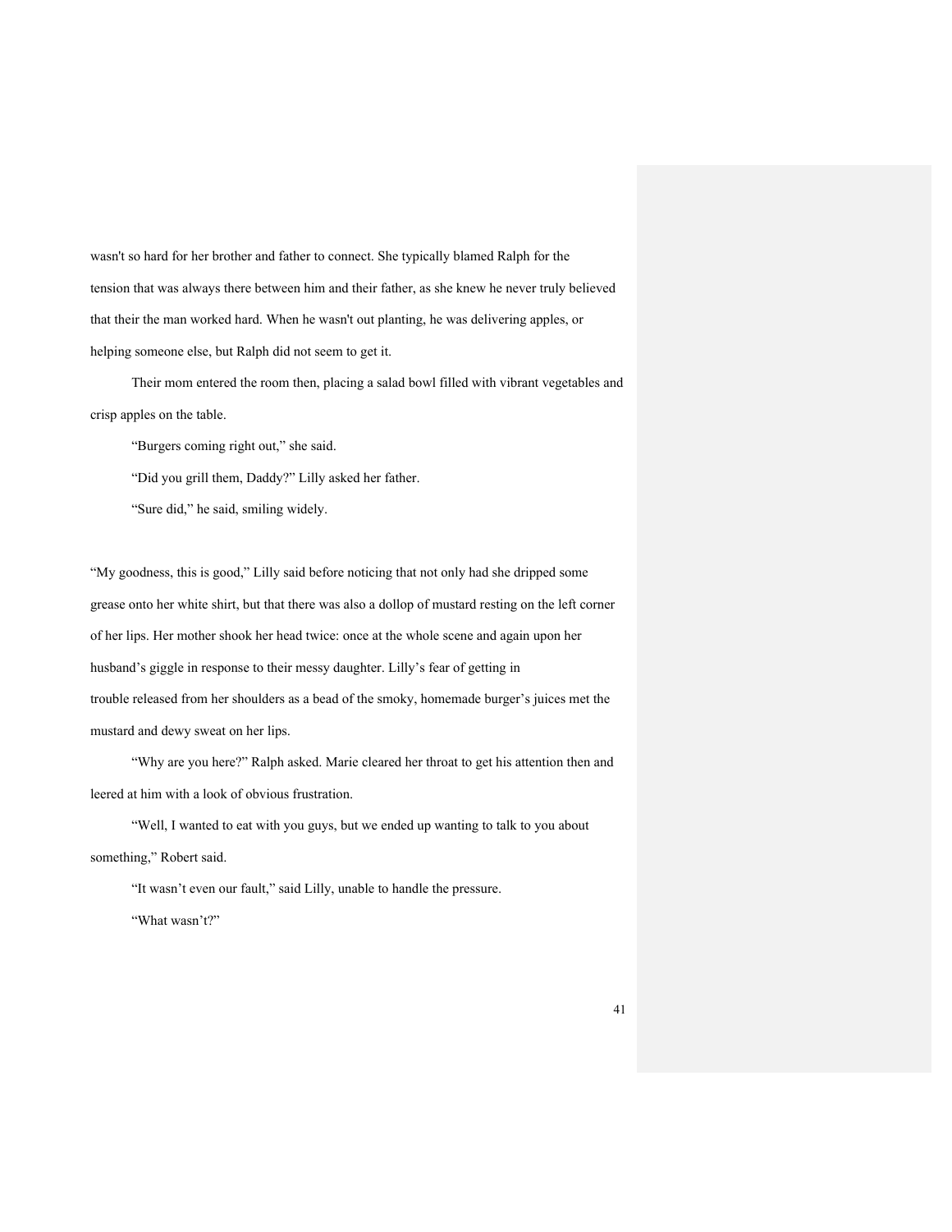wasn't so hard for her brother and father to connect. She typically blamed Ralph for the tension that was always there between him and their father, as she knew he never truly believed that their the man worked hard. When he wasn't out planting, he was delivering apples, or helping someone else, but Ralph did not seem to get it.

Their mom entered the room then, placing a salad bowl filled with vibrant vegetables and crisp apples on the table.

"Burgers coming right out," she said.

"Did you grill them, Daddy?" Lilly asked her father.

"Sure did," he said, smiling widely.

"My goodness, this is good," Lilly said before noticing that not only had she dripped some grease onto her white shirt, but that there was also a dollop of mustard resting on the left corner of her lips. Her mother shook her head twice: once at the whole scene and again upon her husband's giggle in response to their messy daughter. Lilly's fear of getting in trouble released from her shoulders as a bead of the smoky, homemade burger's juices met the mustard and dewy sweat on her lips.

"Why are you here?" Ralph asked. Marie cleared her throat to get his attention then and leered at him with a look of obvious frustration.

"Well, I wanted to eat with you guys, but we ended up wanting to talk to you about something," Robert said.

"It wasn't even our fault," said Lilly, unable to handle the pressure.

"What wasn't?"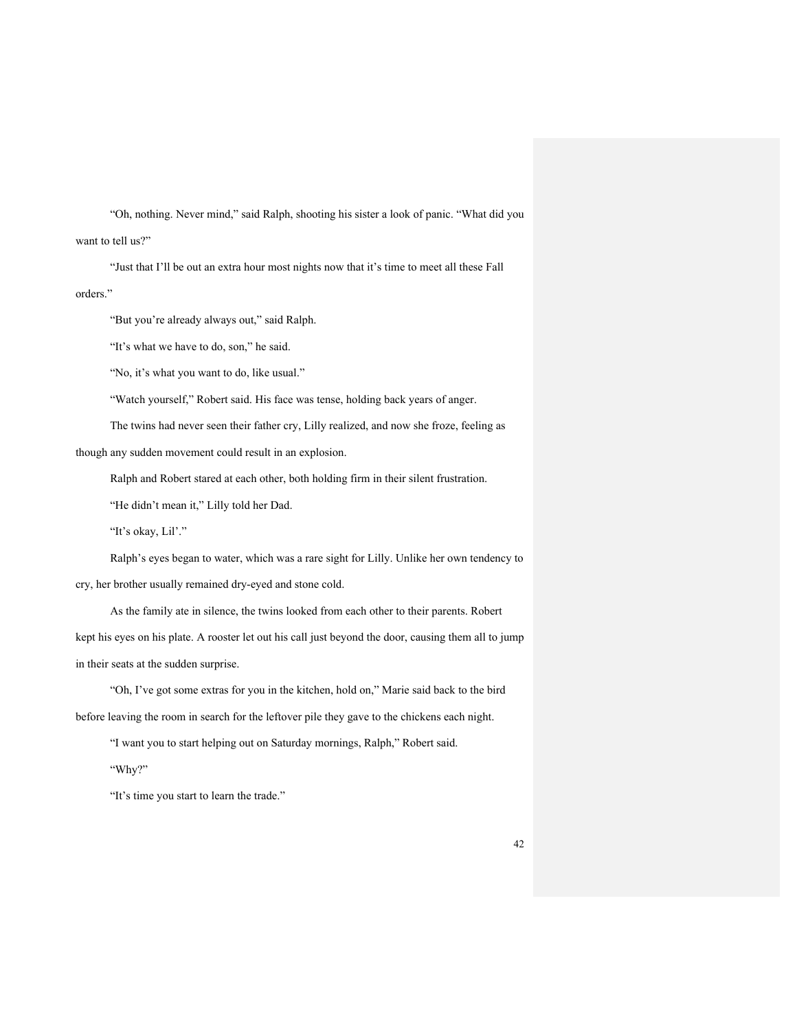"Oh, nothing. Never mind," said Ralph, shooting his sister a look of panic. "What did you want to tell us?"

"Just that I'll be out an extra hour most nights now that it's time to meet all these Fall orders."

"But you're already always out," said Ralph.

"It's what we have to do, son," he said.

"No, it's what you want to do, like usual."

"Watch yourself," Robert said. His face was tense, holding back years of anger.

The twins had never seen their father cry, Lilly realized, and now she froze, feeling as though any sudden movement could result in an explosion.

Ralph and Robert stared at each other, both holding firm in their silent frustration.

"He didn't mean it," Lilly told her Dad.

"It's okay, Lil'."

Ralph's eyes began to water, which was a rare sight for Lilly. Unlike her own tendency to cry, her brother usually remained dry-eyed and stone cold.

As the family ate in silence, the twins looked from each other to their parents. Robert kept his eyes on his plate. A rooster let out his call just beyond the door, causing them all to jump in their seats at the sudden surprise.

"Oh, I've got some extras for you in the kitchen, hold on," Marie said back to the bird before leaving the room in search for the leftover pile they gave to the chickens each night.

"I want you to start helping out on Saturday mornings, Ralph," Robert said.

"Why?"

"It's time you start to learn the trade."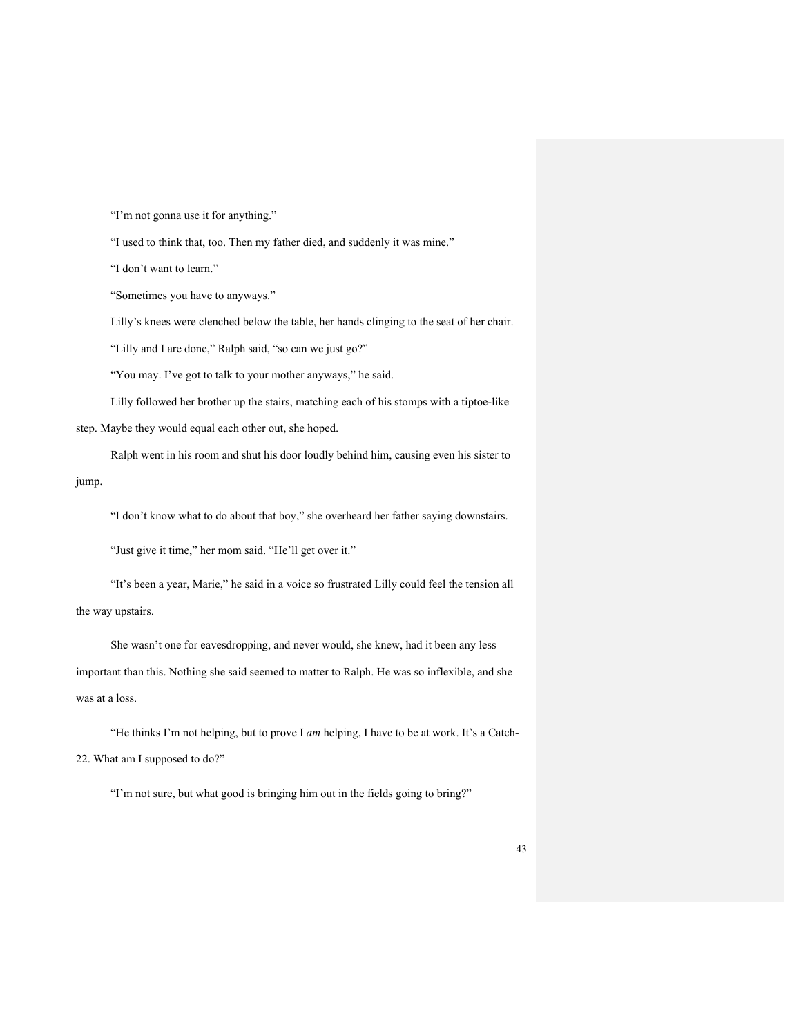"I'm not gonna use it for anything."

"I used to think that, too. Then my father died, and suddenly it was mine."

"I don't want to learn."

"Sometimes you have to anyways."

Lilly's knees were clenched below the table, her hands clinging to the seat of her chair.

"Lilly and I are done," Ralph said, "so can we just go?"

"You may. I've got to talk to your mother anyways," he said.

Lilly followed her brother up the stairs, matching each of his stomps with a tiptoe-like step. Maybe they would equal each other out, she hoped.

Ralph went in his room and shut his door loudly behind him, causing even his sister to jump.

"I don't know what to do about that boy," she overheard her father saying downstairs.

"Just give it time," her mom said. "He'll get over it."

"It's been a year, Marie," he said in a voice so frustrated Lilly could feel the tension all the way upstairs.

She wasn't one for eavesdropping, and never would, she knew, had it been any less important than this. Nothing she said seemed to matter to Ralph. He was so inflexible, and she was at a loss.

"He thinks I'm not helping, but to prove I *am* helping, I have to be at work. It's a Catch-22. What am I supposed to do?"

"I'm not sure, but what good is bringing him out in the fields going to bring?"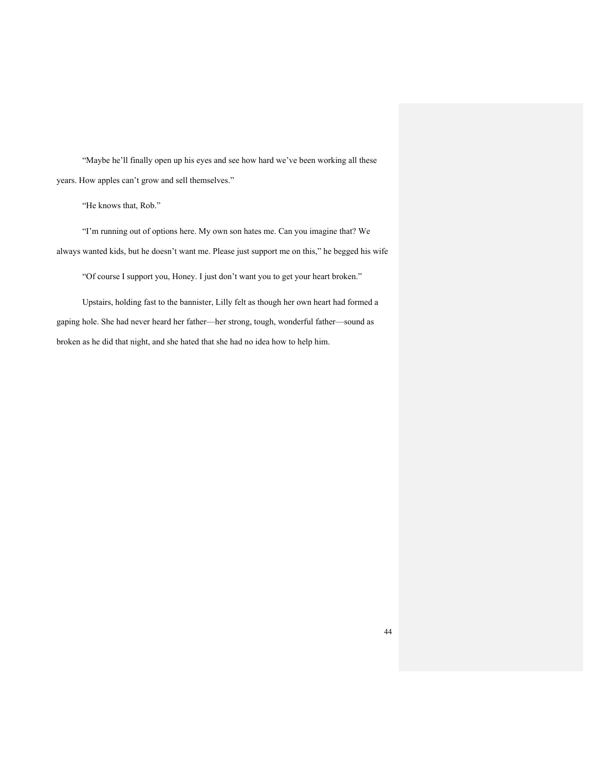"Maybe he'll finally open up his eyes and see how hard we've been working all these years. How apples can't grow and sell themselves."

"He knows that, Rob."

"I'm running out of options here. My own son hates me. Can you imagine that? We always wanted kids, but he doesn't want me. Please just support me on this," he begged his wife

"Of course I support you, Honey. I just don't want you to get your heart broken."

Upstairs, holding fast to the bannister, Lilly felt as though her own heart had formed a gaping hole. She had never heard her father—her strong, tough, wonderful father—sound as broken as he did that night, and she hated that she had no idea how to help him.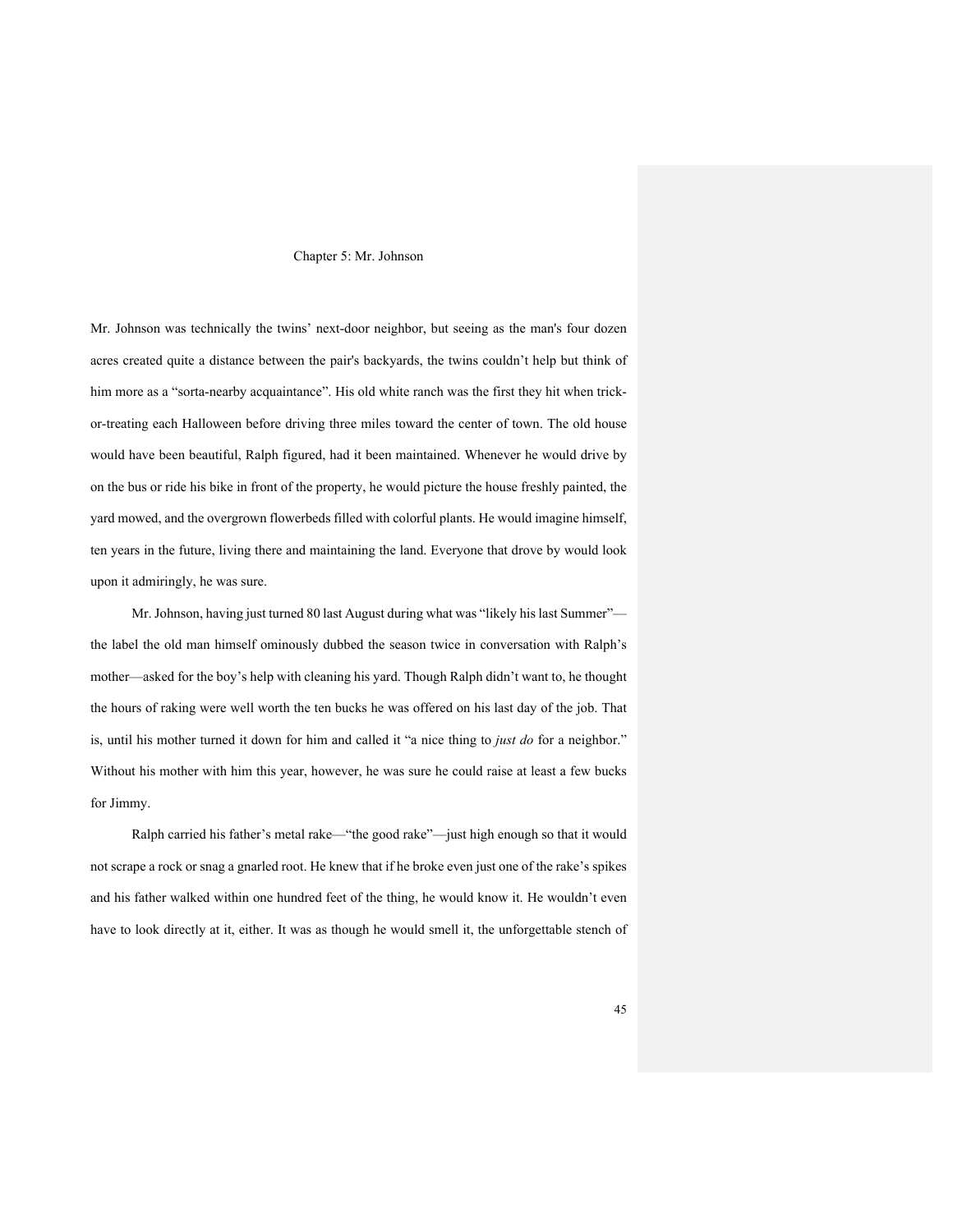# Chapter 5: Mr. Johnson

Mr. Johnson was technically the twins' next-door neighbor, but seeing as the man's four dozen acres created quite a distance between the pair's backyards, the twins couldn't help but think of him more as a "sorta-nearby acquaintance". His old white ranch was the first they hit when trick-or-treating each Halloween before driving three miles toward the center of town. The old house would have been beautiful, Ralph figured, had it been maintained. Whenever he would drive by on the bus or ride his bike in front of the property, he would picture the house freshly painted, the yard mowed, and the overgrown flowerbeds filled with colorful plants. He would imagine himself, ten years in the future, living there and maintaining the land. Everyone that drove by would look upon it admiringly, he was sure.

Mr. Johnson, having just turned 80 last August during what was "likely his last Summer"—the label the old man himself ominously dubbed the season twice in conversation with Ralph's mother—asked for the boy's help with cleaning his yard. Though Ralph didn't want to, he thought the hours of raking were well worth the ten bucks he was offered on his last day of the job. That is, until his mother turned it down for him and called it "a nice thing to *just do* for a neighbor." Without his mother with him this year, however, he was sure he could raise at least a few bucks for Jimmy.

Ralph carried his father's metal rake—"the good rake"—just high enough so that it would not scrape a rock or snag a gnarled root. He knew that if he broke even just one of the rake's spikes and his father walked within one hundred feet of the thing, he would know it. He wouldn't even have to look directly at it, either. It was as though he would smell it, the unforgettable stench of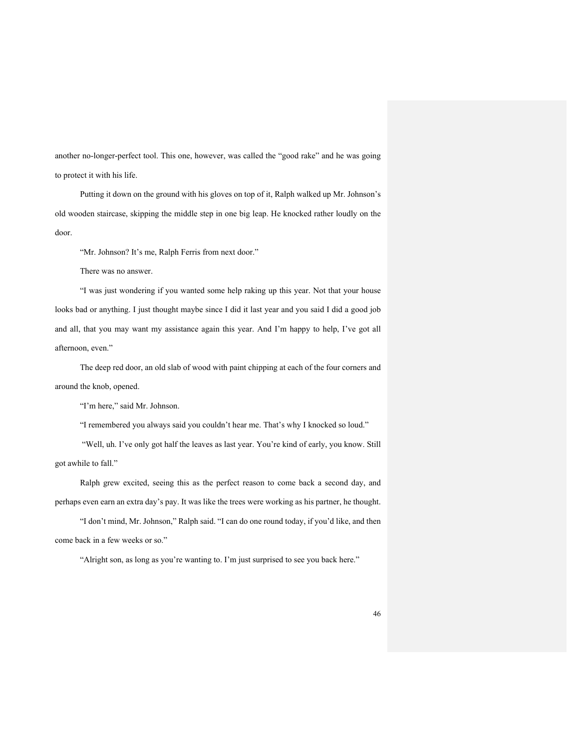another no-longer-perfect tool. This one, however, was called the "good rake" and he was going to protect it with his life.

Putting it down on the ground with his gloves on top of it, Ralph walked up Mr. Johnson's old wooden staircase, skipping the middle step in one big leap. He knocked rather loudly on the door.

"Mr. Johnson? It's me, Ralph Ferris from next door."

There was no answer.

"I was just wondering if you wanted some help raking up this year. Not that your house looks bad or anything. I just thought maybe since I did it last year and you said I did a good job and all, that you may want my assistance again this year. And I'm happy to help, I've got all afternoon, even."

The deep red door, an old slab of wood with paint chipping at each of the four corners and around the knob, opened.

"I'm here," said Mr. Johnson.

"I remembered you always said you couldn't hear me. That's why I knocked so loud."

"Well, uh. I've only got half the leaves as last year. You're kind of early, you know. Still got awhile to fall."

Ralph grew excited, seeing this as the perfect reason to come back a second day, and perhaps even earn an extra day's pay. It was like the trees were working as his partner, he thought.

"I don't mind, Mr. Johnson," Ralph said. "I can do one round today, if you'd like, and then come back in a few weeks or so."

"Alright son, as long as you're wanting to. I'm just surprised to see you back here."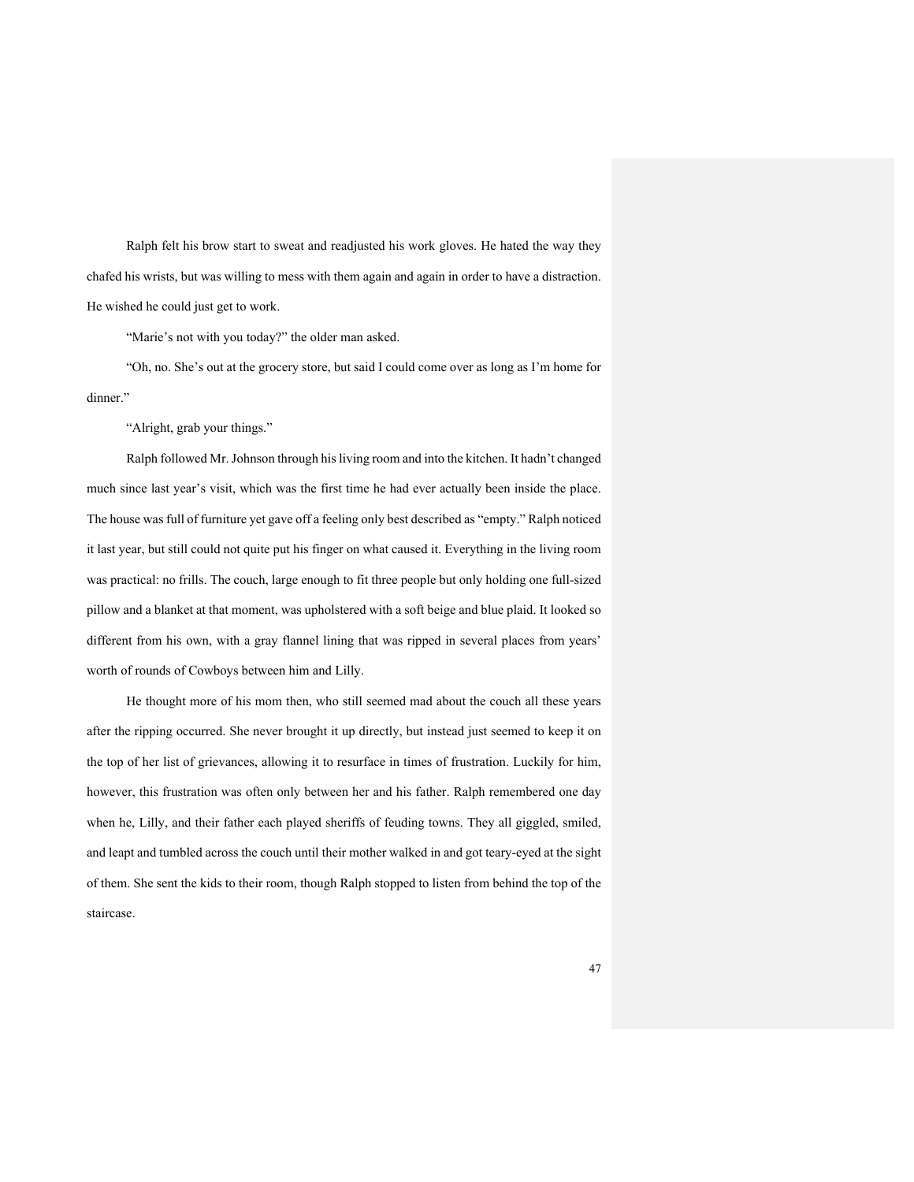Ralph felt his brow start to sweat and readjusted his work gloves. He hated the way they chafed his wrists, but was willing to mess with them again and again in order to have a distraction. He wished he could just get to work.

"Marie's not with you today?" the older man asked.

"Oh, no. She's out at the grocery store, but said I could come over as long as I'm home for dinner."

"Alright, grab your things."

Ralph followed Mr. Johnson through his living room and into the kitchen. It hadn't changed much since last year's visit, which was the first time he had ever actually been inside the place. The house was full of furniture yet gave off a feeling only best described as "empty." Ralph noticed it last year, but still could not quite put his finger on what caused it. Everything in the living room was practical: no frills. The couch, large enough to fit three people but only holding one full-sized pillow and a blanket at that moment, was upholstered with a soft beige and blue plaid. It looked so different from his own, with a gray flannel lining that was ripped in several places from years' worth of rounds of Cowboys between him and Lilly.

He thought more of his mom then, who still seemed mad about the couch all these years after the ripping occurred. She never brought it up directly, but instead just seemed to keep it on the top of her list of grievances, allowing it to resurface in times of frustration. Luckily for him, however, this frustration was often only between her and his father. Ralph remembered one day when he, Lilly, and their father each played sheriffs of feuding towns. They all giggled, smiled, and leapt and tumbled across the couch until their mother walked in and got teary-eyed at the sight of them. She sent the kids to their room, though Ralph stopped to listen from behind the top of the staircase.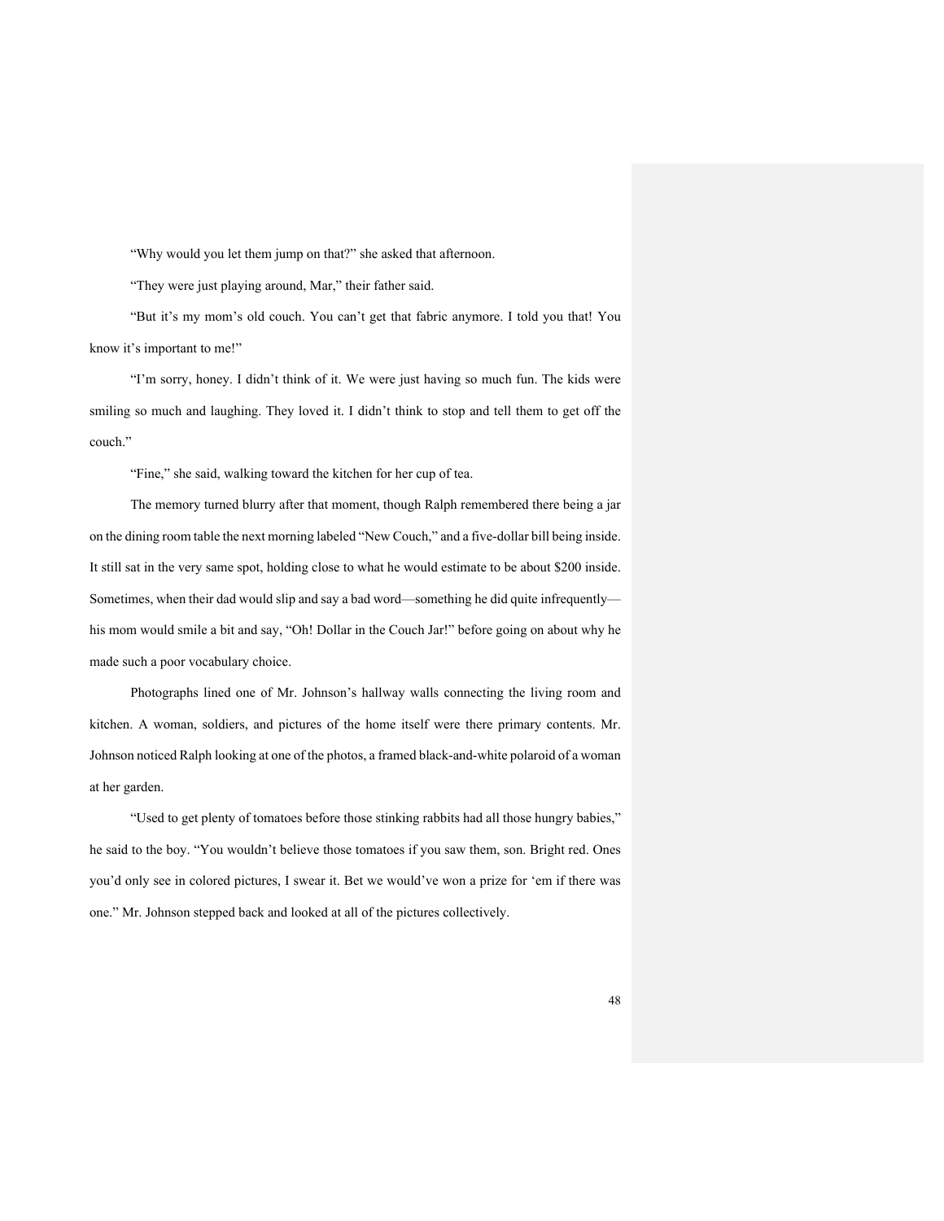"Why would you let them jump on that?" she asked that afternoon.

"They were just playing around, Mar," their father said.

"But it's my mom's old couch. You can't get that fabric anymore. I told you that! You know it's important to me!"

"I'm sorry, honey. I didn't think of it. We were just having so much fun. The kids were smiling so much and laughing. They loved it. I didn't think to stop and tell them to get off the couch."

"Fine," she said, walking toward the kitchen for her cup of tea.

The memory turned blurry after that moment, though Ralph remembered there being a jar on the dining room table the next morning labeled "New Couch," and a five-dollar bill being inside. It still sat in the very same spot, holding close to what he would estimate to be about $200 inside. Sometimes, when their dad would slip and say a bad word—something he did quite infrequently—his mom would smile a bit and say, "Oh! Dollar in the Couch Jar!" before going on about why he made such a poor vocabulary choice.

Photographs lined one of Mr. Johnson's hallway walls connecting the living room and kitchen. A woman, soldiers, and pictures of the home itself were there primary contents. Mr. Johnson noticed Ralph looking at one of the photos, a framed black-and-white polaroid of a woman at her garden.

"Used to get plenty of tomatoes before those stinking rabbits had all those hungry babies," he said to the boy. "You wouldn't believe those tomatoes if you saw them, son. Bright red. Ones you'd only see in colored pictures, I swear it. Bet we would've won a prize for 'em if there was one." Mr. Johnson stepped back and looked at all of the pictures collectively.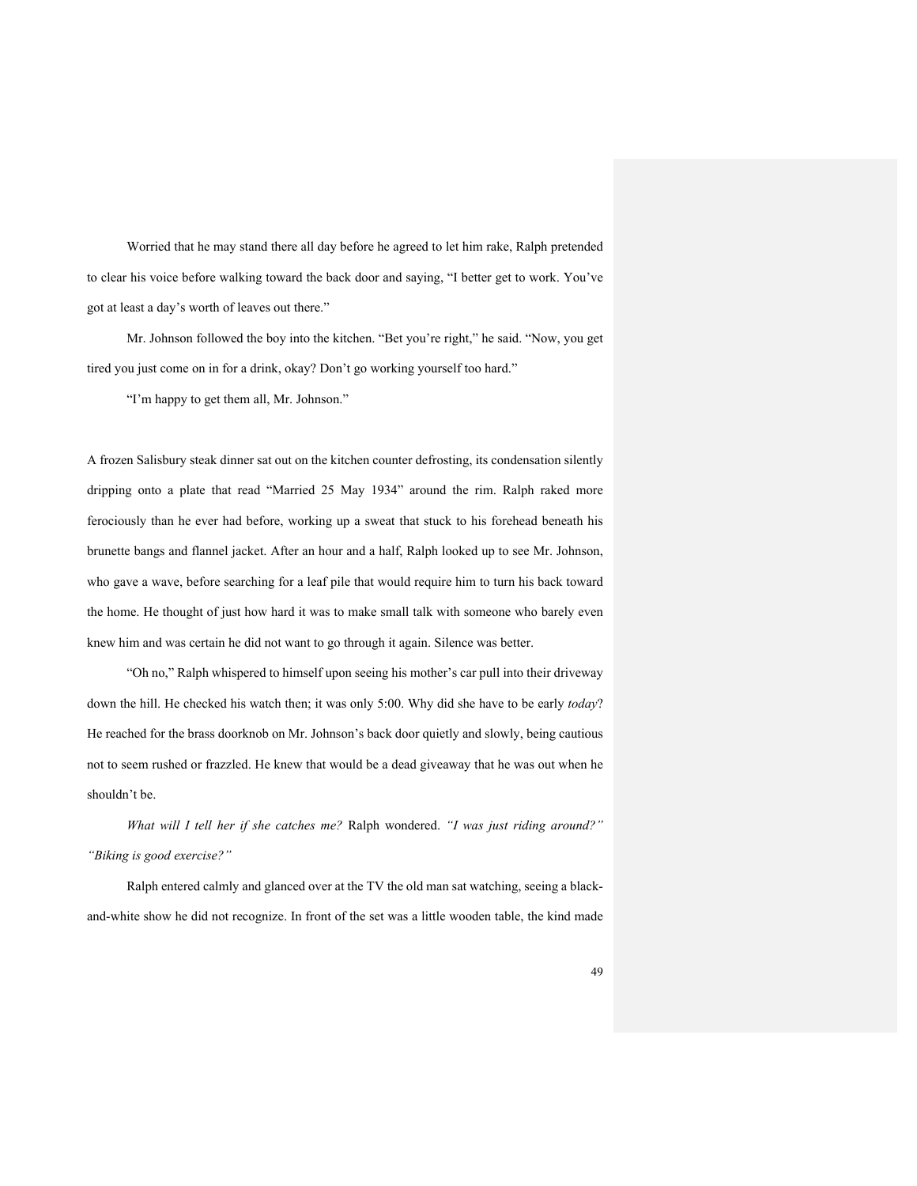Worried that he may stand there all day before he agreed to let him rake, Ralph pretended to clear his voice before walking toward the back door and saying, "I better get to work. You've got at least a day's worth of leaves out there."

Mr. Johnson followed the boy into the kitchen. "Bet you're right," he said. "Now, you get tired you just come on in for a drink, okay? Don't go working yourself too hard."

"I'm happy to get them all, Mr. Johnson."

A frozen Salisbury steak dinner sat out on the kitchen counter defrosting, its condensation silently dripping onto a plate that read "Married 25 May 1934" around the rim. Ralph raked more ferociously than he ever had before, working up a sweat that stuck to his forehead beneath his brunette bangs and flannel jacket. After an hour and a half, Ralph looked up to see Mr. Johnson, who gave a wave, before searching for a leaf pile that would require him to turn his back toward the home. He thought of just how hard it was to make small talk with someone who barely even knew him and was certain he did not want to go through it again. Silence was better.

"Oh no," Ralph whispered to himself upon seeing his mother's car pull into their driveway down the hill. He checked his watch then; it was only 5:00. Why did she have to be early *today*? He reached for the brass doorknob on Mr. Johnson's back door quietly and slowly, being cautious not to seem rushed or frazzled. He knew that would be a dead giveaway that he was out when he shouldn't be.

*What will I tell her if she catches me?* Ralph wondered. *"I was just riding around?" "Biking is good exercise?"*

Ralph entered calmly and glanced over at the TV the old man sat watching, seeing a black-and-white show he did not recognize. In front of the set was a little wooden table, the kind made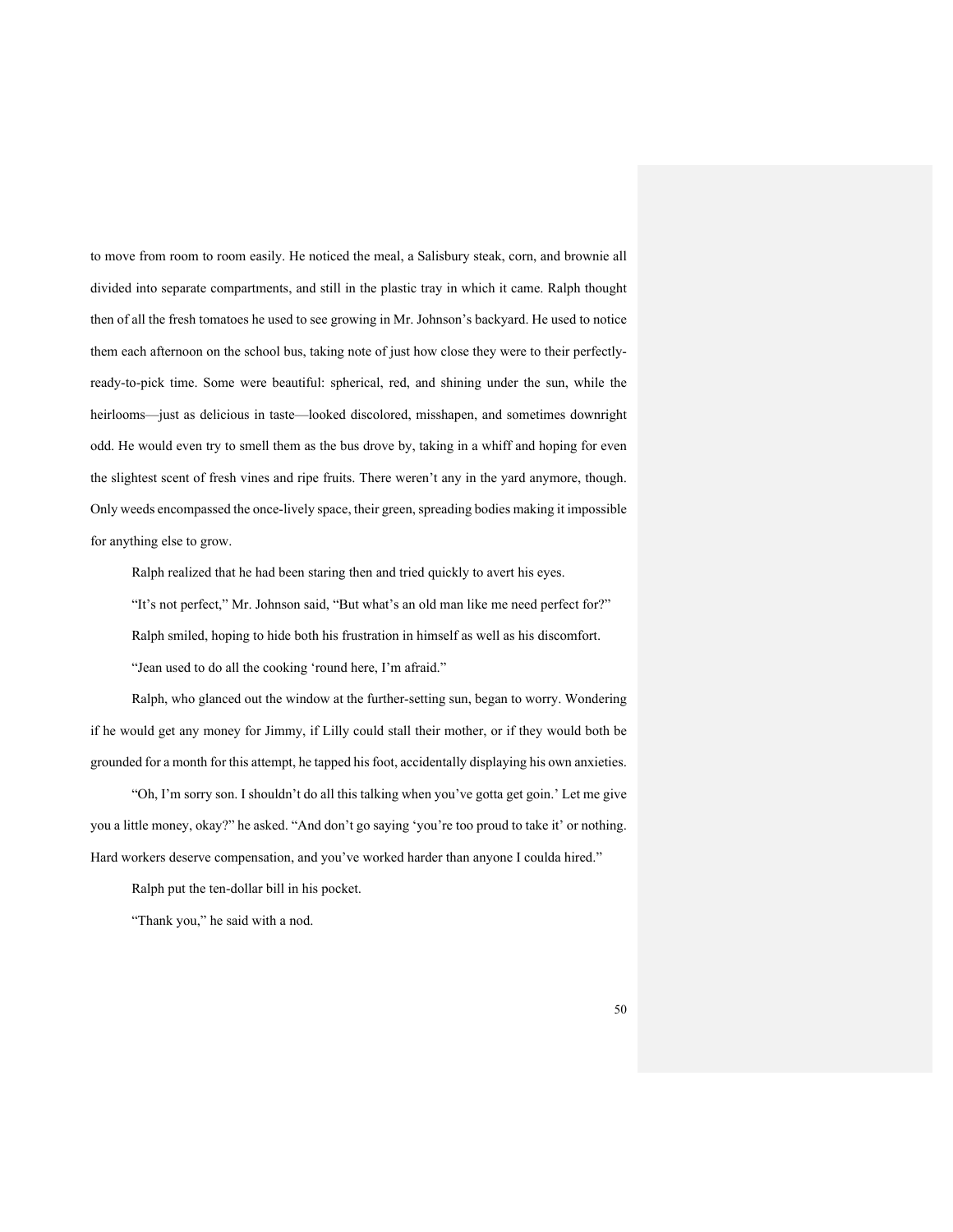to move from room to room easily. He noticed the meal, a Salisbury steak, corn, and brownie all divided into separate compartments, and still in the plastic tray in which it came. Ralph thought then of all the fresh tomatoes he used to see growing in Mr. Johnson's backyard. He used to notice them each afternoon on the school bus, taking note of just how close they were to their perfectly-ready-to-pick time. Some were beautiful: spherical, red, and shining under the sun, while the heirlooms—just as delicious in taste—looked discolored, misshapen, and sometimes downright odd. He would even try to smell them as the bus drove by, taking in a whiff and hoping for even the slightest scent of fresh vines and ripe fruits. There weren't any in the yard anymore, though. Only weeds encompassed the once-lively space, their green, spreading bodies making it impossible for anything else to grow.

Ralph realized that he had been staring then and tried quickly to avert his eyes.

"It's not perfect," Mr. Johnson said, "But what's an old man like me need perfect for?"

Ralph smiled, hoping to hide both his frustration in himself as well as his discomfort.

"Jean used to do all the cooking 'round here, I'm afraid."

Ralph, who glanced out the window at the further-setting sun, began to worry. Wondering if he would get any money for Jimmy, if Lilly could stall their mother, or if they would both be grounded for a month for this attempt, he tapped his foot, accidentally displaying his own anxieties.

"Oh, I'm sorry son. I shouldn't do all this talking when you've gotta get goin.' Let me give you a little money, okay?" he asked. "And don't go saying 'you're too proud to take it' or nothing. Hard workers deserve compensation, and you've worked harder than anyone I coulda hired."

Ralph put the ten-dollar bill in his pocket.

"Thank you," he said with a nod.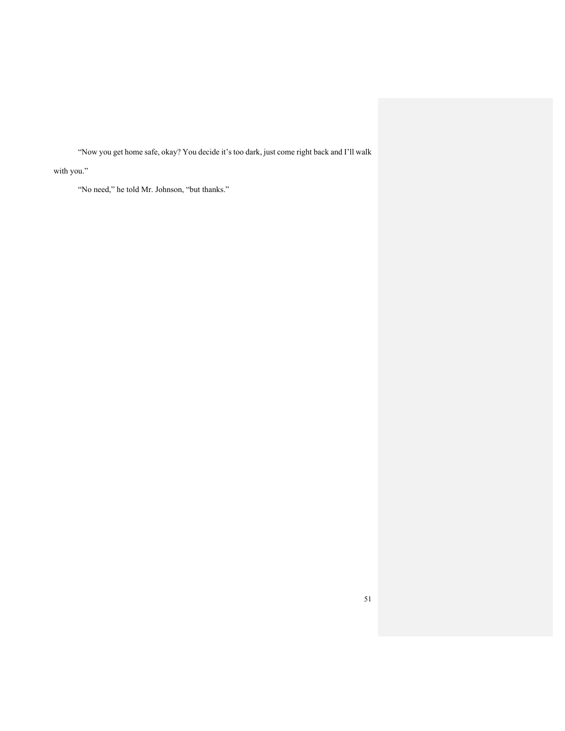“Now you get home safe, okay? You decide it’s too dark, just come right back and I’ll walk with you.”

“No need,” he told Mr. Johnson, “but thanks.”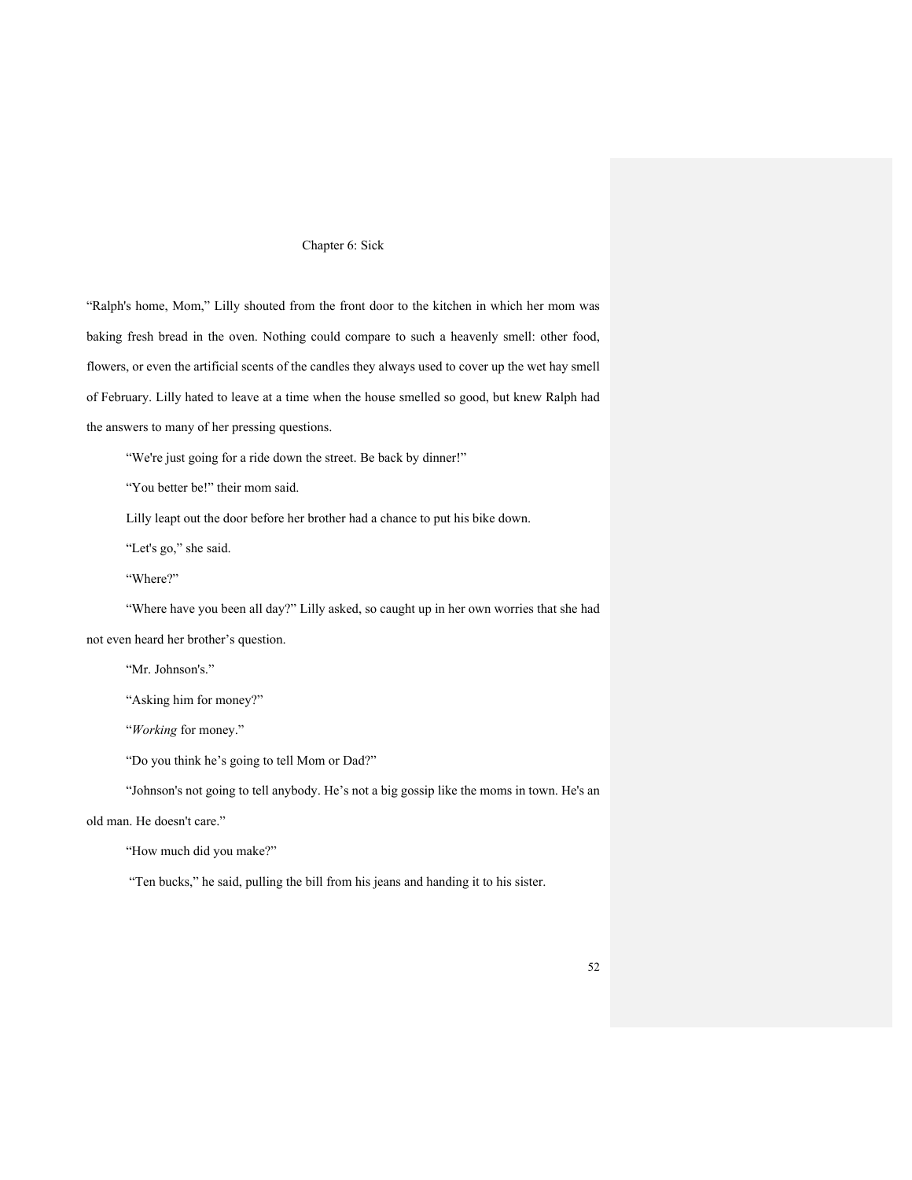# Chapter 6: Sick

"Ralph's home, Mom," Lilly shouted from the front door to the kitchen in which her mom was baking fresh bread in the oven. Nothing could compare to such a heavenly smell: other food, flowers, or even the artificial scents of the candles they always used to cover up the wet hay smell of February. Lilly hated to leave at a time when the house smelled so good, but knew Ralph had the answers to many of her pressing questions.

"We're just going for a ride down the street. Be back by dinner!"

"You better be!" their mom said.

Lilly leapt out the door before her brother had a chance to put his bike down.

"Let's go," she said.

"Where?"

"Where have you been all day?" Lilly asked, so caught up in her own worries that she had not even heard her brother's question.

"Mr. Johnson's."

"Asking him for money?"

"*Working* for money."

"Do you think he's going to tell Mom or Dad?"

"Johnson's not going to tell anybody. He's not a big gossip like the moms in town. He's an old man. He doesn't care."

"How much did you make?"

"Ten bucks," he said, pulling the bill from his jeans and handing it to his sister.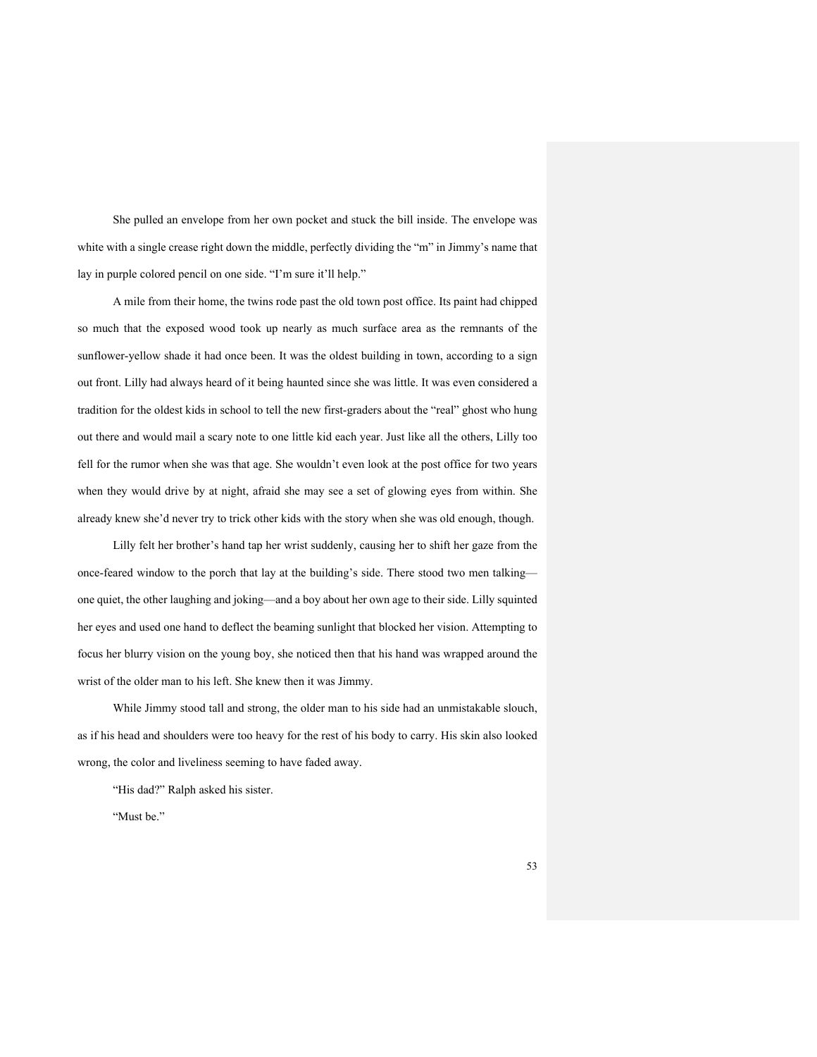She pulled an envelope from her own pocket and stuck the bill inside. The envelope was white with a single crease right down the middle, perfectly dividing the "m" in Jimmy's name that lay in purple colored pencil on one side. "I'm sure it'll help."

A mile from their home, the twins rode past the old town post office. Its paint had chipped so much that the exposed wood took up nearly as much surface area as the remnants of the sunflower-yellow shade it had once been. It was the oldest building in town, according to a sign out front. Lilly had always heard of it being haunted since she was little. It was even considered a tradition for the oldest kids in school to tell the new first-graders about the "real" ghost who hung out there and would mail a scary note to one little kid each year. Just like all the others, Lilly too fell for the rumor when she was that age. She wouldn't even look at the post office for two years when they would drive by at night, afraid she may see a set of glowing eyes from within. She already knew she'd never try to trick other kids with the story when she was old enough, though.

Lilly felt her brother's hand tap her wrist suddenly, causing her to shift her gaze from the once-feared window to the porch that lay at the building's side. There stood two men talking—one quiet, the other laughing and joking—and a boy about her own age to their side. Lilly squinted her eyes and used one hand to deflect the beaming sunlight that blocked her vision. Attempting to focus her blurry vision on the young boy, she noticed then that his hand was wrapped around the wrist of the older man to his left. She knew then it was Jimmy.

While Jimmy stood tall and strong, the older man to his side had an unmistakable slouch, as if his head and shoulders were too heavy for the rest of his body to carry. His skin also looked wrong, the color and liveliness seeming to have faded away.

"His dad?" Ralph asked his sister.

"Must be."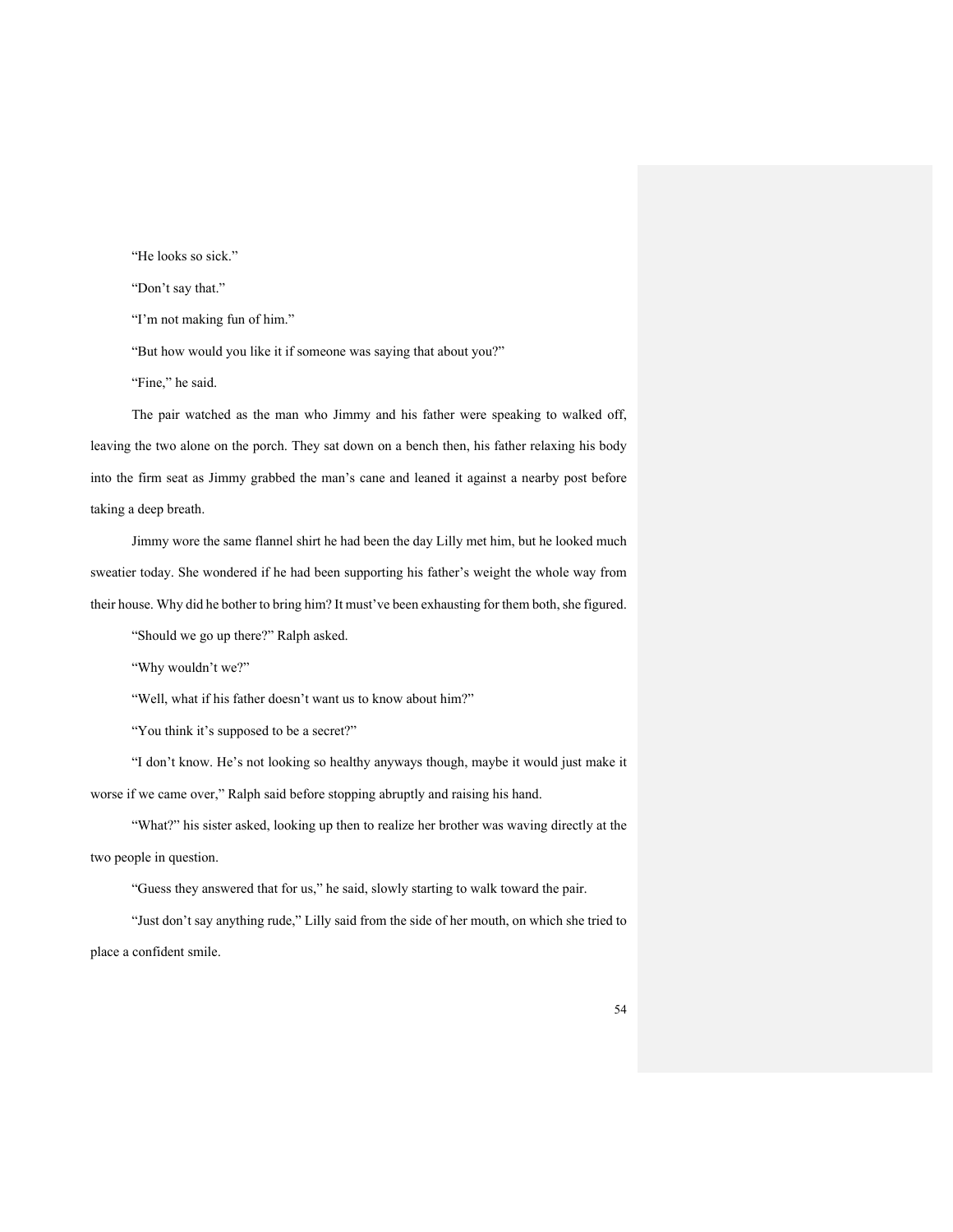"He looks so sick."

"Don't say that."

"I'm not making fun of him."

"But how would you like it if someone was saying that about you?"

"Fine," he said.

The pair watched as the man who Jimmy and his father were speaking to walked off, leaving the two alone on the porch. They sat down on a bench then, his father relaxing his body into the firm seat as Jimmy grabbed the man's cane and leaned it against a nearby post before taking a deep breath.

Jimmy wore the same flannel shirt he had been the day Lilly met him, but he looked much sweatier today. She wondered if he had been supporting his father's weight the whole way from their house. Why did he bother to bring him? It must've been exhausting for them both, she figured.

"Should we go up there?" Ralph asked.

"Why wouldn't we?"

"Well, what if his father doesn't want us to know about him?"

"You think it's supposed to be a secret?"

"I don't know. He's not looking so healthy anyways though, maybe it would just make it worse if we came over," Ralph said before stopping abruptly and raising his hand.

"What?" his sister asked, looking up then to realize her brother was waving directly at the two people in question.

"Guess they answered that for us," he said, slowly starting to walk toward the pair.

"Just don't say anything rude," Lilly said from the side of her mouth, on which she tried to place a confident smile.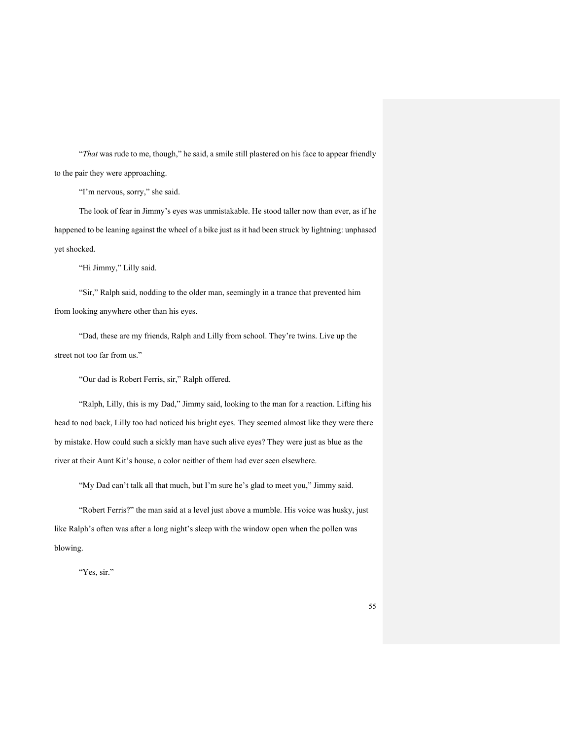"*That* was rude to me, though," he said, a smile still plastered on his face to appear friendly to the pair they were approaching.

"I'm nervous, sorry," she said.

The look of fear in Jimmy's eyes was unmistakable. He stood taller now than ever, as if he happened to be leaning against the wheel of a bike just as it had been struck by lightning: unphased yet shocked.

"Hi Jimmy," Lilly said.

"Sir," Ralph said, nodding to the older man, seemingly in a trance that prevented him from looking anywhere other than his eyes.

"Dad, these are my friends, Ralph and Lilly from school. They're twins. Live up the street not too far from us."

"Our dad is Robert Ferris, sir," Ralph offered.

"Ralph, Lilly, this is my Dad," Jimmy said, looking to the man for a reaction. Lifting his head to nod back, Lilly too had noticed his bright eyes. They seemed almost like they were there by mistake. How could such a sickly man have such alive eyes? They were just as blue as the river at their Aunt Kit's house, a color neither of them had ever seen elsewhere.

"My Dad can't talk all that much, but I'm sure he's glad to meet you," Jimmy said.

"Robert Ferris?" the man said at a level just above a mumble. His voice was husky, just like Ralph's often was after a long night's sleep with the window open when the pollen was blowing.

"Yes, sir."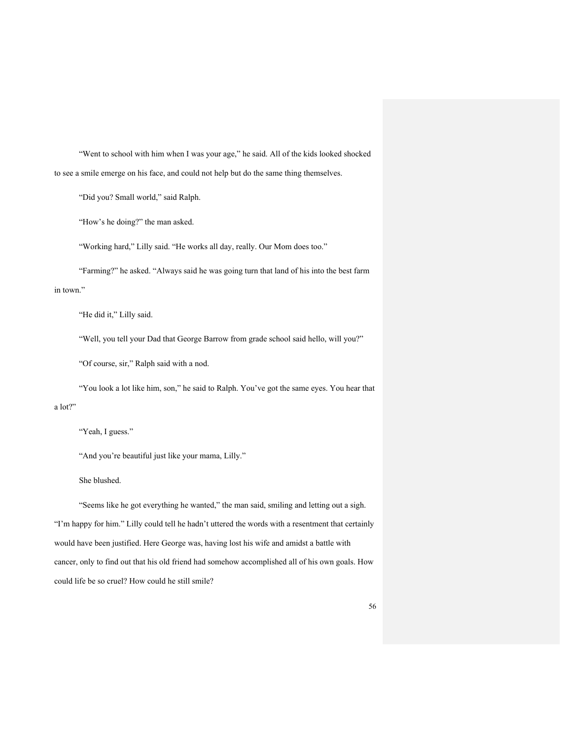"Went to school with him when I was your age," he said. All of the kids looked shocked to see a smile emerge on his face, and could not help but do the same thing themselves.

"Did you? Small world," said Ralph.

"How's he doing?" the man asked.

"Working hard," Lilly said. "He works all day, really. Our Mom does too."

"Farming?" he asked. "Always said he was going turn that land of his into the best farm in town."

"He did it," Lilly said.

"Well, you tell your Dad that George Barrow from grade school said hello, will you?"

"Of course, sir," Ralph said with a nod.

"You look a lot like him, son," he said to Ralph. You've got the same eyes. You hear that a lot?"

"Yeah, I guess."

"And you're beautiful just like your mama, Lilly."

She blushed.

"Seems like he got everything he wanted," the man said, smiling and letting out a sigh. "I'm happy for him." Lilly could tell he hadn't uttered the words with a resentment that certainly would have been justified. Here George was, having lost his wife and amidst a battle with cancer, only to find out that his old friend had somehow accomplished all of his own goals. How could life be so cruel? How could he still smile?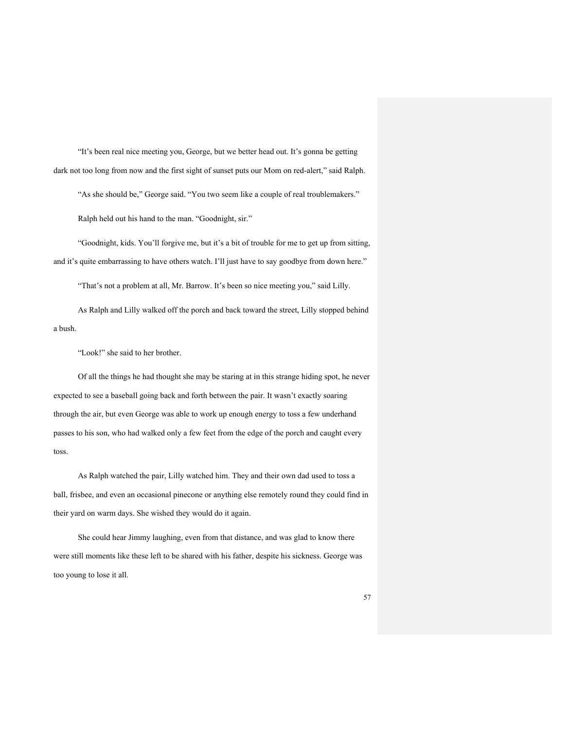"It's been real nice meeting you, George, but we better head out. It's gonna be getting dark not too long from now and the first sight of sunset puts our Mom on red-alert," said Ralph.

"As she should be," George said. "You two seem like a couple of real troublemakers."

Ralph held out his hand to the man. "Goodnight, sir."

"Goodnight, kids. You'll forgive me, but it's a bit of trouble for me to get up from sitting, and it's quite embarrassing to have others watch. I'll just have to say goodbye from down here."

"That's not a problem at all, Mr. Barrow. It's been so nice meeting you," said Lilly.

As Ralph and Lilly walked off the porch and back toward the street, Lilly stopped behind a bush.

"Look!" she said to her brother.

Of all the things he had thought she may be staring at in this strange hiding spot, he never expected to see a baseball going back and forth between the pair. It wasn't exactly soaring through the air, but even George was able to work up enough energy to toss a few underhand passes to his son, who had walked only a few feet from the edge of the porch and caught every toss.

As Ralph watched the pair, Lilly watched him. They and their own dad used to toss a ball, frisbee, and even an occasional pinecone or anything else remotely round they could find in their yard on warm days. She wished they would do it again.

She could hear Jimmy laughing, even from that distance, and was glad to know there were still moments like these left to be shared with his father, despite his sickness. George was too young to lose it all.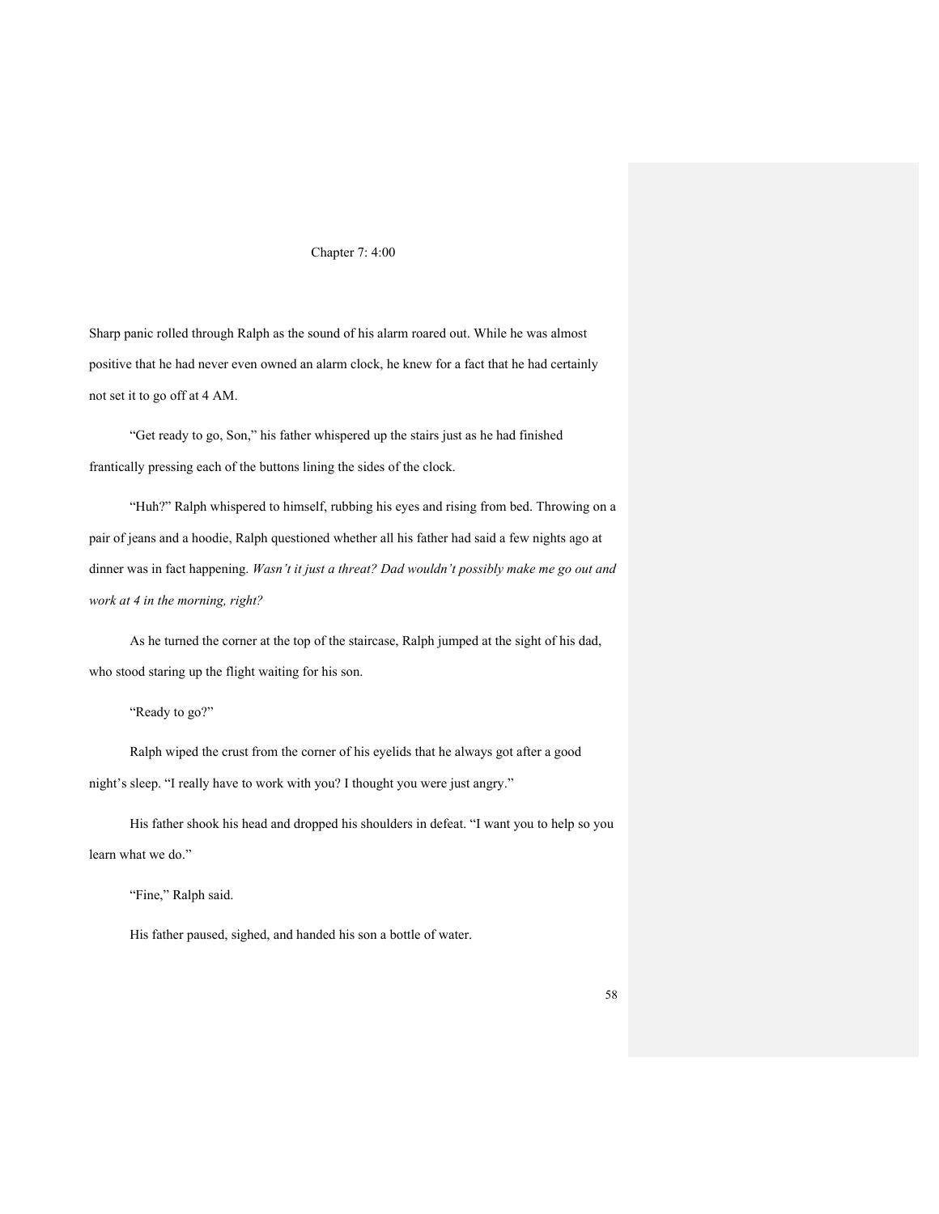# Chapter 7: 4:00

Sharp panic rolled through Ralph as the sound of his alarm roared out. While he was almost positive that he had never even owned an alarm clock, he knew for a fact that he had certainly not set it to go off at 4 AM.

"Get ready to go, Son," his father whispered up the stairs just as he had finished frantically pressing each of the buttons lining the sides of the clock.

"Huh?" Ralph whispered to himself, rubbing his eyes and rising from bed. Throwing on a pair of jeans and a hoodie, Ralph questioned whether all his father had said a few nights ago at dinner was in fact happening. *Wasn't it just a threat? Dad wouldn't possibly make me go out and work at 4 in the morning, right?*

As he turned the corner at the top of the staircase, Ralph jumped at the sight of his dad, who stood staring up the flight waiting for his son.

"Ready to go?"

Ralph wiped the crust from the corner of his eyelids that he always got after a good night's sleep. "I really have to work with you? I thought you were just angry."

His father shook his head and dropped his shoulders in defeat. "I want you to help so you learn what we do."

"Fine," Ralph said.

His father paused, sighed, and handed his son a bottle of water.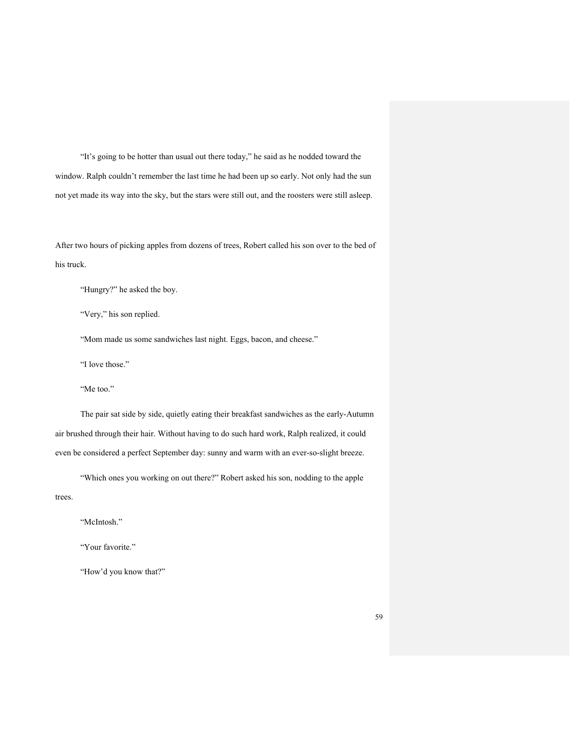"It's going to be hotter than usual out there today," he said as he nodded toward the window. Ralph couldn't remember the last time he had been up so early. Not only had the sun not yet made its way into the sky, but the stars were still out, and the roosters were still asleep.

After two hours of picking apples from dozens of trees, Robert called his son over to the bed of his truck.

"Hungry?" he asked the boy.

"Very," his son replied.

"Mom made us some sandwiches last night. Eggs, bacon, and cheese."

"I love those."

"Me too."

The pair sat side by side, quietly eating their breakfast sandwiches as the early-Autumn air brushed through their hair. Without having to do such hard work, Ralph realized, it could even be considered a perfect September day: sunny and warm with an ever-so-slight breeze.

"Which ones you working on out there?" Robert asked his son, nodding to the apple trees.

"McIntosh."

"Your favorite."

"How'd you know that?"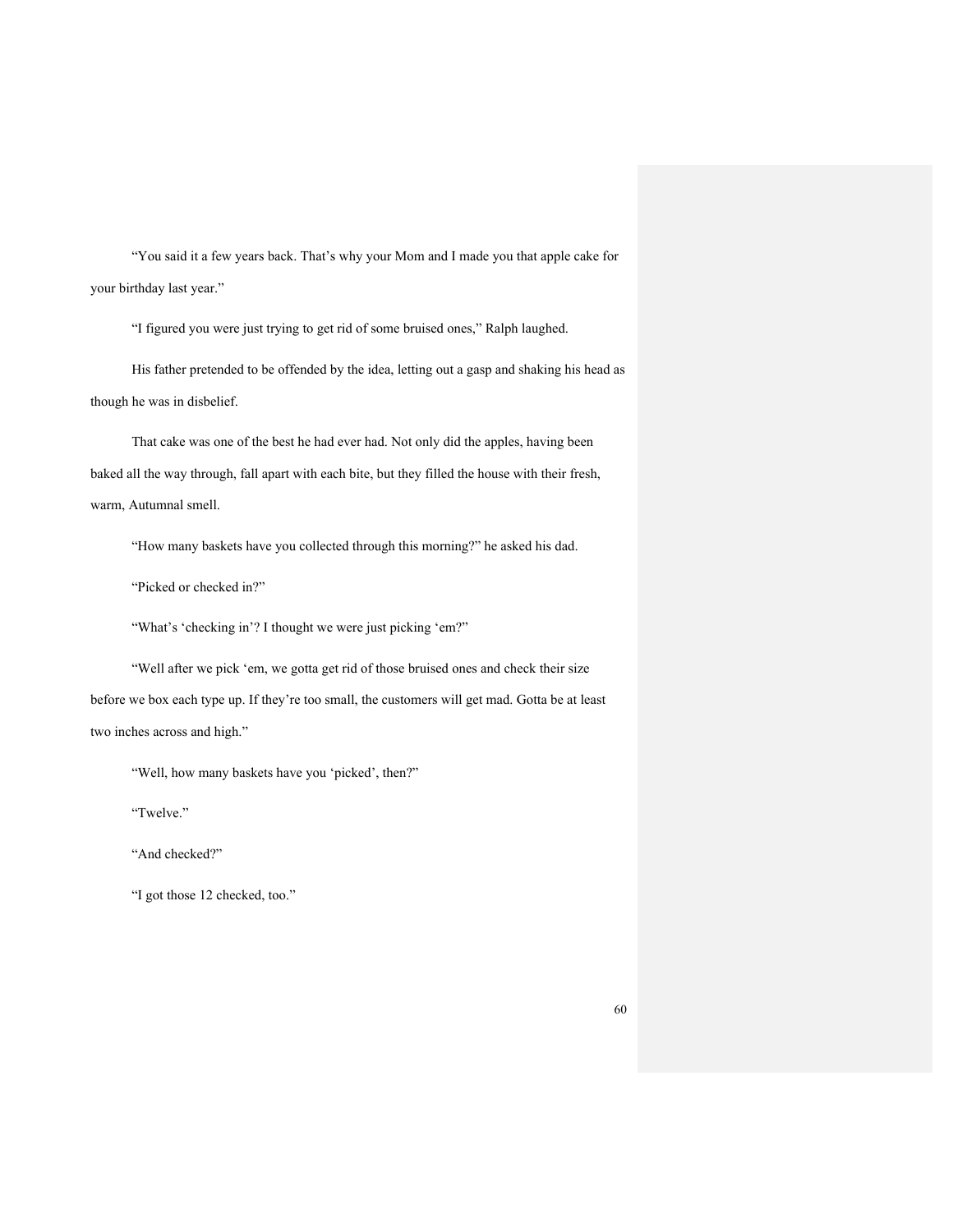"You said it a few years back. That's why your Mom and I made you that apple cake for your birthday last year."

"I figured you were just trying to get rid of some bruised ones," Ralph laughed.

His father pretended to be offended by the idea, letting out a gasp and shaking his head as though he was in disbelief.

That cake was one of the best he had ever had. Not only did the apples, having been baked all the way through, fall apart with each bite, but they filled the house with their fresh, warm, Autumnal smell.

"How many baskets have you collected through this morning?" he asked his dad.

"Picked or checked in?"

"What's 'checking in'? I thought we were just picking 'em?"

"Well after we pick 'em, we gotta get rid of those bruised ones and check their size before we box each type up. If they're too small, the customers will get mad. Gotta be at least two inches across and high."

"Well, how many baskets have you 'picked', then?"

"Twelve."

"And checked?"

"I got those 12 checked, too."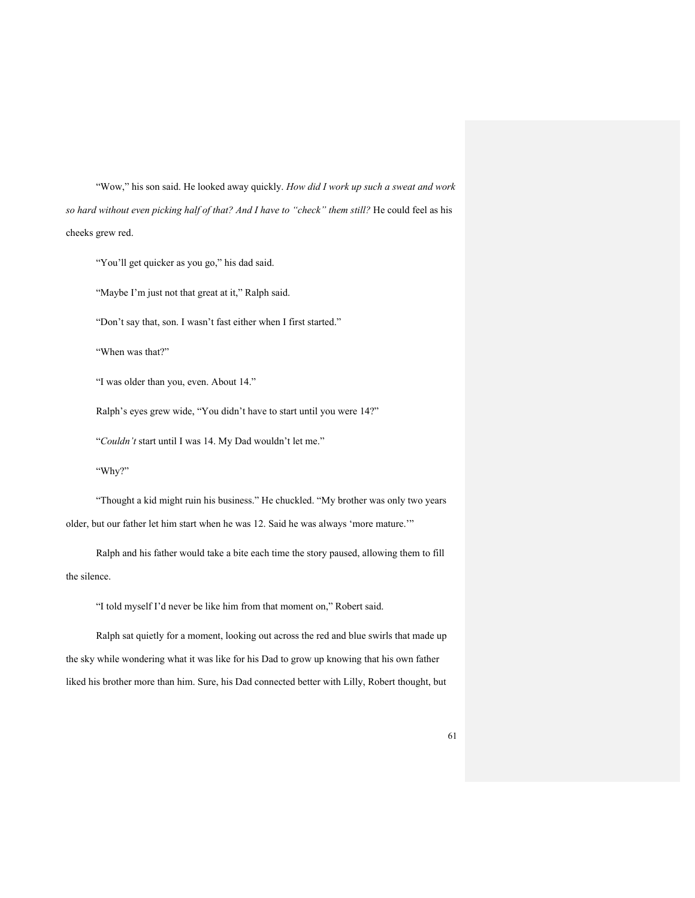"Wow," his son said. He looked away quickly. *How did I work up such a sweat and work so hard without even picking half of that? And I have to "check" them still?* He could feel as his cheeks grew red.

"You'll get quicker as you go," his dad said.

"Maybe I'm just not that great at it," Ralph said.

"Don't say that, son. I wasn't fast either when I first started."

"When was that?"

"I was older than you, even. About 14."

Ralph's eyes grew wide, "You didn't have to start until you were 14?"

"*Couldn't* start until I was 14. My Dad wouldn't let me."

"Why?"

"Thought a kid might ruin his business." He chuckled. "My brother was only two years older, but our father let him start when he was 12. Said he was always 'more mature.'"

Ralph and his father would take a bite each time the story paused, allowing them to fill the silence.

"I told myself I'd never be like him from that moment on," Robert said.

Ralph sat quietly for a moment, looking out across the red and blue swirls that made up the sky while wondering what it was like for his Dad to grow up knowing that his own father liked his brother more than him. Sure, his Dad connected better with Lilly, Robert thought, but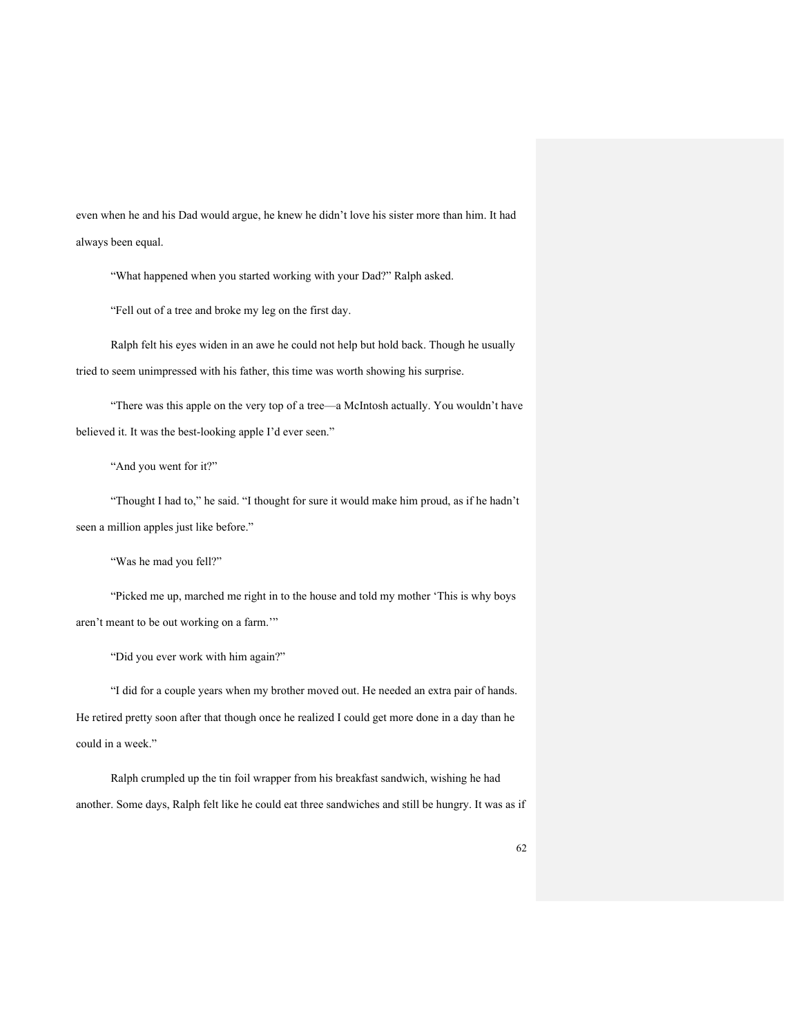even when he and his Dad would argue, he knew he didn't love his sister more than him. It had always been equal.

"What happened when you started working with your Dad?" Ralph asked.

"Fell out of a tree and broke my leg on the first day.

Ralph felt his eyes widen in an awe he could not help but hold back. Though he usually tried to seem unimpressed with his father, this time was worth showing his surprise.

"There was this apple on the very top of a tree—a McIntosh actually. You wouldn't have believed it. It was the best-looking apple I'd ever seen."

"And you went for it?"

"Thought I had to," he said. "I thought for sure it would make him proud, as if he hadn't seen a million apples just like before."

"Was he mad you fell?"

"Picked me up, marched me right in to the house and told my mother 'This is why boys aren't meant to be out working on a farm.'"

"Did you ever work with him again?"

"I did for a couple years when my brother moved out. He needed an extra pair of hands. He retired pretty soon after that though once he realized I could get more done in a day than he could in a week."

Ralph crumpled up the tin foil wrapper from his breakfast sandwich, wishing he had another. Some days, Ralph felt like he could eat three sandwiches and still be hungry. It was as if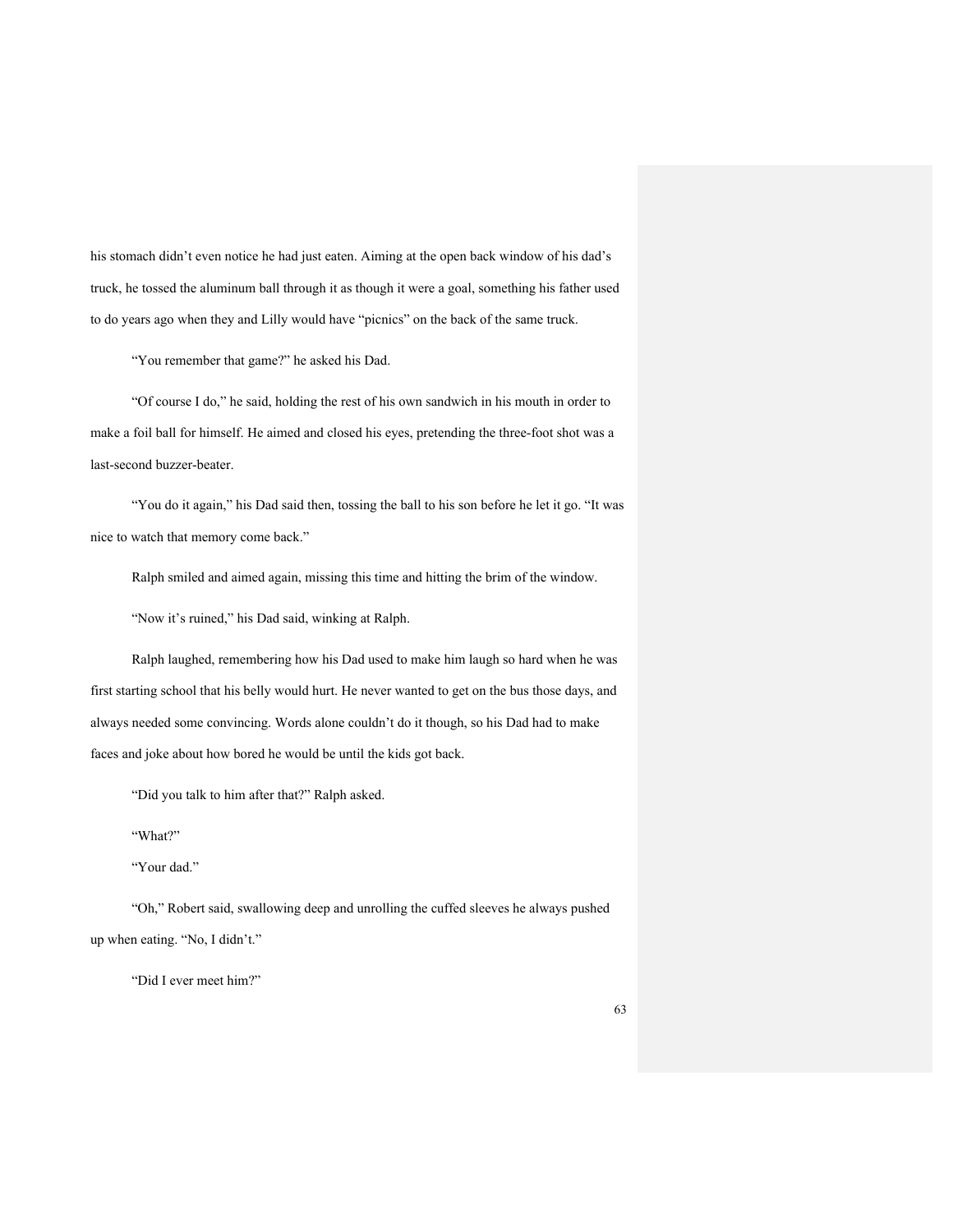his stomach didn't even notice he had just eaten. Aiming at the open back window of his dad's truck, he tossed the aluminum ball through it as though it were a goal, something his father used to do years ago when they and Lilly would have "picnics" on the back of the same truck.

"You remember that game?" he asked his Dad.

"Of course I do," he said, holding the rest of his own sandwich in his mouth in order to make a foil ball for himself. He aimed and closed his eyes, pretending the three-foot shot was a last-second buzzer-beater.

"You do it again," his Dad said then, tossing the ball to his son before he let it go. "It was nice to watch that memory come back."

Ralph smiled and aimed again, missing this time and hitting the brim of the window.

"Now it's ruined," his Dad said, winking at Ralph.

Ralph laughed, remembering how his Dad used to make him laugh so hard when he was first starting school that his belly would hurt. He never wanted to get on the bus those days, and always needed some convincing. Words alone couldn't do it though, so his Dad had to make faces and joke about how bored he would be until the kids got back.

"Did you talk to him after that?" Ralph asked.

"What?"

"Your dad."

"Oh," Robert said, swallowing deep and unrolling the cuffed sleeves he always pushed up when eating. "No, I didn't."

"Did I ever meet him?"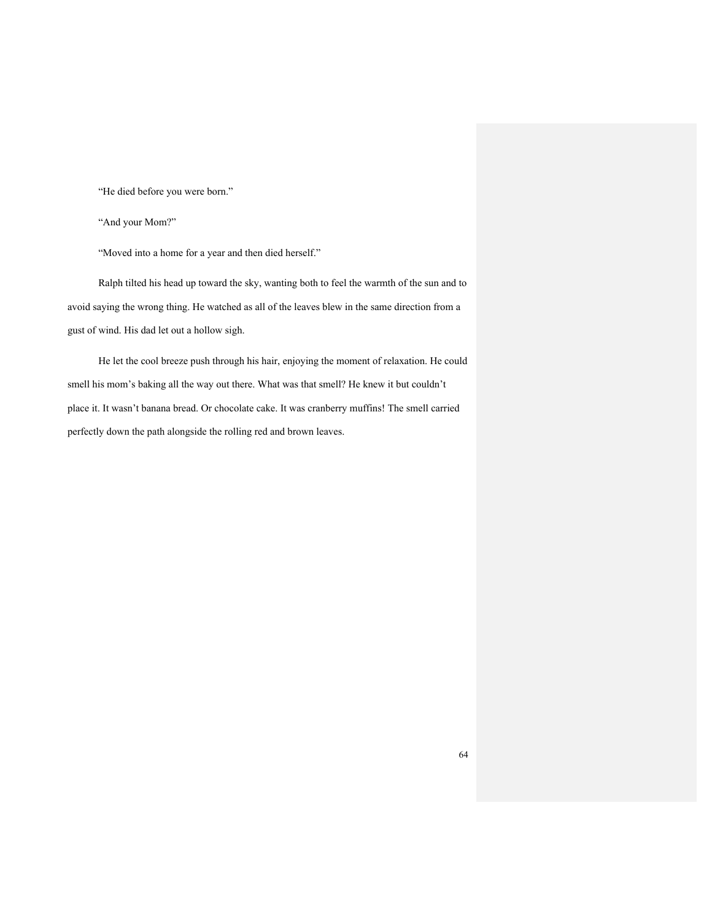"He died before you were born."

"And your Mom?"

"Moved into a home for a year and then died herself."

Ralph tilted his head up toward the sky, wanting both to feel the warmth of the sun and to avoid saying the wrong thing. He watched as all of the leaves blew in the same direction from a gust of wind. His dad let out a hollow sigh.

He let the cool breeze push through his hair, enjoying the moment of relaxation. He could smell his mom's baking all the way out there. What was that smell? He knew it but couldn't place it. It wasn't banana bread. Or chocolate cake. It was cranberry muffins! The smell carried perfectly down the path alongside the rolling red and brown leaves.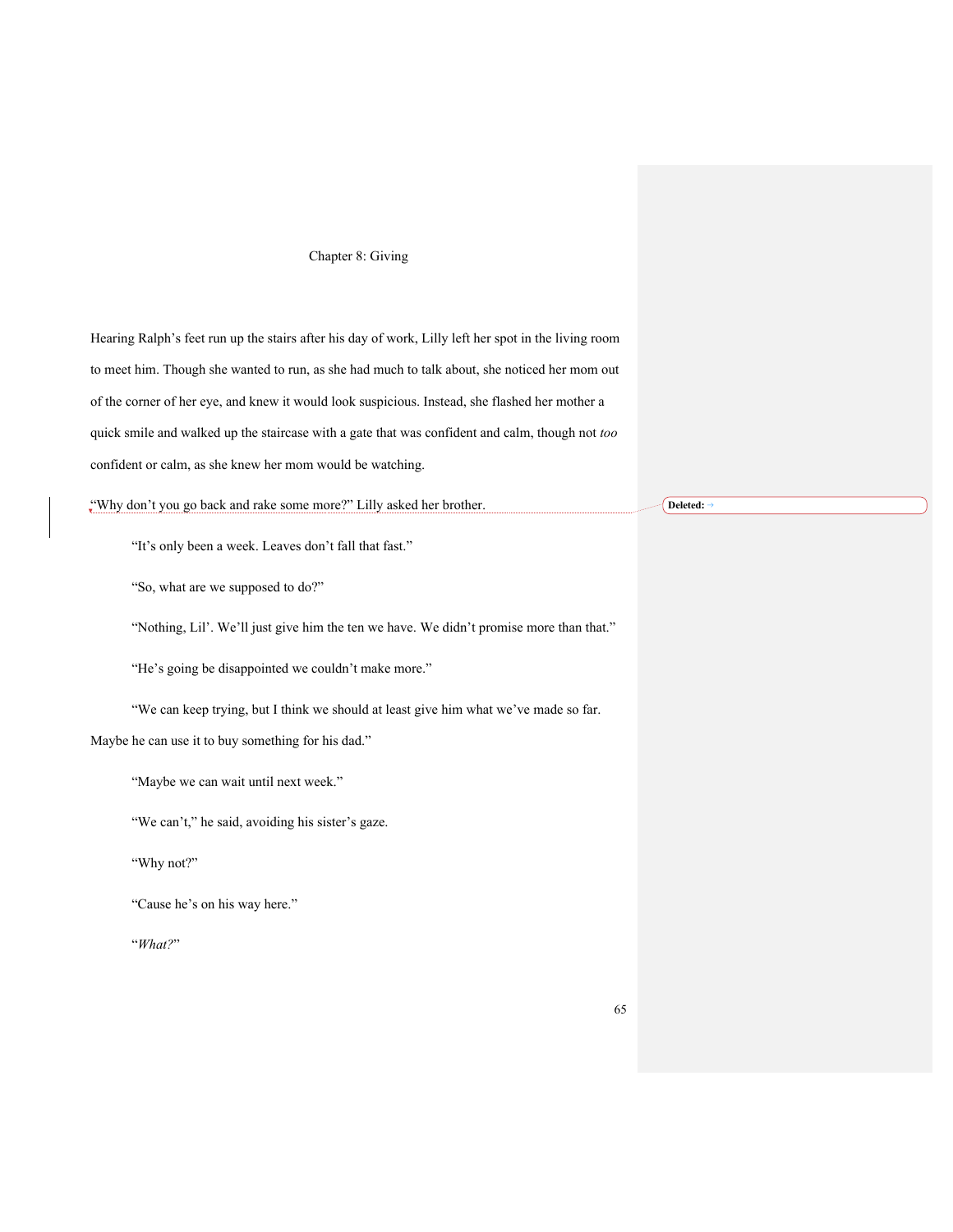Chapter 8: Giving

Hearing Ralph's feet run up the stairs after his day of work, Lilly left her spot in the living room to meet him. Though she wanted to run, as she had much to talk about, she noticed her mom out of the corner of her eye, and knew it would look suspicious. Instead, she flashed her mother a quick smile and walked up the staircase with a gate that was confident and calm, though not *too* confident or calm, as she knew her mom would be watching.

"Why don't you go back and rake some more?" Lilly asked her brother.

"It's only been a week. Leaves don't fall that fast."

"So, what are we supposed to do?"

"Nothing, Lil'. We'll just give him the ten we have. We didn't promise more than that."

"He's going be disappointed we couldn't make more."

"We can keep trying, but I think we should at least give him what we've made so far. Maybe he can use it to buy something for his dad."

"Maybe we can wait until next week."

"We can't," he said, avoiding his sister's gaze.

"Why not?"

"Cause he's on his way here."

"*What?*"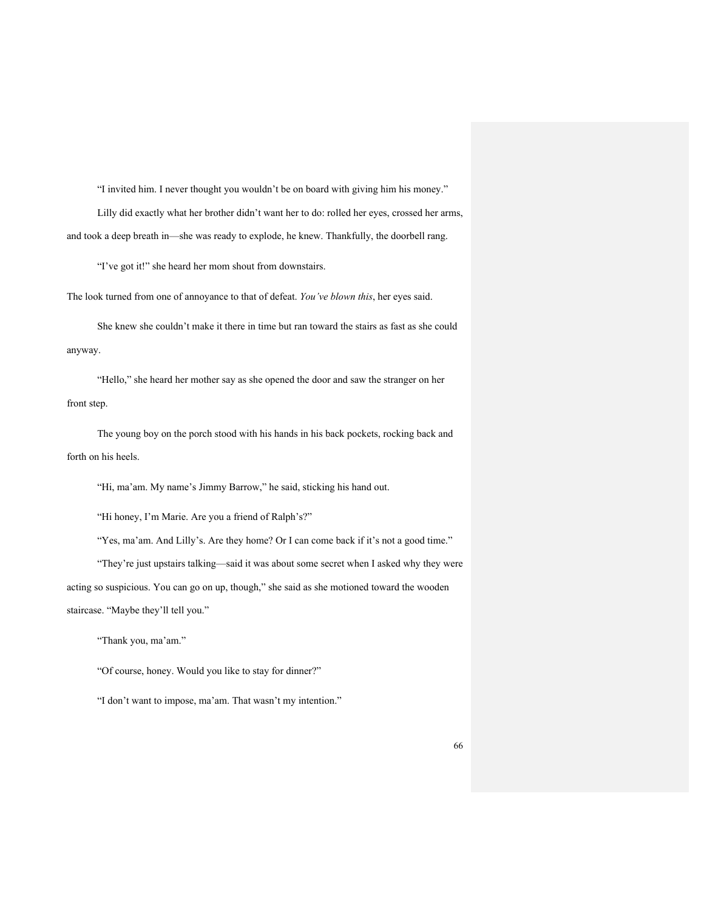"I invited him. I never thought you wouldn't be on board with giving him his money."

Lilly did exactly what her brother didn't want her to do: rolled her eyes, crossed her arms, and took a deep breath in—she was ready to explode, he knew. Thankfully, the doorbell rang.

"I've got it!" she heard her mom shout from downstairs.

The look turned from one of annoyance to that of defeat. *You've blown this*, her eyes said.

She knew she couldn't make it there in time but ran toward the stairs as fast as she could anyway.

"Hello," she heard her mother say as she opened the door and saw the stranger on her front step.

The young boy on the porch stood with his hands in his back pockets, rocking back and forth on his heels.

"Hi, ma'am. My name's Jimmy Barrow," he said, sticking his hand out.

"Hi honey, I'm Marie. Are you a friend of Ralph's?"

"Yes, ma'am. And Lilly's. Are they home? Or I can come back if it's not a good time."

"They're just upstairs talking—said it was about some secret when I asked why they were acting so suspicious. You can go on up, though," she said as she motioned toward the wooden staircase. "Maybe they'll tell you."

"Thank you, ma'am."

"Of course, honey. Would you like to stay for dinner?"

"I don't want to impose, ma'am. That wasn't my intention."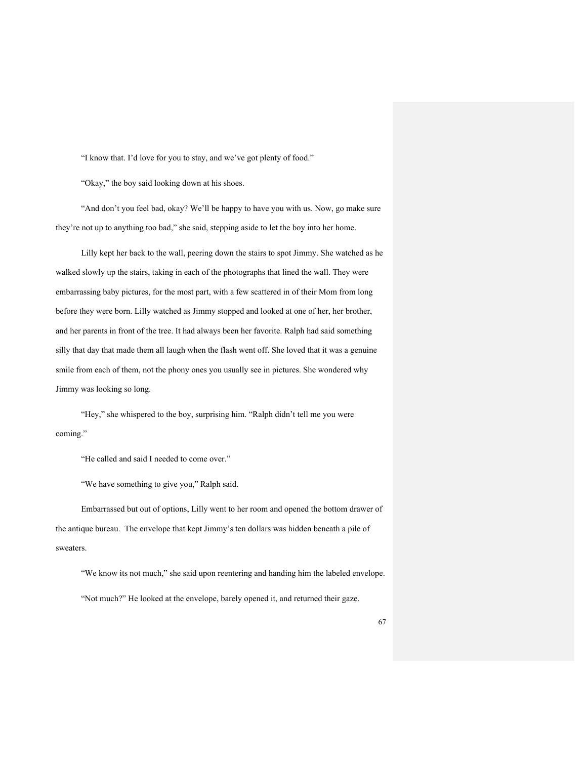"I know that. I'd love for you to stay, and we've got plenty of food."

"Okay," the boy said looking down at his shoes.

"And don't you feel bad, okay? We'll be happy to have you with us. Now, go make sure they're not up to anything too bad," she said, stepping aside to let the boy into her home.

Lilly kept her back to the wall, peering down the stairs to spot Jimmy. She watched as he walked slowly up the stairs, taking in each of the photographs that lined the wall. They were embarrassing baby pictures, for the most part, with a few scattered in of their Mom from long before they were born. Lilly watched as Jimmy stopped and looked at one of her, her brother, and her parents in front of the tree. It had always been her favorite. Ralph had said something silly that day that made them all laugh when the flash went off. She loved that it was a genuine smile from each of them, not the phony ones you usually see in pictures. She wondered why Jimmy was looking so long.

"Hey," she whispered to the boy, surprising him. "Ralph didn't tell me you were coming."

"He called and said I needed to come over."

"We have something to give you," Ralph said.

Embarrassed but out of options, Lilly went to her room and opened the bottom drawer of the antique bureau. The envelope that kept Jimmy's ten dollars was hidden beneath a pile of sweaters.

"We know its not much," she said upon reentering and handing him the labeled envelope.

"Not much?" He looked at the envelope, barely opened it, and returned their gaze.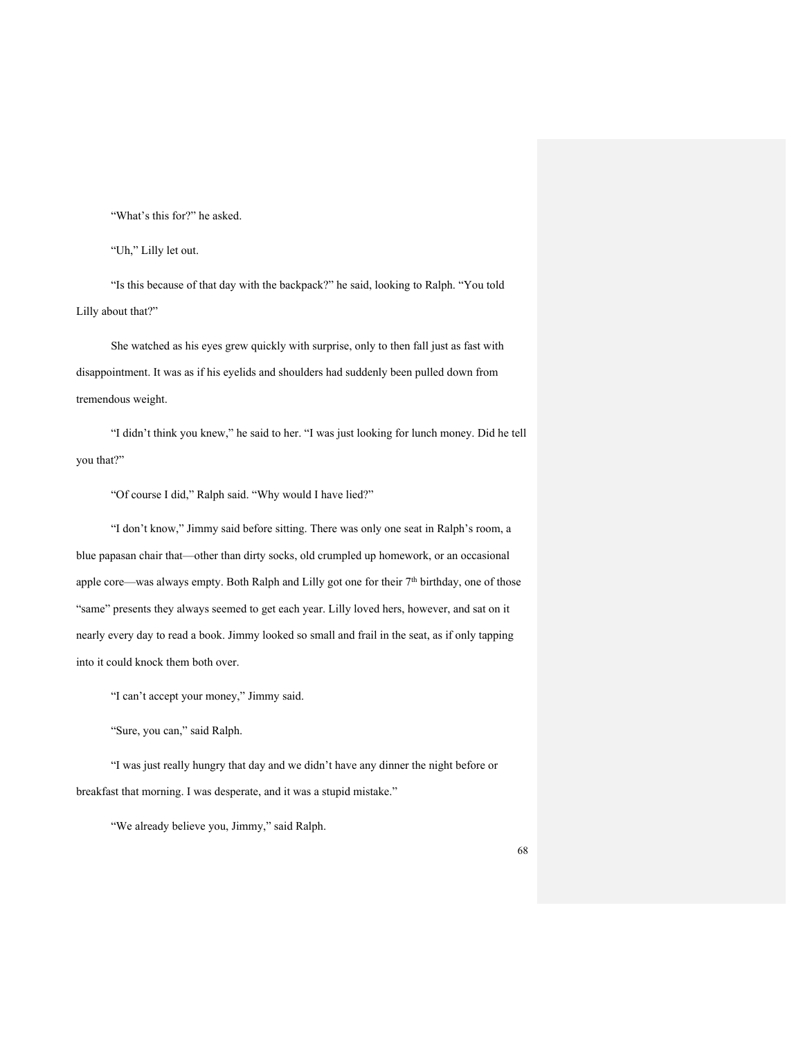"What's this for?" he asked.

"Uh," Lilly let out.

"Is this because of that day with the backpack?" he said, looking to Ralph. "You told Lilly about that?"

She watched as his eyes grew quickly with surprise, only to then fall just as fast with disappointment. It was as if his eyelids and shoulders had suddenly been pulled down from tremendous weight.

"I didn't think you knew," he said to her. "I was just looking for lunch money. Did he tell you that?"

"Of course I did," Ralph said. "Why would I have lied?"

"I don't know," Jimmy said before sitting. There was only one seat in Ralph's room, a blue papasan chair that—other than dirty socks, old crumpled up homework, or an occasional apple core—was always empty. Both Ralph and Lilly got one for their 7th birthday, one of those "same" presents they always seemed to get each year. Lilly loved hers, however, and sat on it nearly every day to read a book. Jimmy looked so small and frail in the seat, as if only tapping into it could knock them both over.

"I can't accept your money," Jimmy said.

"Sure, you can," said Ralph.

"I was just really hungry that day and we didn't have any dinner the night before or breakfast that morning. I was desperate, and it was a stupid mistake."

"We already believe you, Jimmy," said Ralph.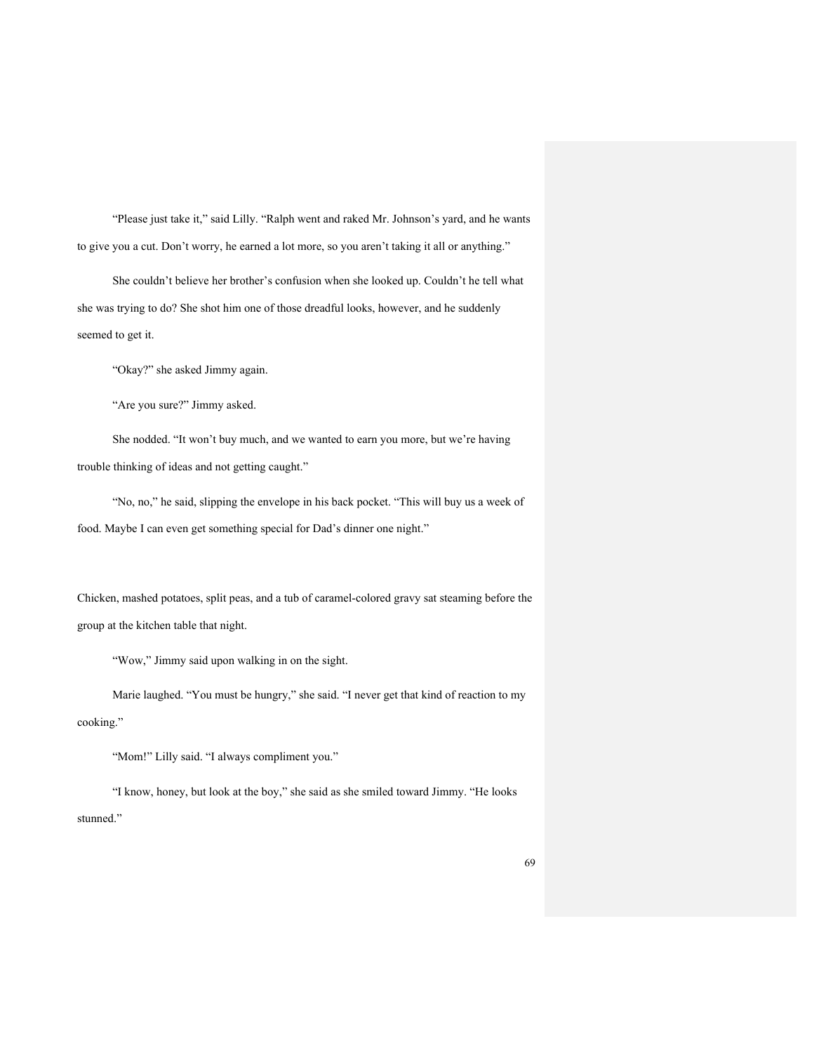"Please just take it," said Lilly. "Ralph went and raked Mr. Johnson's yard, and he wants to give you a cut. Don't worry, he earned a lot more, so you aren't taking it all or anything."

She couldn't believe her brother's confusion when she looked up. Couldn't he tell what she was trying to do? She shot him one of those dreadful looks, however, and he suddenly seemed to get it.

"Okay?" she asked Jimmy again.

"Are you sure?" Jimmy asked.

She nodded. "It won't buy much, and we wanted to earn you more, but we're having trouble thinking of ideas and not getting caught."

"No, no," he said, slipping the envelope in his back pocket. "This will buy us a week of food. Maybe I can even get something special for Dad's dinner one night."

Chicken, mashed potatoes, split peas, and a tub of caramel-colored gravy sat steaming before the group at the kitchen table that night.

"Wow," Jimmy said upon walking in on the sight.

Marie laughed. "You must be hungry," she said. "I never get that kind of reaction to my cooking."

"Mom!" Lilly said. "I always compliment you."

"I know, honey, but look at the boy," she said as she smiled toward Jimmy. "He looks stunned."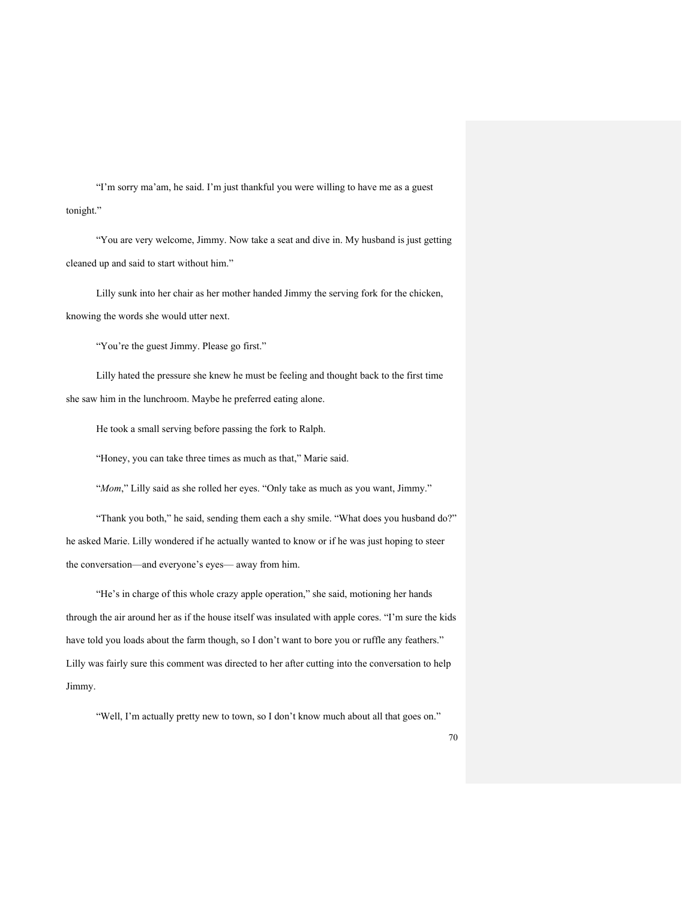"I'm sorry ma'am, he said. I'm just thankful you were willing to have me as a guest tonight."

"You are very welcome, Jimmy. Now take a seat and dive in. My husband is just getting cleaned up and said to start without him."

Lilly sunk into her chair as her mother handed Jimmy the serving fork for the chicken, knowing the words she would utter next.

"You're the guest Jimmy. Please go first."

Lilly hated the pressure she knew he must be feeling and thought back to the first time she saw him in the lunchroom. Maybe he preferred eating alone.

He took a small serving before passing the fork to Ralph.

"Honey, you can take three times as much as that," Marie said.

"*Mom*," Lilly said as she rolled her eyes. "Only take as much as you want, Jimmy."

"Thank you both," he said, sending them each a shy smile. "What does you husband do?" he asked Marie. Lilly wondered if he actually wanted to know or if he was just hoping to steer the conversation—and everyone's eyes— away from him.

"He's in charge of this whole crazy apple operation," she said, motioning her hands through the air around her as if the house itself was insulated with apple cores. "I'm sure the kids have told you loads about the farm though, so I don't want to bore you or ruffle any feathers." Lilly was fairly sure this comment was directed to her after cutting into the conversation to help Jimmy.

"Well, I'm actually pretty new to town, so I don't know much about all that goes on."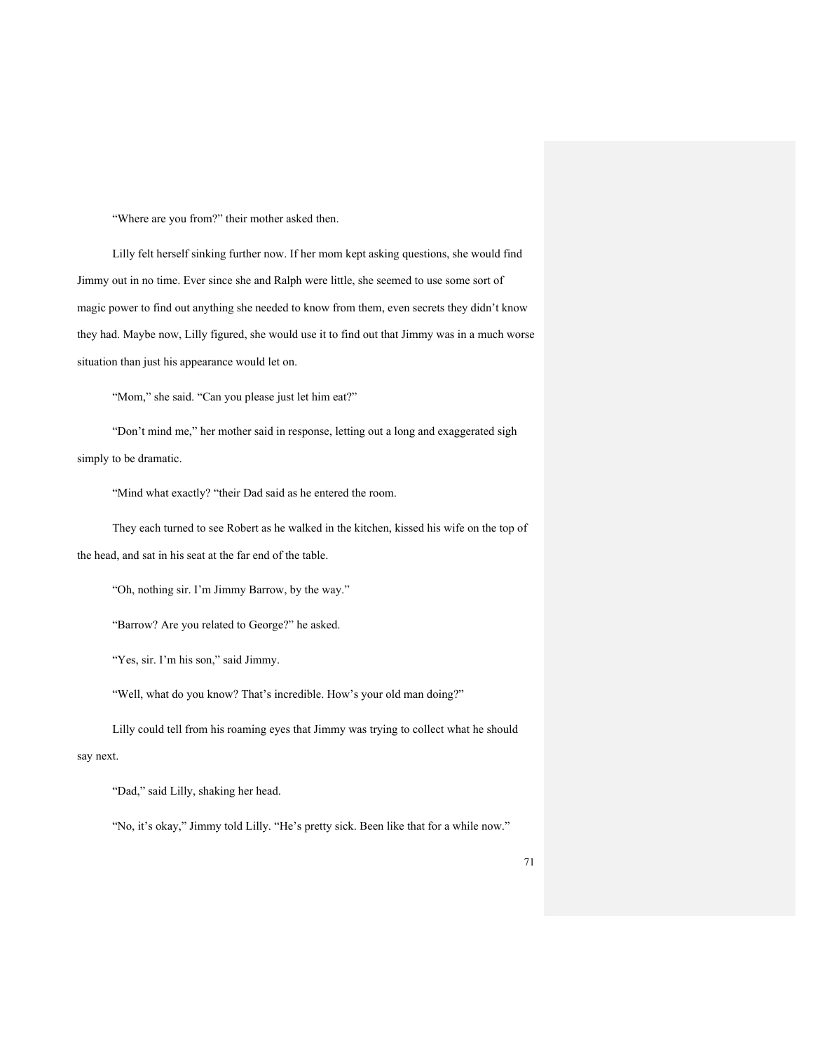"Where are you from?" their mother asked then.

Lilly felt herself sinking further now. If her mom kept asking questions, she would find Jimmy out in no time. Ever since she and Ralph were little, she seemed to use some sort of magic power to find out anything she needed to know from them, even secrets they didn't know they had. Maybe now, Lilly figured, she would use it to find out that Jimmy was in a much worse situation than just his appearance would let on.

"Mom," she said. "Can you please just let him eat?"

"Don't mind me," her mother said in response, letting out a long and exaggerated sigh simply to be dramatic.

"Mind what exactly? "their Dad said as he entered the room.

They each turned to see Robert as he walked in the kitchen, kissed his wife on the top of the head, and sat in his seat at the far end of the table.

"Oh, nothing sir. I'm Jimmy Barrow, by the way."

"Barrow? Are you related to George?" he asked.

"Yes, sir. I'm his son," said Jimmy.

"Well, what do you know? That's incredible. How's your old man doing?"

Lilly could tell from his roaming eyes that Jimmy was trying to collect what he should say next.

"Dad," said Lilly, shaking her head.

"No, it's okay," Jimmy told Lilly. "He's pretty sick. Been like that for a while now."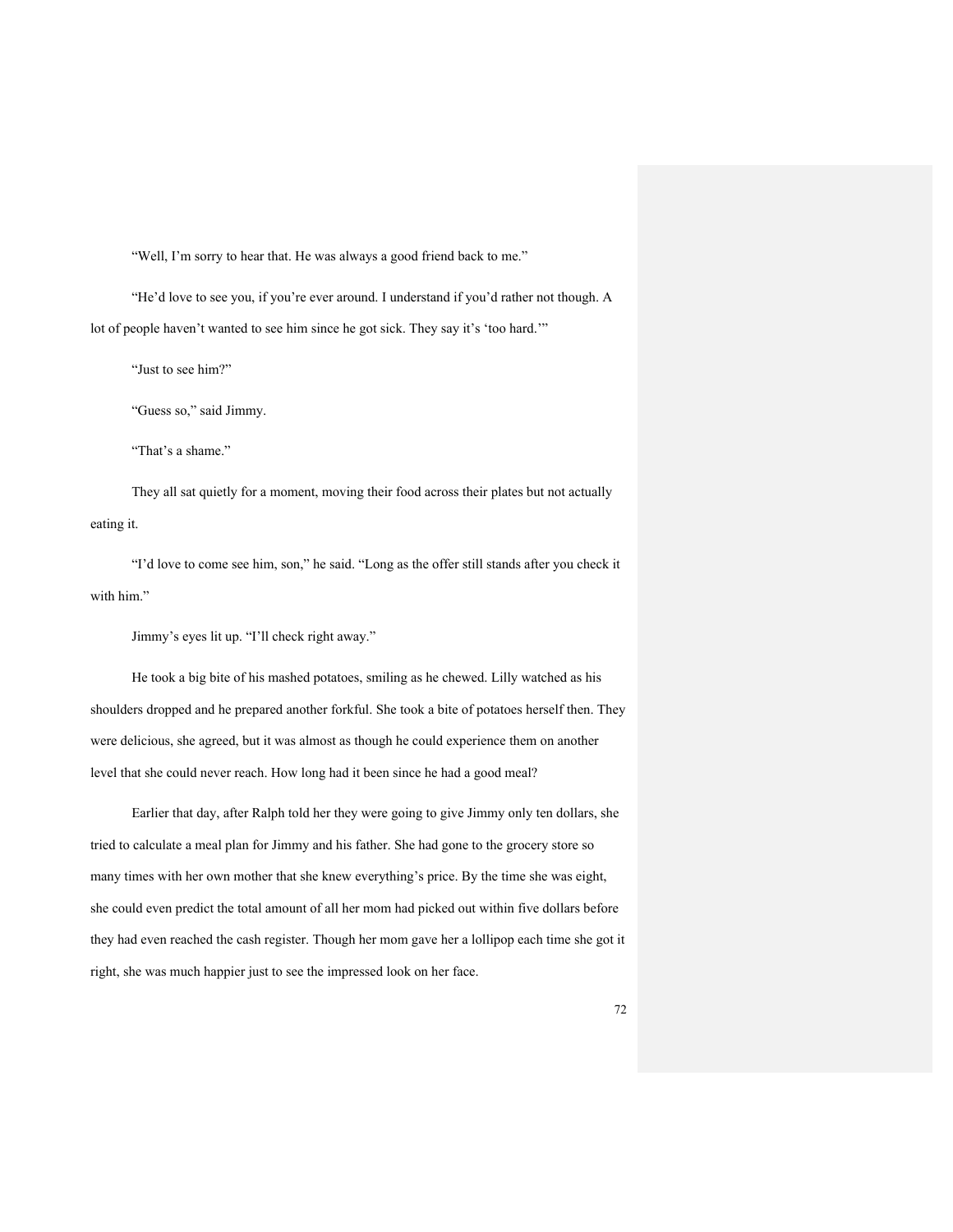"Well, I'm sorry to hear that. He was always a good friend back to me."

"He'd love to see you, if you're ever around. I understand if you'd rather not though. A lot of people haven't wanted to see him since he got sick. They say it's 'too hard.'"

"Just to see him?"

"Guess so," said Jimmy.

"That's a shame."

They all sat quietly for a moment, moving their food across their plates but not actually eating it.

"I'd love to come see him, son," he said. "Long as the offer still stands after you check it with him."

Jimmy's eyes lit up. "I'll check right away."

He took a big bite of his mashed potatoes, smiling as he chewed. Lilly watched as his shoulders dropped and he prepared another forkful. She took a bite of potatoes herself then. They were delicious, she agreed, but it was almost as though he could experience them on another level that she could never reach. How long had it been since he had a good meal?

Earlier that day, after Ralph told her they were going to give Jimmy only ten dollars, she tried to calculate a meal plan for Jimmy and his father. She had gone to the grocery store so many times with her own mother that she knew everything's price. By the time she was eight, she could even predict the total amount of all her mom had picked out within five dollars before they had even reached the cash register. Though her mom gave her a lollipop each time she got it right, she was much happier just to see the impressed look on her face.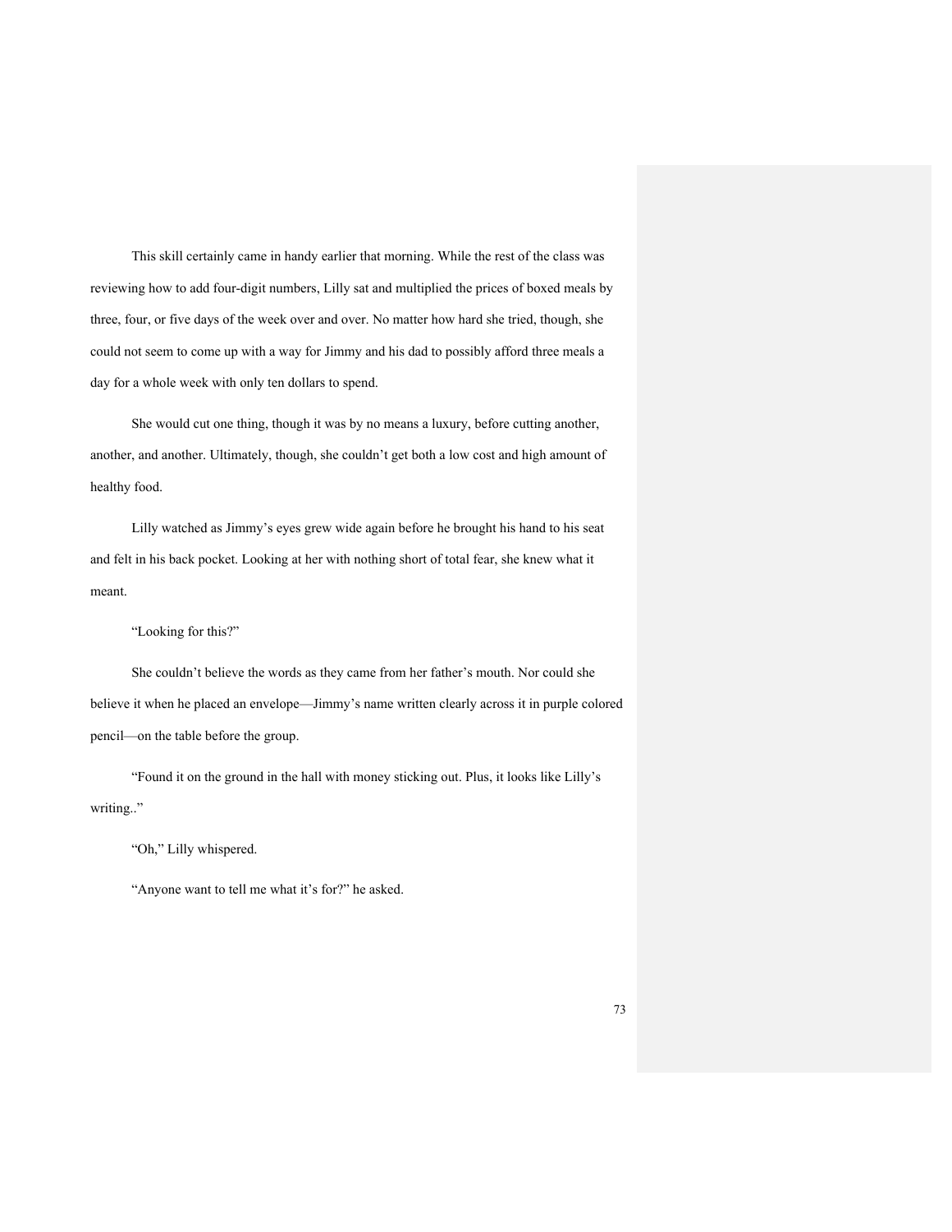This skill certainly came in handy earlier that morning. While the rest of the class was reviewing how to add four-digit numbers, Lilly sat and multiplied the prices of boxed meals by three, four, or five days of the week over and over. No matter how hard she tried, though, she could not seem to come up with a way for Jimmy and his dad to possibly afford three meals a day for a whole week with only ten dollars to spend.

She would cut one thing, though it was by no means a luxury, before cutting another, another, and another. Ultimately, though, she couldn't get both a low cost and high amount of healthy food.

Lilly watched as Jimmy's eyes grew wide again before he brought his hand to his seat and felt in his back pocket. Looking at her with nothing short of total fear, she knew what it meant.

"Looking for this?"

She couldn't believe the words as they came from her father's mouth. Nor could she believe it when he placed an envelope—Jimmy's name written clearly across it in purple colored pencil—on the table before the group.

"Found it on the ground in the hall with money sticking out. Plus, it looks like Lilly's writing.."

"Oh," Lilly whispered.

"Anyone want to tell me what it's for?" he asked.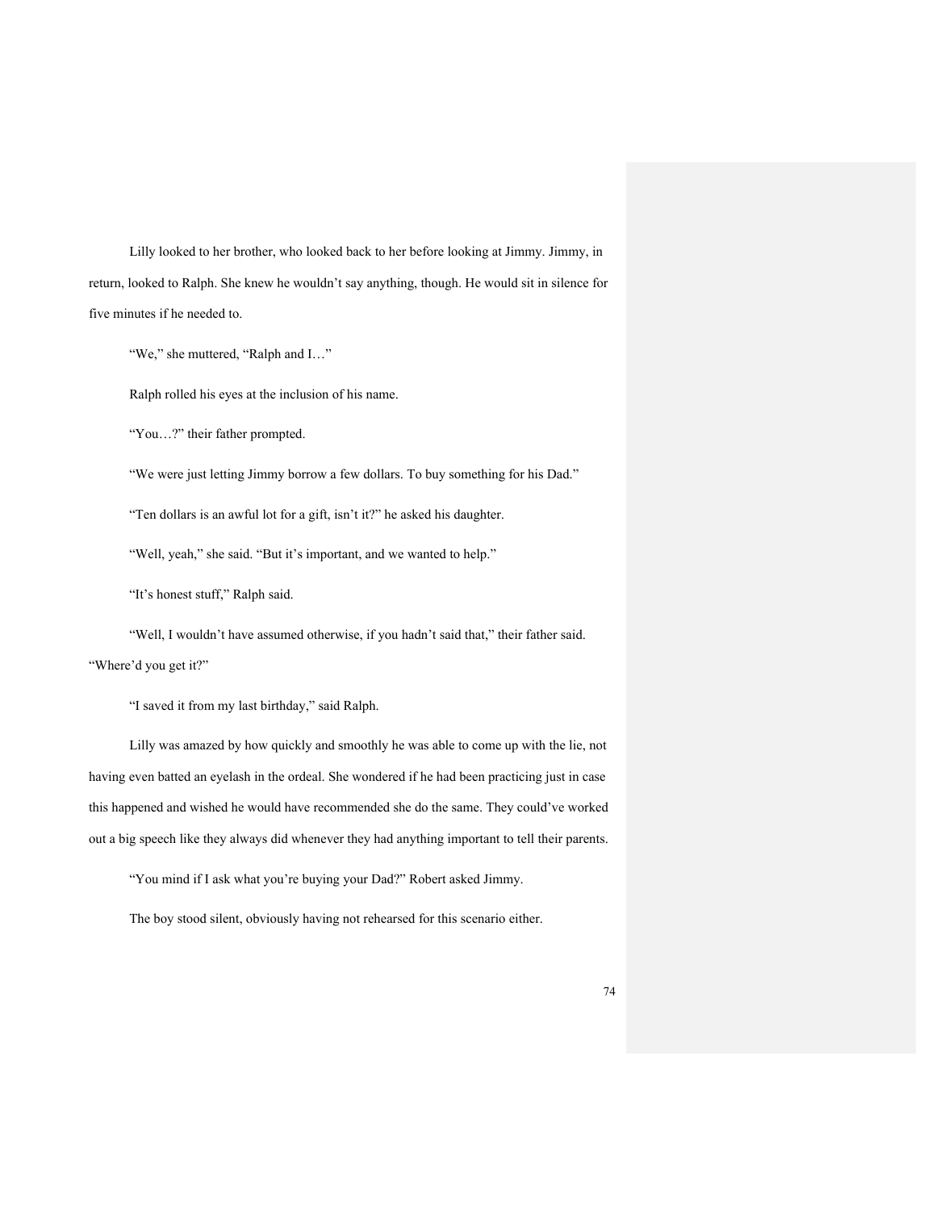Lilly looked to her brother, who looked back to her before looking at Jimmy. Jimmy, in return, looked to Ralph. She knew he wouldn't say anything, though. He would sit in silence for five minutes if he needed to.

"We," she muttered, "Ralph and I…"

Ralph rolled his eyes at the inclusion of his name.

"You…?" their father prompted.

"We were just letting Jimmy borrow a few dollars. To buy something for his Dad."

"Ten dollars is an awful lot for a gift, isn't it?" he asked his daughter.

"Well, yeah," she said. "But it's important, and we wanted to help."

"It's honest stuff," Ralph said.

"Well, I wouldn't have assumed otherwise, if you hadn't said that," their father said. "Where'd you get it?"

"I saved it from my last birthday," said Ralph.

Lilly was amazed by how quickly and smoothly he was able to come up with the lie, not having even batted an eyelash in the ordeal. She wondered if he had been practicing just in case this happened and wished he would have recommended she do the same. They could've worked out a big speech like they always did whenever they had anything important to tell their parents.

"You mind if I ask what you're buying your Dad?" Robert asked Jimmy.

The boy stood silent, obviously having not rehearsed for this scenario either.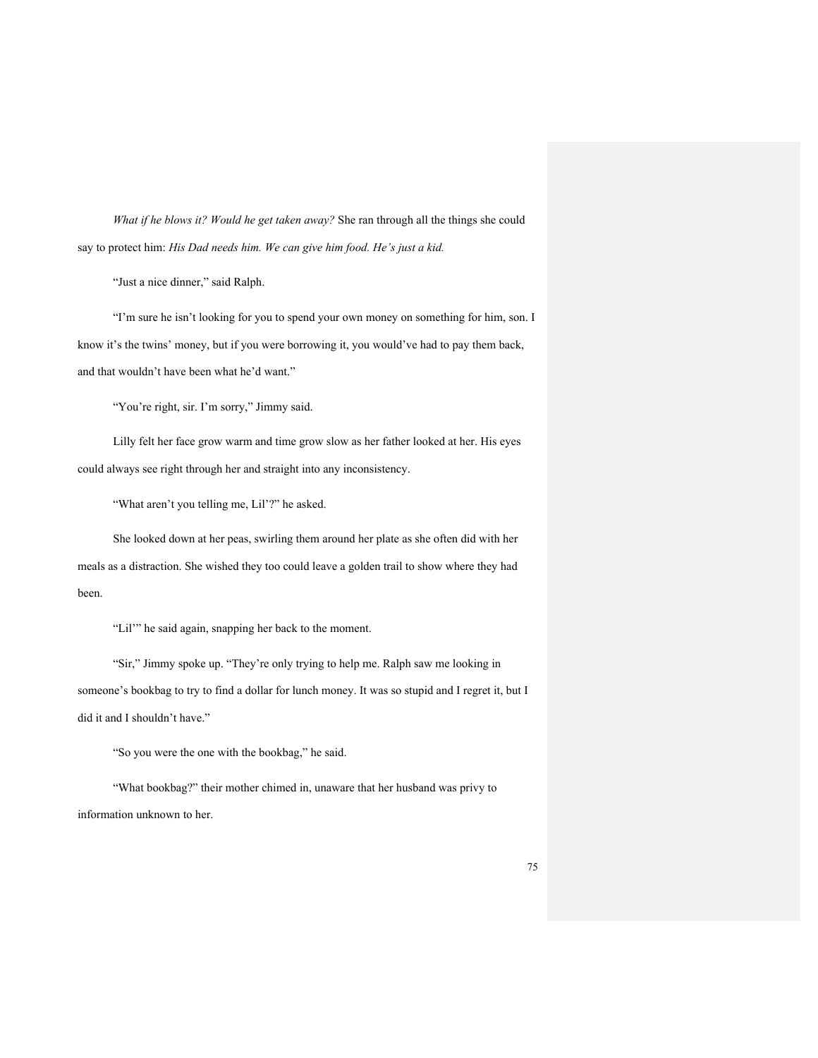*What if he blows it? Would he get taken away?* She ran through all the things she could say to protect him: *His Dad needs him. We can give him food. He's just a kid.*

"Just a nice dinner," said Ralph.

"I'm sure he isn't looking for you to spend your own money on something for him, son. I know it's the twins' money, but if you were borrowing it, you would've had to pay them back, and that wouldn't have been what he'd want."

"You're right, sir. I'm sorry," Jimmy said.

Lilly felt her face grow warm and time grow slow as her father looked at her. His eyes could always see right through her and straight into any inconsistency.

"What aren't you telling me, Lil'?" he asked.

She looked down at her peas, swirling them around her plate as she often did with her meals as a distraction. She wished they too could leave a golden trail to show where they had been.

"Lil'" he said again, snapping her back to the moment.

"Sir," Jimmy spoke up. "They're only trying to help me. Ralph saw me looking in someone's bookbag to try to find a dollar for lunch money. It was so stupid and I regret it, but I did it and I shouldn't have."

"So you were the one with the bookbag," he said.

"What bookbag?" their mother chimed in, unaware that her husband was privy to information unknown to her.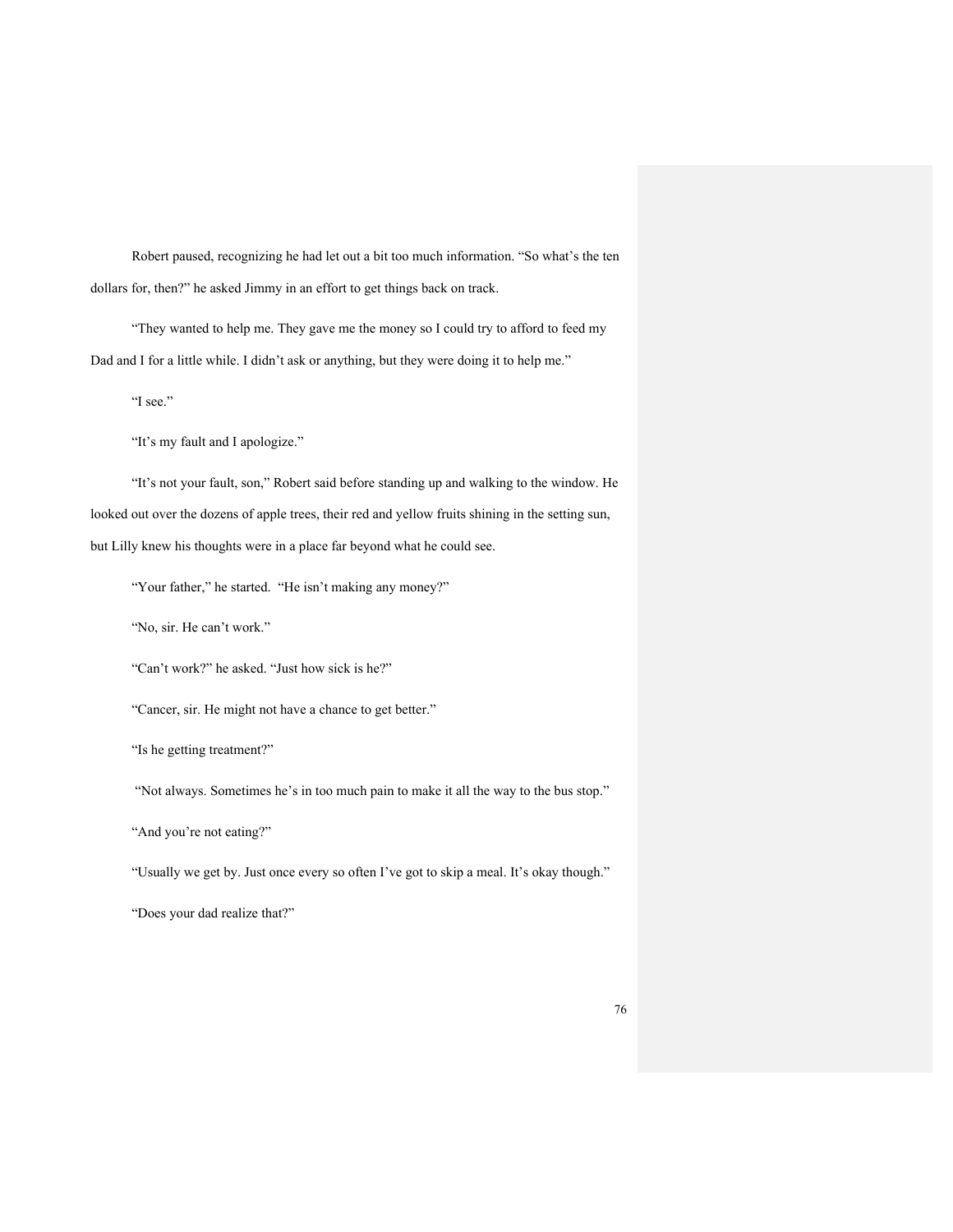Robert paused, recognizing he had let out a bit too much information. “So what’s the ten dollars for, then?” he asked Jimmy in an effort to get things back on track.

“They wanted to help me. They gave me the money so I could try to afford to feed my Dad and I for a little while. I didn’t ask or anything, but they were doing it to help me.”

“I see.”

“It’s my fault and I apologize.”

“It’s not your fault, son,” Robert said before standing up and walking to the window. He looked out over the dozens of apple trees, their red and yellow fruits shining in the setting sun, but Lilly knew his thoughts were in a place far beyond what he could see.

“Your father,” he started. “He isn’t making any money?”

“No, sir. He can’t work.”

“Can’t work?” he asked. “Just how sick is he?”

“Cancer, sir. He might not have a chance to get better.”

“Is he getting treatment?”

“Not always. Sometimes he’s in too much pain to make it all the way to the bus stop.”

“And you’re not eating?”

“Usually we get by. Just once every so often I’ve got to skip a meal. It’s okay though.”

“Does your dad realize that?”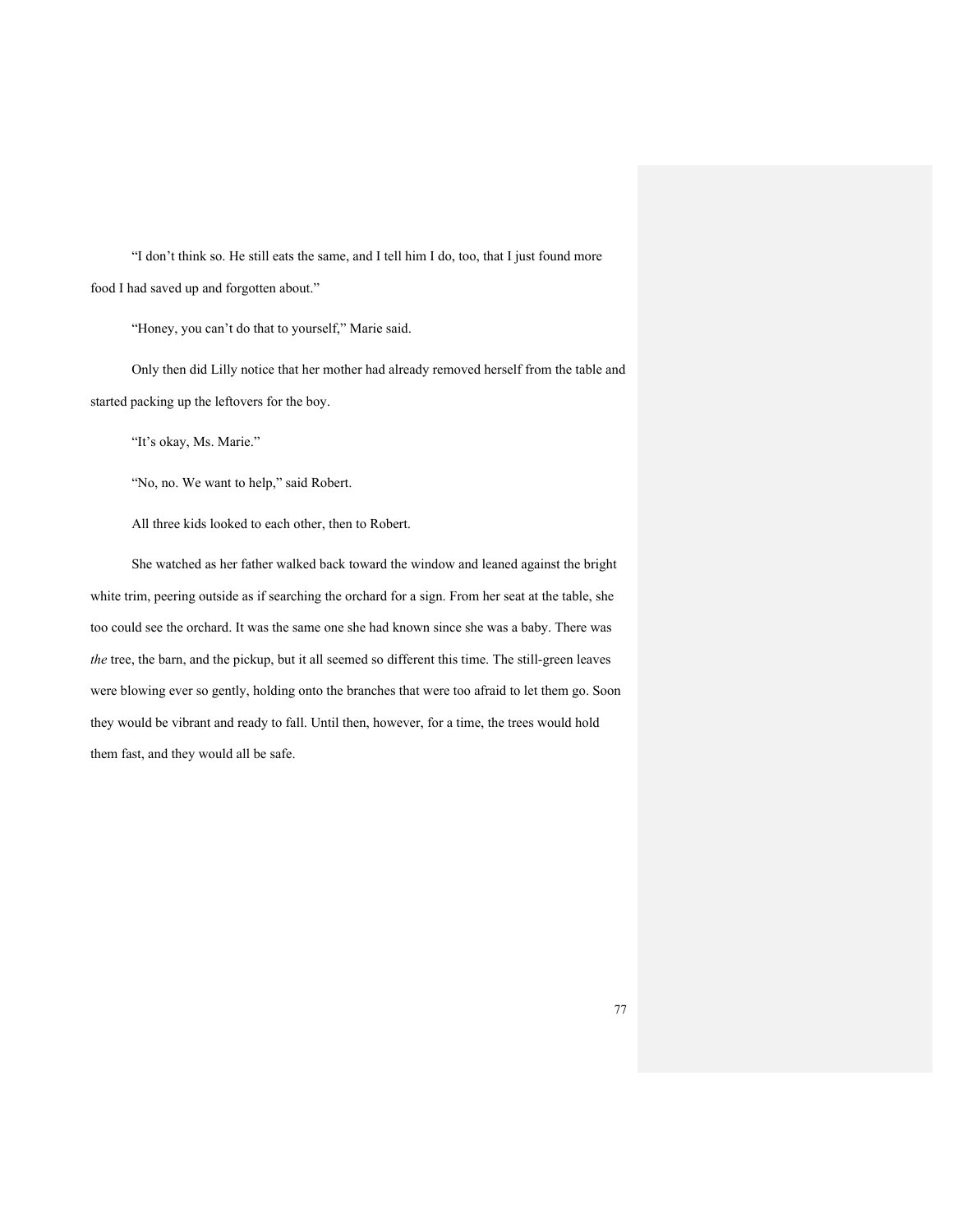"I don't think so. He still eats the same, and I tell him I do, too, that I just found more food I had saved up and forgotten about."

"Honey, you can't do that to yourself," Marie said.

Only then did Lilly notice that her mother had already removed herself from the table and started packing up the leftovers for the boy.

"It's okay, Ms. Marie."

"No, no. We want to help," said Robert.

All three kids looked to each other, then to Robert.

She watched as her father walked back toward the window and leaned against the bright white trim, peering outside as if searching the orchard for a sign. From her seat at the table, she too could see the orchard. It was the same one she had known since she was a baby. There was *the* tree, the barn, and the pickup, but it all seemed so different this time. The still-green leaves were blowing ever so gently, holding onto the branches that were too afraid to let them go. Soon they would be vibrant and ready to fall. Until then, however, for a time, the trees would hold them fast, and they would all be safe.